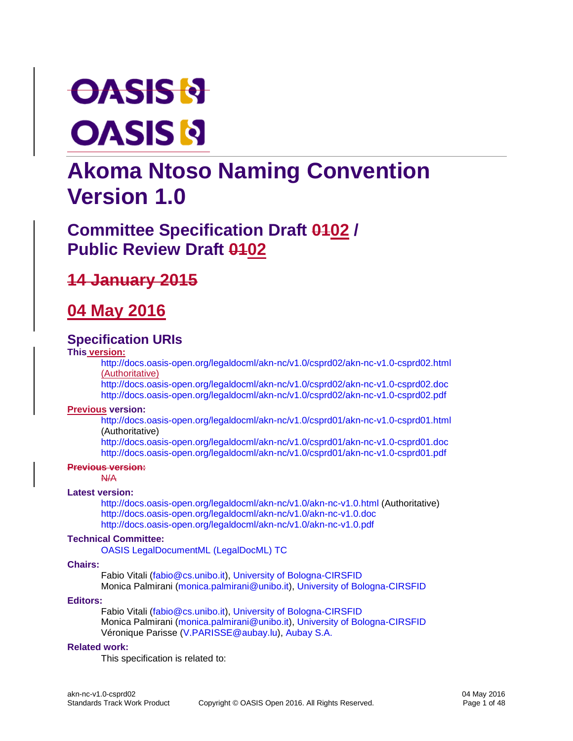# Akoma Ntoso Naming Convention Version 1.0

## Committee Specification Draft 0102 / Public Review Draft 0102

## 14 January 2015

## 04 May 2016

### Specification URIs

**This version:**

http://docs.oasis-open.org/legaldocml/akn-nc/v1.0/csprd02/akn-nc-v1.0-csprd02.html (Authoritative)
http://docs.oasis-open.org/legaldocml/akn-nc/v1.0/csprd02/akn-nc-v1.0-csprd02.doc
http://docs.oasis-open.org/legaldocml/akn-nc/v1.0/csprd02/akn-nc-v1.0-csprd02.pdf

**Previous version:**

http://docs.oasis-open.org/legaldocml/akn-nc/v1.0/csprd01/akn-nc-v1.0-csprd01.html (Authoritative)
http://docs.oasis-open.org/legaldocml/akn-nc/v1.0/csprd01/akn-nc-v1.0-csprd01.doc
http://docs.oasis-open.org/legaldocml/akn-nc/v1.0/csprd01/akn-nc-v1.0-csprd01.pdf

**Previous version:**

N/A

**Latest version:**

http://docs.oasis-open.org/legaldocml/akn-nc/v1.0/akn-nc-v1.0.html (Authoritative)
http://docs.oasis-open.org/legaldocml/akn-nc/v1.0/akn-nc-v1.0.doc
http://docs.oasis-open.org/legaldocml/akn-nc/v1.0/akn-nc-v1.0.pdf

**Technical Committee:**

OASIS LegalDocumentML (LegalDocML) TC

**Chairs:**

Fabio Vitali (fabio@cs.unibo.it), University of Bologna-CIRSFID
Monica Palmirani (monica.palmirani@unibo.it), University of Bologna-CIRSFID

**Editors:**

Fabio Vitali (fabio@cs.unibo.it), University of Bologna-CIRSFID
Monica Palmirani (monica.palmirani@unibo.it), University of Bologna-CIRSFID
Véronique Parisse (V.PARISSE@aubay.lu), Aubay S.A.

**Related work:**

This specification is related to: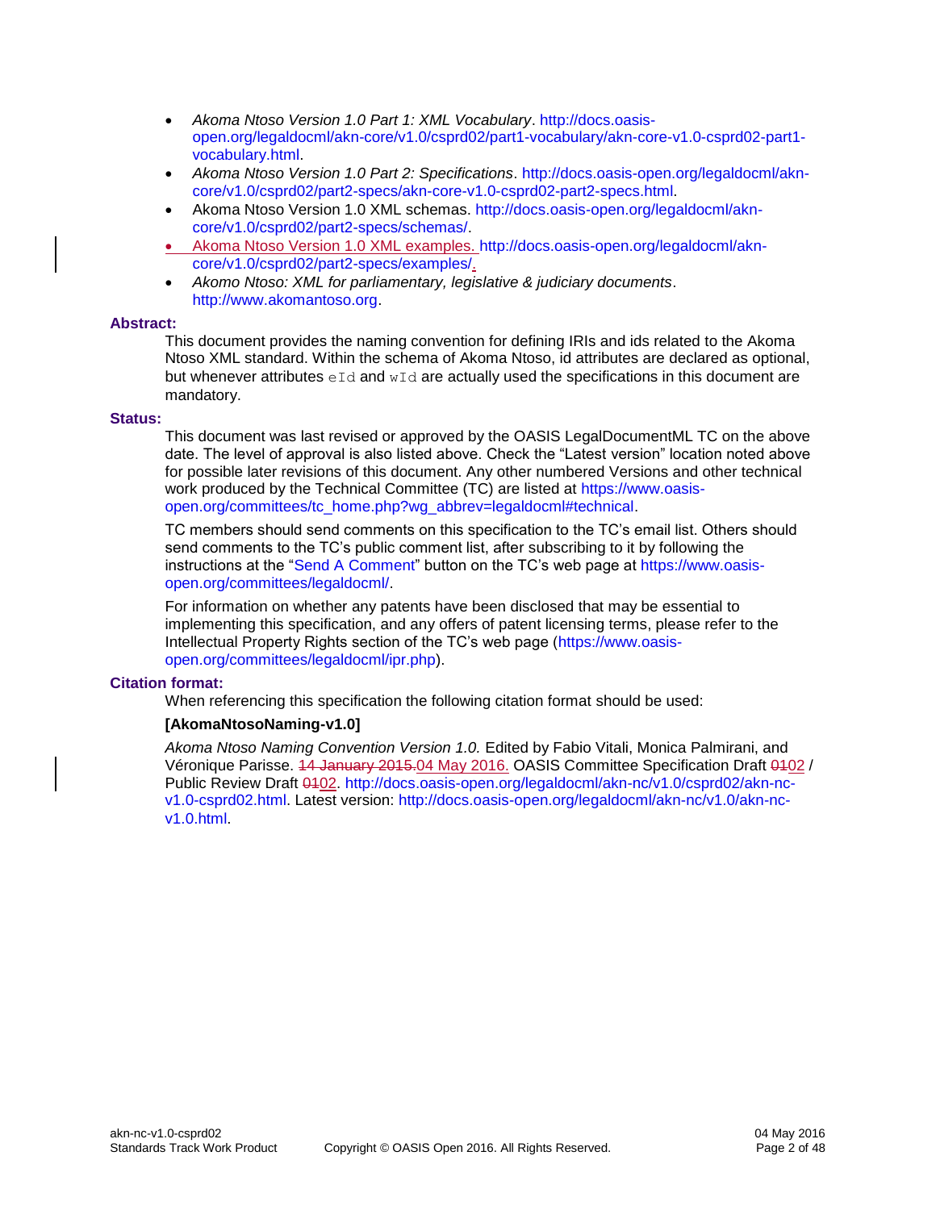- *Akoma Ntoso Version 1.0 Part 1: XML Vocabulary*. http://docs.oasis-open.org/legaldocml/akn-core/v1.0/csprd02/part1-vocabulary/akn-core-v1.0-csprd02-part1-vocabulary.html.
- *Akoma Ntoso Version 1.0 Part 2: Specifications*. http://docs.oasis-open.org/legaldocml/akn-core/v1.0/csprd02/part2-specs/akn-core-v1.0-csprd02-part2-specs.html.
- Akoma Ntoso Version 1.0 XML schemas. http://docs.oasis-open.org/legaldocml/akn-core/v1.0/csprd02/part2-specs/schemas/.
- Akoma Ntoso Version 1.0 XML examples. http://docs.oasis-open.org/legaldocml/akn-core/v1.0/csprd02/part2-specs/examples/.
- *Akomo Ntoso: XML for parliamentary, legislative & judiciary documents*. http://www.akomantoso.org.

**Abstract:**

This document provides the naming convention for defining IRIs and ids related to the Akoma Ntoso XML standard. Within the schema of Akoma Ntoso, id attributes are declared as optional, but whenever attributes `eId` and `wId` are actually used the specifications in this document are mandatory.

**Status:**

This document was last revised or approved by the OASIS LegalDocumentML TC on the above date. The level of approval is also listed above. Check the "Latest version" location noted above for possible later revisions of this document. Any other numbered Versions and other technical work produced by the Technical Committee (TC) are listed at https://www.oasis-open.org/committees/tc_home.php?wg_abbrev=legaldocml#technical.

TC members should send comments on this specification to the TC's email list. Others should send comments to the TC's public comment list, after subscribing to it by following the instructions at the "Send A Comment" button on the TC's web page at https://www.oasis-open.org/committees/legaldocml/.

For information on whether any patents have been disclosed that may be essential to implementing this specification, and any offers of patent licensing terms, please refer to the Intellectual Property Rights section of the TC's web page (https://www.oasis-open.org/committees/legaldocml/ipr.php).

**Citation format:**

When referencing this specification the following citation format should be used:

**[AkomaNtosoNaming-v1.0]**

*Akoma Ntoso Naming Convention Version 1.0.* Edited by Fabio Vitali, Monica Palmirani, and Véronique Parisse. ~~14 January 2015.~~04 May 2016. OASIS Committee Specification Draft ~~01~~02 / Public Review Draft ~~01~~02. http://docs.oasis-open.org/legaldocml/akn-nc/v1.0/csprd02/akn-nc-v1.0-csprd02.html. Latest version: http://docs.oasis-open.org/legaldocml/akn-nc/v1.0/akn-nc-v1.0.html.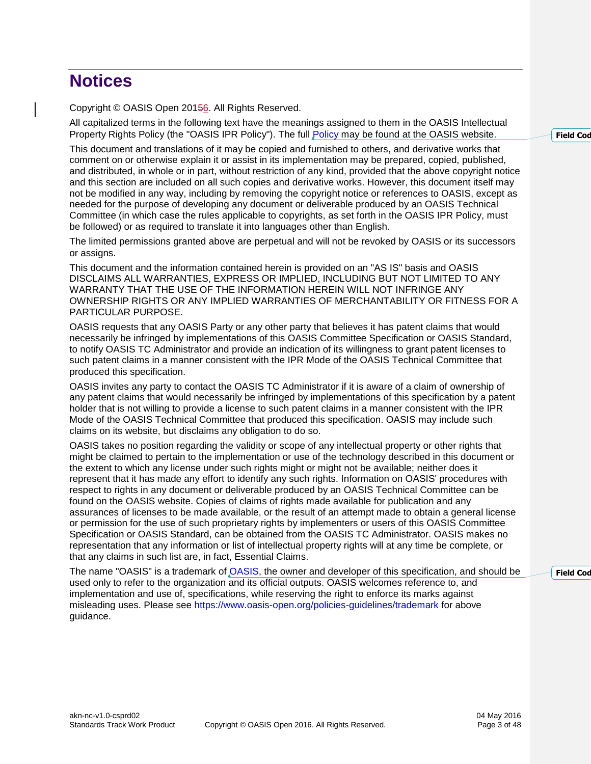# Notices

Copyright © OASIS Open 2016. All Rights Reserved.

All capitalized terms in the following text have the meanings assigned to them in the OASIS Intellectual Property Rights Policy (the "OASIS IPR Policy"). The full Policy may be found at the OASIS website.

This document and translations of it may be copied and furnished to others, and derivative works that comment on or otherwise explain it or assist in its implementation may be prepared, copied, published, and distributed, in whole or in part, without restriction of any kind, provided that the above copyright notice and this section are included on all such copies and derivative works. However, this document itself may not be modified in any way, including by removing the copyright notice or references to OASIS, except as needed for the purpose of developing any document or deliverable produced by an OASIS Technical Committee (in which case the rules applicable to copyrights, as set forth in the OASIS IPR Policy, must be followed) or as required to translate it into languages other than English.

The limited permissions granted above are perpetual and will not be revoked by OASIS or its successors or assigns.

This document and the information contained herein is provided on an "AS IS" basis and OASIS DISCLAIMS ALL WARRANTIES, EXPRESS OR IMPLIED, INCLUDING BUT NOT LIMITED TO ANY WARRANTY THAT THE USE OF THE INFORMATION HEREIN WILL NOT INFRINGE ANY OWNERSHIP RIGHTS OR ANY IMPLIED WARRANTIES OF MERCHANTABILITY OR FITNESS FOR A PARTICULAR PURPOSE.

OASIS requests that any OASIS Party or any other party that believes it has patent claims that would necessarily be infringed by implementations of this OASIS Committee Specification or OASIS Standard, to notify OASIS TC Administrator and provide an indication of its willingness to grant patent licenses to such patent claims in a manner consistent with the IPR Mode of the OASIS Technical Committee that produced this specification.

OASIS invites any party to contact the OASIS TC Administrator if it is aware of a claim of ownership of any patent claims that would necessarily be infringed by implementations of this specification by a patent holder that is not willing to provide a license to such patent claims in a manner consistent with the IPR Mode of the OASIS Technical Committee that produced this specification. OASIS may include such claims on its website, but disclaims any obligation to do so.

OASIS takes no position regarding the validity or scope of any intellectual property or other rights that might be claimed to pertain to the implementation or use of the technology described in this document or the extent to which any license under such rights might or might not be available; neither does it represent that it has made any effort to identify any such rights. Information on OASIS' procedures with respect to rights in any document or deliverable produced by an OASIS Technical Committee can be found on the OASIS website. Copies of claims of rights made available for publication and any assurances of licenses to be made available, or the result of an attempt made to obtain a general license or permission for the use of such proprietary rights by implementers or users of this OASIS Committee Specification or OASIS Standard, can be obtained from the OASIS TC Administrator. OASIS makes no representation that any information or list of intellectual property rights will at any time be complete, or that any claims in such list are, in fact, Essential Claims.

The name "OASIS" is a trademark of OASIS, the owner and developer of this specification, and should be used only to refer to the organization and its official outputs. OASIS welcomes reference to, and implementation and use of, specifications, while reserving the right to enforce its marks against misleading uses. Please see https://www.oasis-open.org/policies-guidelines/trademark for above guidance.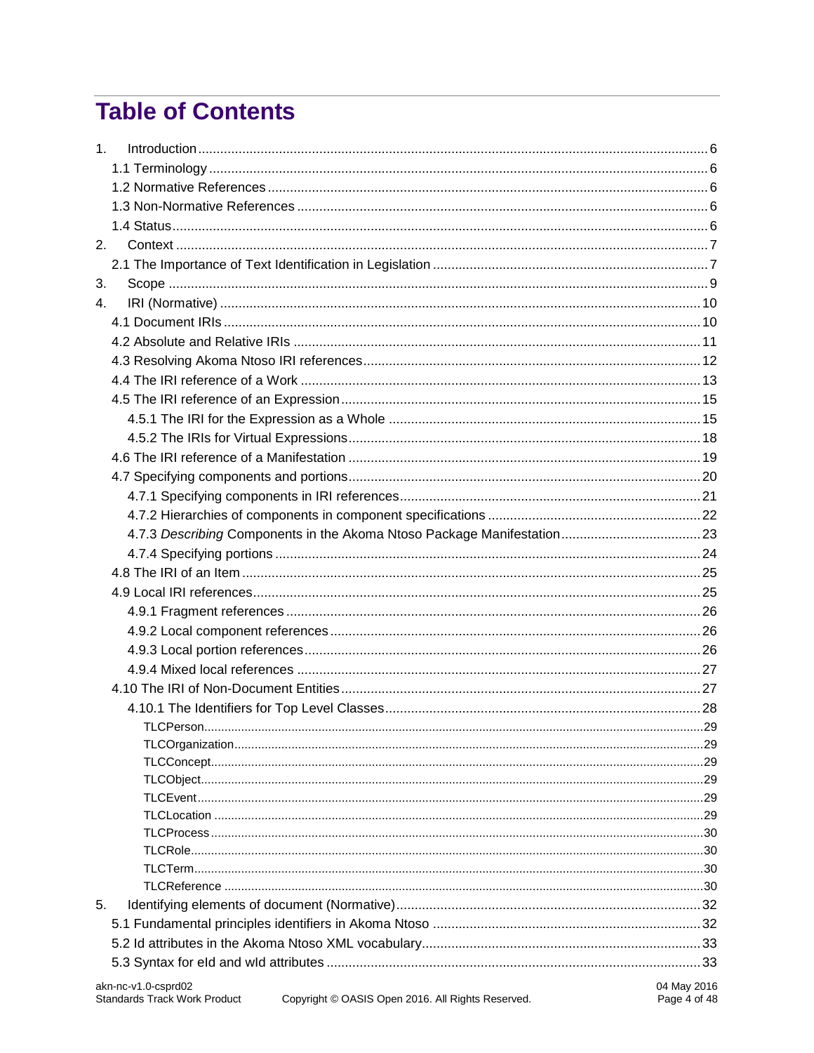# Table of Contents

1. Introduction ... 6
 - 1.1 Terminology ... 6
 - 1.2 Normative References ... 6
 - 1.3 Non-Normative References ... 6
 - 1.4 Status ... 6
2. Context ... 7
 - 2.1 The Importance of Text Identification in Legislation ... 7
3. Scope ... 9
4. IRI (Normative) ... 10
 - 4.1 Document IRIs ... 10
 - 4.2 Absolute and Relative IRIs ... 11
 - 4.3 Resolving Akoma Ntoso IRI references ... 12
 - 4.4 The IRI reference of a Work ... 13
 - 4.5 The IRI reference of an Expression ... 15
 - 4.5.1 The IRI for the Expression as a Whole ... 15
 - 4.5.2 The IRIs for Virtual Expressions ... 18
 - 4.6 The IRI reference of a Manifestation ... 19
 - 4.7 Specifying components and portions ... 20
 - 4.7.1 Specifying components in IRI references ... 21
 - 4.7.2 Hierarchies of components in component specifications ... 22
 - 4.7.3 *Describing* Components in the Akoma Ntoso Package Manifestation ... 23
 - 4.7.4 Specifying portions ... 24
 - 4.8 The IRI of an Item ... 25
 - 4.9 Local IRI references ... 25
 - 4.9.1 Fragment references ... 26
 - 4.9.2 Local component references ... 26
 - 4.9.3 Local portion references ... 26
 - 4.9.4 Mixed local references ... 27
 - 4.10 The IRI of Non-Document Entities ... 27
 - 4.10.1 The Identifiers for Top Level Classes ... 28
 - TLCPerson ... 29
 - TLCOrganization ... 29
 - TLCConcept ... 29
 - TLCObject ... 29
 - TLCEvent ... 29
 - TLCLocation ... 29
 - TLCProcess ... 30
 - TLCRole ... 30
 - TLCTerm ... 30
 - TLCReference ... 30
5. Identifying elements of document (Normative) ... 32
 - 5.1 Fundamental principles identifiers in Akoma Ntoso ... 32
 - 5.2 Id attributes in the Akoma Ntoso XML vocabulary ... 33
 - 5.3 Syntax for eId and wId attributes ... 33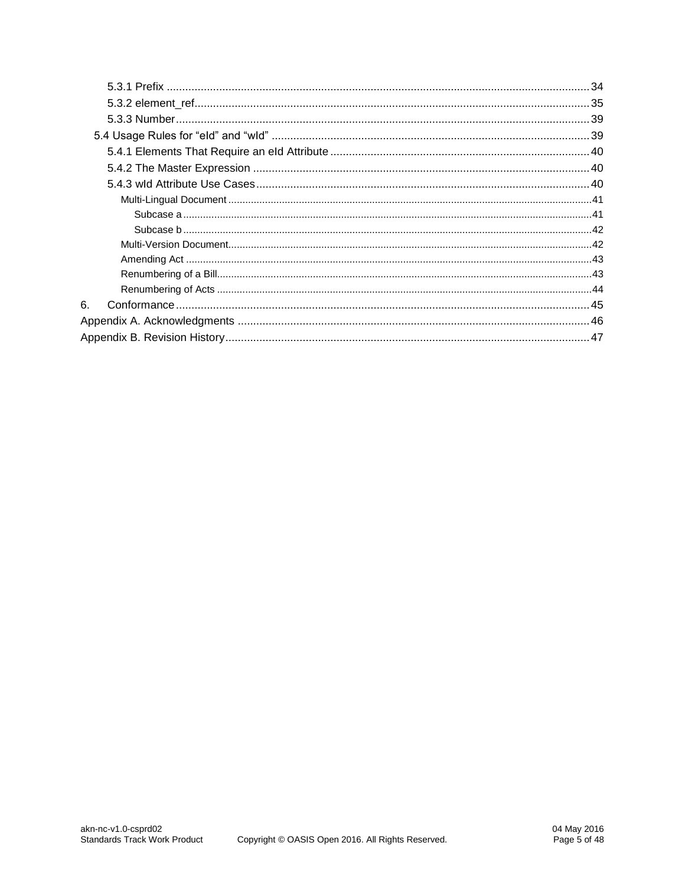- 5.3.1 Prefix ........................................................................................................................ 34
- 5.3.2 element_ref............................................................................................................... 35
- 5.3.3 Number..................................................................................................................... 39
- 5.4 Usage Rules for “eId” and “wId” ...................................................................................... 39
- 5.4.1 Elements That Require an eId Attribute ................................................................... 40
- 5.4.2 The Master Expression ............................................................................................ 40
- 5.4.3 wId Attribute Use Cases ........................................................................................... 40
- Multi-Lingual Document ................................................................................................ 41
- Subcase a ............................................................................................................... 41
- Subcase b ............................................................................................................... 42
- Multi-Version Document................................................................................................ 42
- Amending Act ............................................................................................................... 43
- Renumbering of a Bill.................................................................................................... 43
- Renumbering of Acts .................................................................................................... 44
- 6. Conformance .................................................................................................................... 45
- Appendix A. Acknowledgments ................................................................................................ 46
- Appendix B. Revision History.................................................................................................... 47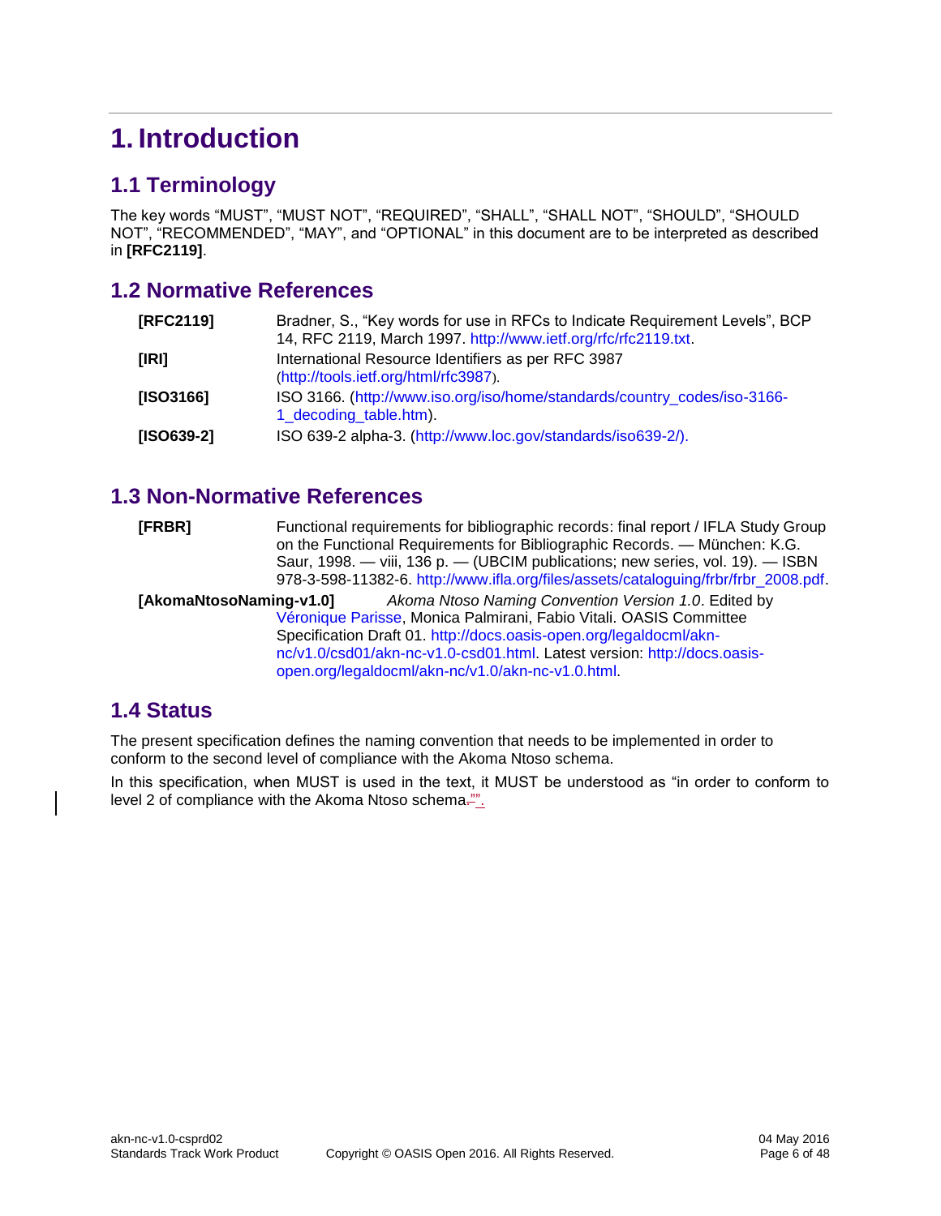# 1. Introduction

## 1.1 Terminology

The key words “MUST”, “MUST NOT”, “REQUIRED”, “SHALL”, “SHALL NOT”, “SHOULD”, “SHOULD NOT”, “RECOMMENDED”, “MAY”, and “OPTIONAL” in this document are to be interpreted as described in **[RFC2119]**.

## 1.2 Normative References

**[RFC2119]** Bradner, S., “Key words for use in RFCs to Indicate Requirement Levels”, BCP 14, RFC 2119, March 1997. http://www.ietf.org/rfc/rfc2119.txt.

**[IRI]** International Resource Identifiers as per RFC 3987 (http://tools.ietf.org/html/rfc3987).

**[ISO3166]** ISO 3166. (http://www.iso.org/iso/home/standards/country_codes/iso-3166-1_decoding_table.htm).

**[ISO639-2]** ISO 639-2 alpha-3. (http://www.loc.gov/standards/iso639-2/).

## 1.3 Non-Normative References

**[FRBR]** Functional requirements for bibliographic records: final report / IFLA Study Group on the Functional Requirements for Bibliographic Records. — München: K.G. Saur, 1998. — viii, 136 p. — (UBCIM publications; new series, vol. 19). — ISBN 978-3-598-11382-6. http://www.ifla.org/files/assets/cataloguing/frbr/frbr_2008.pdf.

**[AkomaNtosoNaming-v1.0]** *Akoma Ntoso Naming Convention Version 1.0*. Edited by Véronique Parisse, Monica Palmirani, Fabio Vitali. OASIS Committee Specification Draft 01. http://docs.oasis-open.org/legaldocml/akn-nc/v1.0/csd01/akn-nc-v1.0-csd01.html. Latest version: http://docs.oasis-open.org/legaldocml/akn-nc/v1.0/akn-nc-v1.0.html.

## 1.4 Status

The present specification defines the naming convention that needs to be implemented in order to conform to the second level of compliance with the Akoma Ntoso schema.

In this specification, when MUST is used in the text, it MUST be understood as “in order to conform to level 2 of compliance with the Akoma Ntoso schema.”.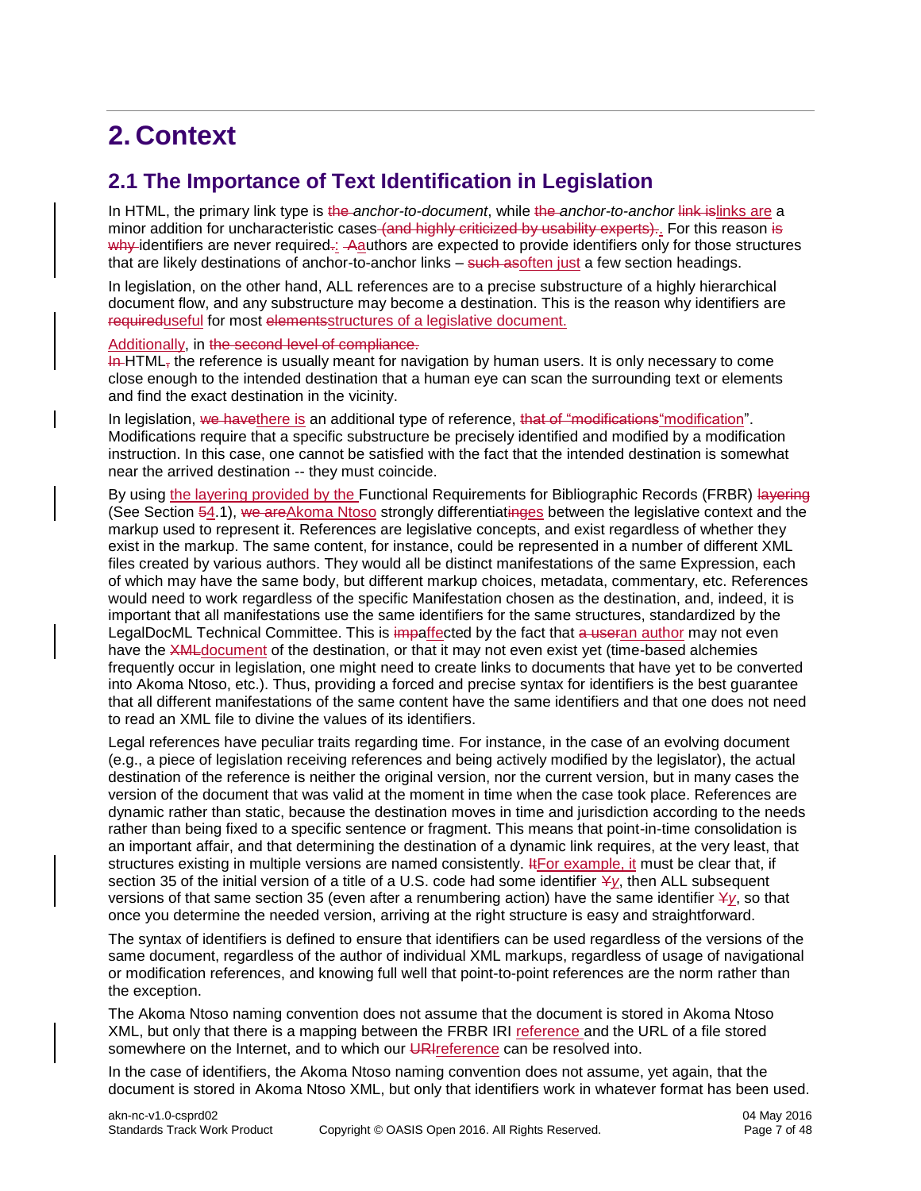# 2. Context

## 2.1 The Importance of Text Identification in Legislation

In HTML, the primary link type is ~~the~~ *anchor-to-document*, while ~~the~~ *anchor-to-anchor* ~~link is~~links are a minor addition for uncharacteristic cases ~~(and highly criticized by usability experts).~~. For this reason ~~is why~~ identifiers are never required~~.~~: ~~A~~authors are expected to provide identifiers only for those structures that are likely destinations of anchor-to-anchor links – ~~such as~~often just a few section headings.

In legislation, on the other hand, ALL references are to a precise substructure of a highly hierarchical document flow, and any substructure may become a destination. This is the reason why identifiers are ~~required~~useful for most ~~elements~~structures of a legislative document.

Additionally, in ~~the second level of compliance.~~
~~In~~ HTML~~,~~ the reference is usually meant for navigation by human users. It is only necessary to come close enough to the intended destination that a human eye can scan the surrounding text or elements and find the exact destination in the vicinity.

In legislation, ~~we have~~there is an additional type of reference, ~~that of "modifications~~"modification". Modifications require that a specific substructure be precisely identified and modified by a modification instruction. In this case, one cannot be satisfied with the fact that the intended destination is somewhat near the arrived destination -- they must coincide.

By using the layering provided by the Functional Requirements for Bibliographic Records (FRBR) ~~layering~~ (See Section ~~5~~4.1), ~~we are~~Akoma Ntoso strongly differentiat~~ing~~es between the legislative context and the markup used to represent it. References are legislative concepts, and exist regardless of whether they exist in the markup. The same content, for instance, could be represented in a number of different XML files created by various authors. They would all be distinct manifestations of the same Expression, each of which may have the same body, but different markup choices, metadata, commentary, etc. References would need to work regardless of the specific Manifestation chosen as the destination, and, indeed, it is important that all manifestations use the same identifiers for the same structures, standardized by the LegalDocML Technical Committee. This is ~~imp~~affected by the fact that ~~a user~~an author may not even have the ~~XML~~document of the destination, or that it may not even exist yet (time-based alchemies frequently occur in legislation, one might need to create links to documents that have yet to be converted into Akoma Ntoso, etc.). Thus, providing a forced and precise syntax for identifiers is the best guarantee that all different manifestations of the same content have the same identifiers and that one does not need to read an XML file to divine the values of its identifiers.

Legal references have peculiar traits regarding time. For instance, in the case of an evolving document (e.g., a piece of legislation receiving references and being actively modified by the legislator), the actual destination of the reference is neither the original version, nor the current version, but in many cases the version of the document that was valid at the moment in time when the case took place. References are dynamic rather than static, because the destination moves in time and jurisdiction according to the needs rather than being fixed to a specific sentence or fragment. This means that point-in-time consolidation is an important affair, and that determining the destination of a dynamic link requires, at the very least, that structures existing in multiple versions are named consistently. ~~It~~For example, it must be clear that, if section 35 of the initial version of a title of a U.S. code had some identifier ~~Y~~*y*, then ALL subsequent versions of that same section 35 (even after a renumbering action) have the same identifier ~~Y~~*y*, so that once you determine the needed version, arriving at the right structure is easy and straightforward.

The syntax of identifiers is defined to ensure that identifiers can be used regardless of the versions of the same document, regardless of the author of individual XML markups, regardless of usage of navigational or modification references, and knowing full well that point-to-point references are the norm rather than the exception.

The Akoma Ntoso naming convention does not assume that the document is stored in Akoma Ntoso XML, but only that there is a mapping between the FRBR IRI reference and the URL of a file stored somewhere on the Internet, and to which our ~~URI~~reference can be resolved into.

In the case of identifiers, the Akoma Ntoso naming convention does not assume, yet again, that the document is stored in Akoma Ntoso XML, but only that identifiers work in whatever format has been used.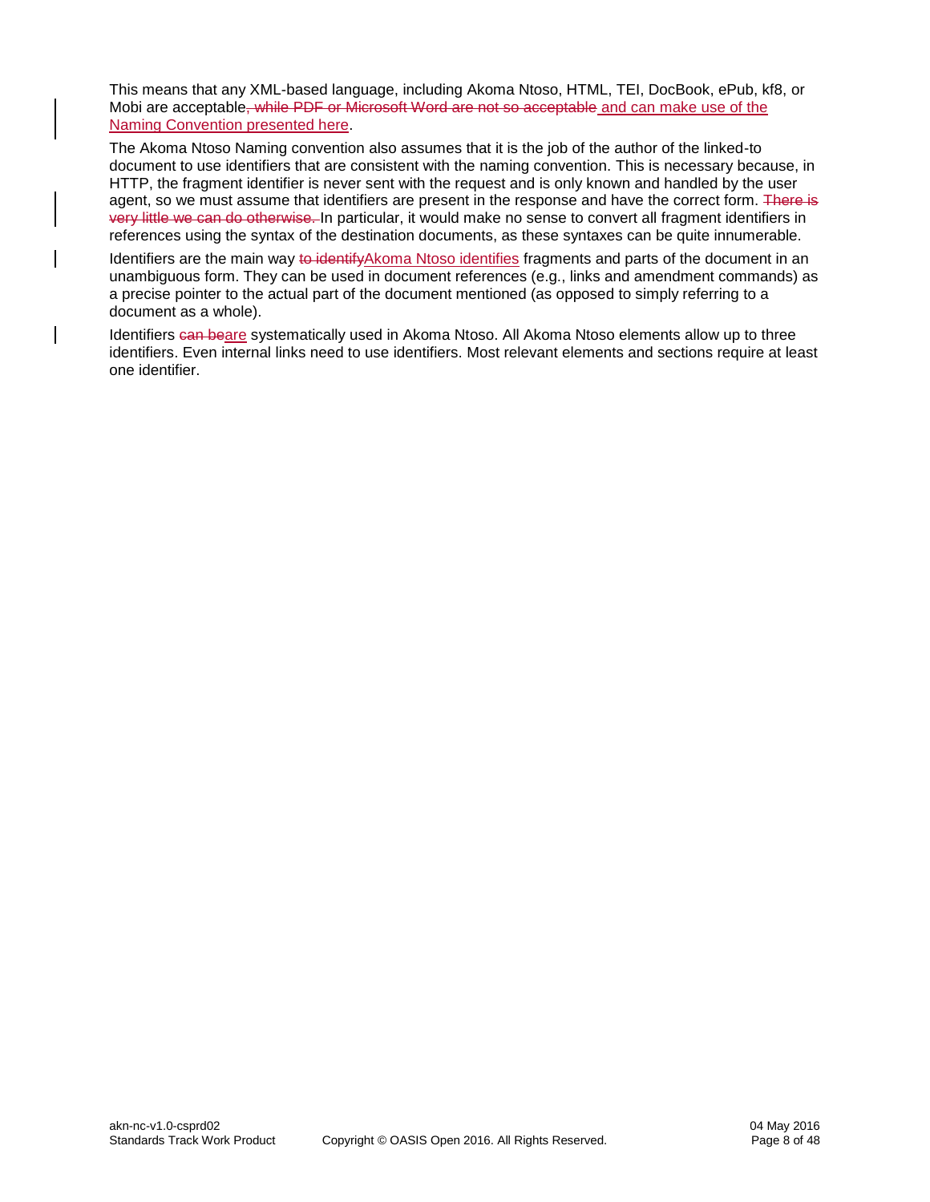This means that any XML-based language, including Akoma Ntoso, HTML, TEI, DocBook, ePub, kf8, or Mobi are acceptable~~, while PDF or Microsoft Word are not so acceptable~~ and can make use of the Naming Convention presented here.

The Akoma Ntoso Naming convention also assumes that it is the job of the author of the linked-to document to use identifiers that are consistent with the naming convention. This is necessary because, in HTTP, the fragment identifier is never sent with the request and is only known and handled by the user agent, so we must assume that identifiers are present in the response and have the correct form. ~~There is very little we can do otherwise.~~ In particular, it would make no sense to convert all fragment identifiers in references using the syntax of the destination documents, as these syntaxes can be quite innumerable.

Identifiers are the main way ~~to identify~~Akoma Ntoso identifies fragments and parts of the document in an unambiguous form. They can be used in document references (e.g., links and amendment commands) as a precise pointer to the actual part of the document mentioned (as opposed to simply referring to a document as a whole).

Identifiers ~~can be~~are systematically used in Akoma Ntoso. All Akoma Ntoso elements allow up to three identifiers. Even internal links need to use identifiers. Most relevant elements and sections require at least one identifier.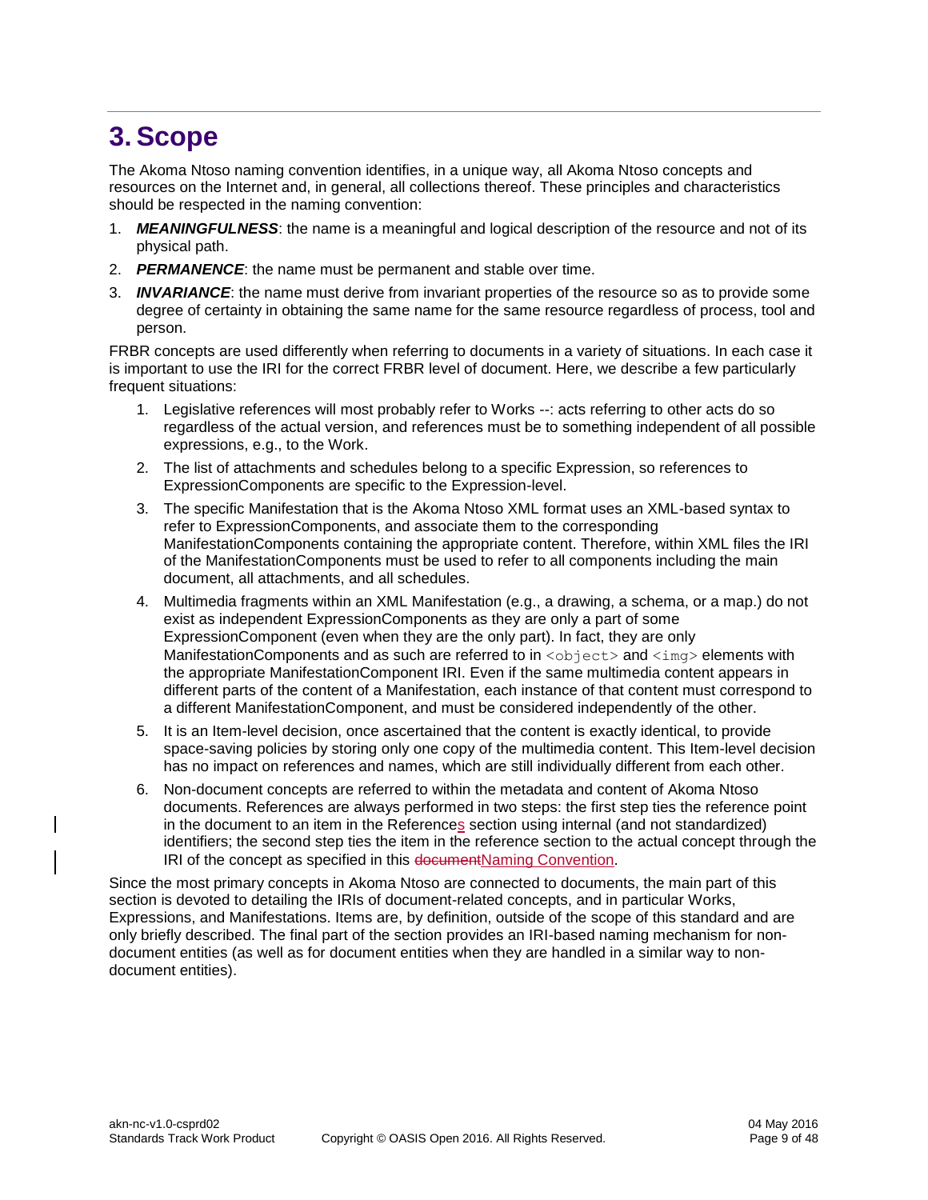# 3. Scope

The Akoma Ntoso naming convention identifies, in a unique way, all Akoma Ntoso concepts and resources on the Internet and, in general, all collections thereof. These principles and characteristics should be respected in the naming convention:

1. ***MEANINGFULNESS***: the name is a meaningful and logical description of the resource and not of its physical path.
2. ***PERMANENCE***: the name must be permanent and stable over time.
3. ***INVARIANCE***: the name must derive from invariant properties of the resource so as to provide some degree of certainty in obtaining the same name for the same resource regardless of process, tool and person.

FRBR concepts are used differently when referring to documents in a variety of situations. In each case it is important to use the IRI for the correct FRBR level of document. Here, we describe a few particularly frequent situations:

1. Legislative references will most probably refer to Works --: acts referring to other acts do so regardless of the actual version, and references must be to something independent of all possible expressions, e.g., to the Work.
2. The list of attachments and schedules belong to a specific Expression, so references to ExpressionComponents are specific to the Expression-level.
3. The specific Manifestation that is the Akoma Ntoso XML format uses an XML-based syntax to refer to ExpressionComponents, and associate them to the corresponding ManifestationComponents containing the appropriate content. Therefore, within XML files the IRI of the ManifestationComponents must be used to refer to all components including the main document, all attachments, and all schedules.
4. Multimedia fragments within an XML Manifestation (e.g., a drawing, a schema, or a map.) do not exist as independent ExpressionComponents as they are only a part of some ExpressionComponent (even when they are the only part). In fact, they are only ManifestationComponents and as such are referred to in `<object>` and `<img>` elements with the appropriate ManifestationComponent IRI. Even if the same multimedia content appears in different parts of the content of a Manifestation, each instance of that content must correspond to a different ManifestationComponent, and must be considered independently of the other.
5. It is an Item-level decision, once ascertained that the content is exactly identical, to provide space-saving policies by storing only one copy of the multimedia content. This Item-level decision has no impact on references and names, which are still individually different from each other.
6. Non-document concepts are referred to within the metadata and content of Akoma Ntoso documents. References are always performed in two steps: the first step ties the reference point in the document to an item in the References section using internal (and not standardized) identifiers; the second step ties the item in the reference section to the actual concept through the IRI of the concept as specified in this ~~document~~Naming Convention.

Since the most primary concepts in Akoma Ntoso are connected to documents, the main part of this section is devoted to detailing the IRIs of document-related concepts, and in particular Works, Expressions, and Manifestations. Items are, by definition, outside of the scope of this standard and are only briefly described. The final part of the section provides an IRI-based naming mechanism for non-document entities (as well as for document entities when they are handled in a similar way to non-document entities).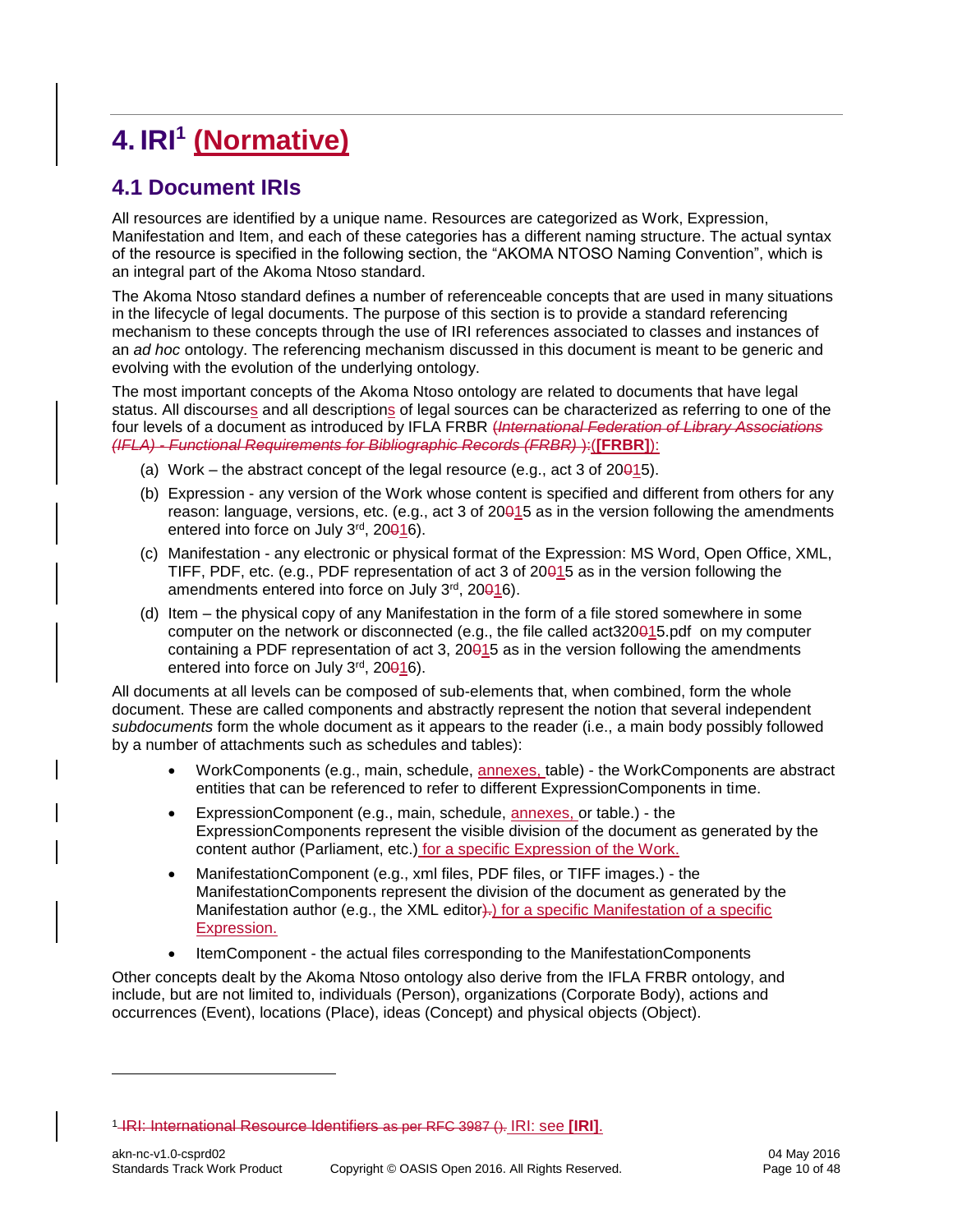# 4. IRI[1] (Normative)

## 4.1 Document IRIs

All resources are identified by a unique name. Resources are categorized as Work, Expression, Manifestation and Item, and each of these categories has a different naming structure. The actual syntax of the resource is specified in the following section, the "AKOMA NTOSO Naming Convention", which is an integral part of the Akoma Ntoso standard.

The Akoma Ntoso standard defines a number of referenceable concepts that are used in many situations in the lifecycle of legal documents. The purpose of this section is to provide a standard referencing mechanism to these concepts through the use of IRI references associated to classes and instances of an *ad hoc* ontology. The referencing mechanism discussed in this document is meant to be generic and evolving with the evolution of the underlying ontology.

The most important concepts of the Akoma Ntoso ontology are related to documents that have legal status. All discourses and all descriptions of legal sources can be characterized as referring to one of the four levels of a document as introduced by IFLA FRBR ~~(*International Federation of Library Associations (IFLA) - Functional Requirements for Bibliographic Records (FRBR)* ):~~(**[FRBR]**):

(a) Work – the abstract concept of the legal resource (e.g., act 3 of 20~~0~~15).

(b) Expression - any version of the Work whose content is specified and different from others for any reason: language, versions, etc. (e.g., act 3 of 20~~0~~15 as in the version following the amendments entered into force on July 3rd, 20~~0~~16).

(c) Manifestation - any electronic or physical format of the Expression: MS Word, Open Office, XML, TIFF, PDF, etc. (e.g., PDF representation of act 3 of 20~~0~~15 as in the version following the amendments entered into force on July 3rd, 20~~0~~16).

(d) Item – the physical copy of any Manifestation in the form of a file stored somewhere in some computer on the network or disconnected (e.g., the file called act320~~0~~15.pdf on my computer containing a PDF representation of act 3, 20~~0~~15 as in the version following the amendments entered into force on July 3rd, 20~~0~~16).

All documents at all levels can be composed of sub-elements that, when combined, form the whole document. These are called components and abstractly represent the notion that several independent *subdocuments* form the whole document as it appears to the reader (i.e., a main body possibly followed by a number of attachments such as schedules and tables):

- WorkComponents (e.g., main, schedule, annexes, table) - the WorkComponents are abstract entities that can be referenced to refer to different ExpressionComponents in time.
- ExpressionComponent (e.g., main, schedule, annexes, or table.) - the ExpressionComponents represent the visible division of the document as generated by the content author (Parliament, etc.) for a specific Expression of the Work.
- ManifestationComponent (e.g., xml files, PDF files, or TIFF images.) - the ManifestationComponents represent the division of the document as generated by the Manifestation author (e.g., the XML editor~~).~~) for a specific Manifestation of a specific Expression.
- ItemComponent - the actual files corresponding to the ManifestationComponents

Other concepts dealt by the Akoma Ntoso ontology also derive from the IFLA FRBR ontology, and include, but are not limited to, individuals (Person), organizations (Corporate Body), actions and occurrences (Event), locations (Place), ideas (Concept) and physical objects (Object).

---

[1] ~~IRI: International Resource Identifiers as per RFC 3987 ().~~ IRI: see **[IRI]**.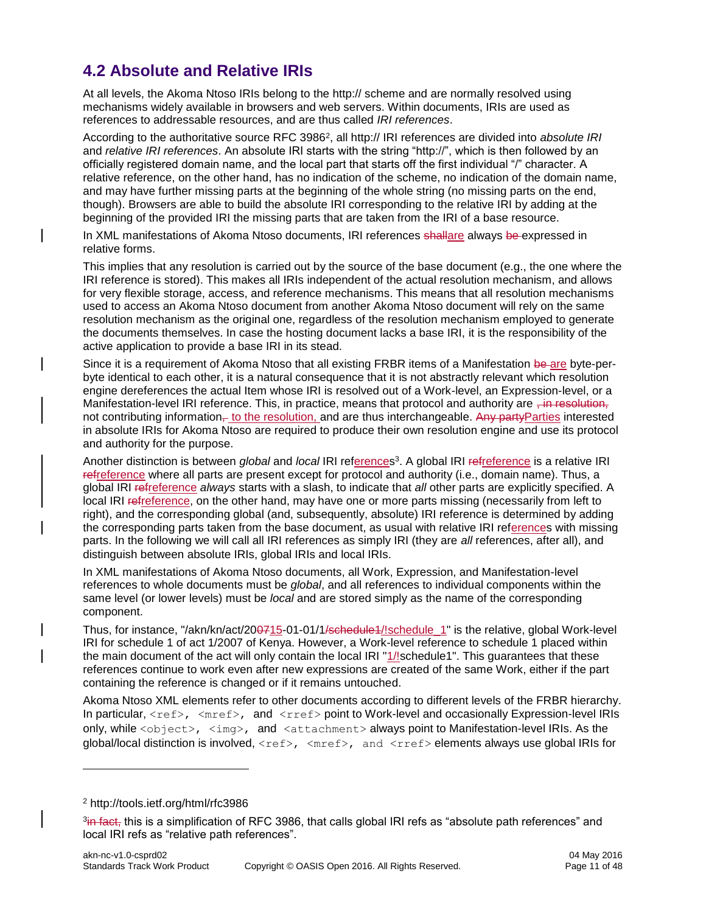## 4.2 Absolute and Relative IRIs

At all levels, the Akoma Ntoso IRIs belong to the http:// scheme and are normally resolved using mechanisms widely available in browsers and web servers. Within documents, IRIs are used as references to addressable resources, and are thus called *IRI references*.

According to the authoritative source RFC 3986[2], all http:// IRI references are divided into *absolute IRI* and *relative IRI references*. An absolute IRI starts with the string "http://", which is then followed by an officially registered domain name, and the local part that starts off the first individual "/" character. A relative reference, on the other hand, has no indication of the scheme, no indication of the domain name, and may have further missing parts at the beginning of the whole string (no missing parts on the end, though). Browsers are able to build the absolute IRI corresponding to the relative IRI by adding at the beginning of the provided IRI the missing parts that are taken from the IRI of a base resource.

In XML manifestations of Akoma Ntoso documents, IRI references ~~shall~~are always ~~be~~ expressed in relative forms.

This implies that any resolution is carried out by the source of the base document (e.g., the one where the IRI reference is stored). This makes all IRIs independent of the actual resolution mechanism, and allows for very flexible storage, access, and reference mechanisms. This means that all resolution mechanisms used to access an Akoma Ntoso document from another Akoma Ntoso document will rely on the same resolution mechanism as the original one, regardless of the resolution mechanism employed to generate the documents themselves. In case the hosting document lacks a base IRI, it is the responsibility of the active application to provide a base IRI in its stead.

Since it is a requirement of Akoma Ntoso that all existing FRBR items of a Manifestation ~~be~~ are byte-per-byte identical to each other, it is a natural consequence that it is not abstractly relevant which resolution engine dereferences the actual Item whose IRI is resolved out of a Work-level, an Expression-level, or a Manifestation-level IRI reference. This, in practice, means that protocol and authority are ~~, in resolution,~~ not contributing information~~,~~ to the resolution, and are thus interchangeable. ~~Any party~~Parties interested in absolute IRIs for Akoma Ntoso are required to produce their own resolution engine and use its protocol and authority for the purpose.

Another distinction is between *global* and *local* IRI references[3]. A global IRI ~~ref~~reference is a relative IRI ~~ref~~reference where all parts are present except for protocol and authority (i.e., domain name). Thus, a global IRI ~~ref~~reference *always* starts with a slash, to indicate that *all* other parts are explicitly specified. A local IRI ~~ref~~reference, on the other hand, may have one or more parts missing (necessarily from left to right), and the corresponding global (and, subsequently, absolute) IRI reference is determined by adding the corresponding parts taken from the base document, as usual with relative IRI references with missing parts. In the following we will call all IRI references as simply IRI (they are *all* references, after all), and distinguish between absolute IRIs, global IRIs and local IRIs.

In XML manifestations of Akoma Ntoso documents, all Work, Expression, and Manifestation-level references to whole documents must be *global*, and all references to individual components within the same level (or lower levels) must be *local* and are stored simply as the name of the corresponding component.

Thus, for instance, "/akn/kn/act/20~~07~~15-01-01/1~~/schedule1~~/!schedule_1" is the relative, global Work-level IRI for schedule 1 of act 1/2007 of Kenya. However, a Work-level reference to schedule 1 placed within the main document of the act will only contain the local IRI "1/!schedule1". This guarantees that these references continue to work even after new expressions are created of the same Work, either if the part containing the reference is changed or if it remains untouched.

Akoma Ntoso XML elements refer to other documents according to different levels of the FRBR hierarchy. In particular, `<ref>`, `<mref>`, and `<rref>` point to Work-level and occasionally Expression-level IRIs only, while `<object>`, `<img>`, and `<attachment>` always point to Manifestation-level IRIs. As the global/local distinction is involved, `<ref>`, `<mref>`, and `<rref>` elements always use global IRIs for

---

[2] http://tools.ietf.org/html/rfc3986

[3] ~~in fact,~~ this is a simplification of RFC 3986, that calls global IRI refs as "absolute path references" and local IRI refs as "relative path references".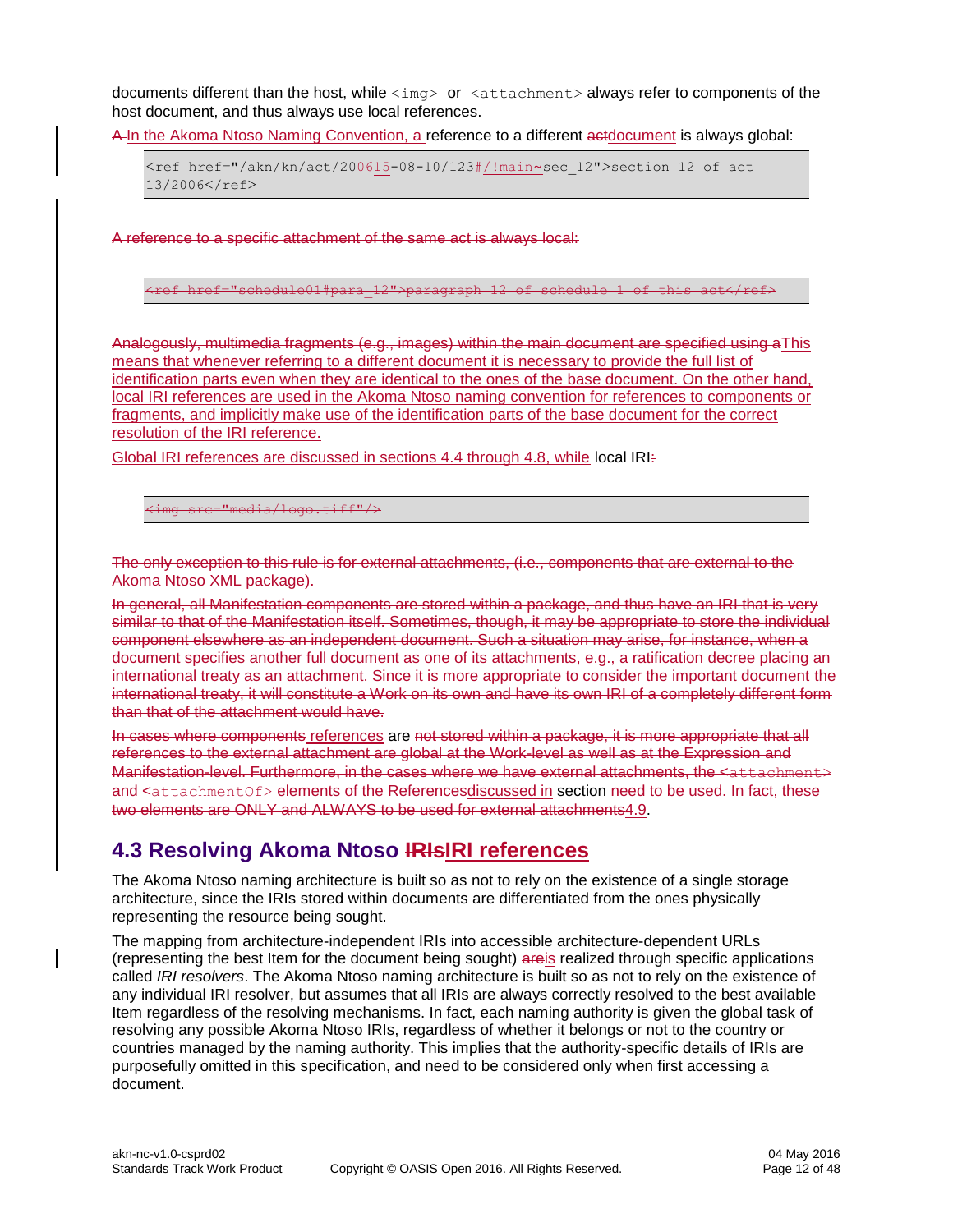documents different than the host, while `<img>` or `<attachment>` always refer to components of the host document, and thus always use local references.

~~A~~ In the Akoma Ntoso Naming Convention, a reference to a different ~~act~~document is always global:

`<ref href="/akn/kn/act/20`~~`06`~~`15-08-10/123`~~`#`~~`/!main~sec_12">section 12 of act 13/2006</ref>`

~~A reference to a specific attachment of the same act is always local:~~

~~`<ref href="schedule01#para_12">paragraph 12 of schedule 1 of this act</ref>`~~

~~Analogously, multimedia fragments (e.g., images) within the main document are specified using a~~This means that whenever referring to a different document it is necessary to provide the full list of identification parts even when they are identical to the ones of the base document. On the other hand, local IRI references are used in the Akoma Ntoso naming convention for references to components or fragments, and implicitly make use of the identification parts of the base document for the correct resolution of the IRI reference.

Global IRI references are discussed in sections 4.4 through 4.8, while local IRI~~:~~

~~`<img src="media/logo.tiff"/>`~~

~~The only exception to this rule is for external attachments, (i.e., components that are external to the Akoma Ntoso XML package).~~

~~In general, all Manifestation components are stored within a package, and thus have an IRI that is very similar to that of the Manifestation itself. Sometimes, though, it may be appropriate to store the individual component elsewhere as an independent document. Such a situation may arise, for instance, when a document specifies another full document as one of its attachments, e.g., a ratification decree placing an international treaty as an attachment. Since it is more appropriate to consider the important document the international treaty, it will constitute a Work on its own and have its own IRI of a completely different form than that of the attachment would have.~~

~~In cases where components~~ references are ~~not stored within a package, it is more appropriate that all references to the external attachment are global at the Work-level as well as at the Expression and Manifestation-level. Furthermore, in the cases where we have external attachments, the `<attachment>` and `<attachmentOf>` elements of the References~~discussed in section ~~need to be used. In fact, these two elements are ONLY and ALWAYS to be used for external attachments~~4.9.

## 4.3 Resolving Akoma Ntoso ~~IRIs~~IRI references

The Akoma Ntoso naming architecture is built so as not to rely on the existence of a single storage architecture, since the IRIs stored within documents are differentiated from the ones physically representing the resource being sought.

The mapping from architecture-independent IRIs into accessible architecture-dependent URLs (representing the best Item for the document being sought) ~~are~~is realized through specific applications called *IRI resolvers*. The Akoma Ntoso naming architecture is built so as not to rely on the existence of any individual IRI resolver, but assumes that all IRIs are always correctly resolved to the best available Item regardless of the resolving mechanisms. In fact, each naming authority is given the global task of resolving any possible Akoma Ntoso IRIs, regardless of whether it belongs or not to the country or countries managed by the naming authority. This implies that the authority-specific details of IRIs are purposefully omitted in this specification, and need to be considered only when first accessing a document.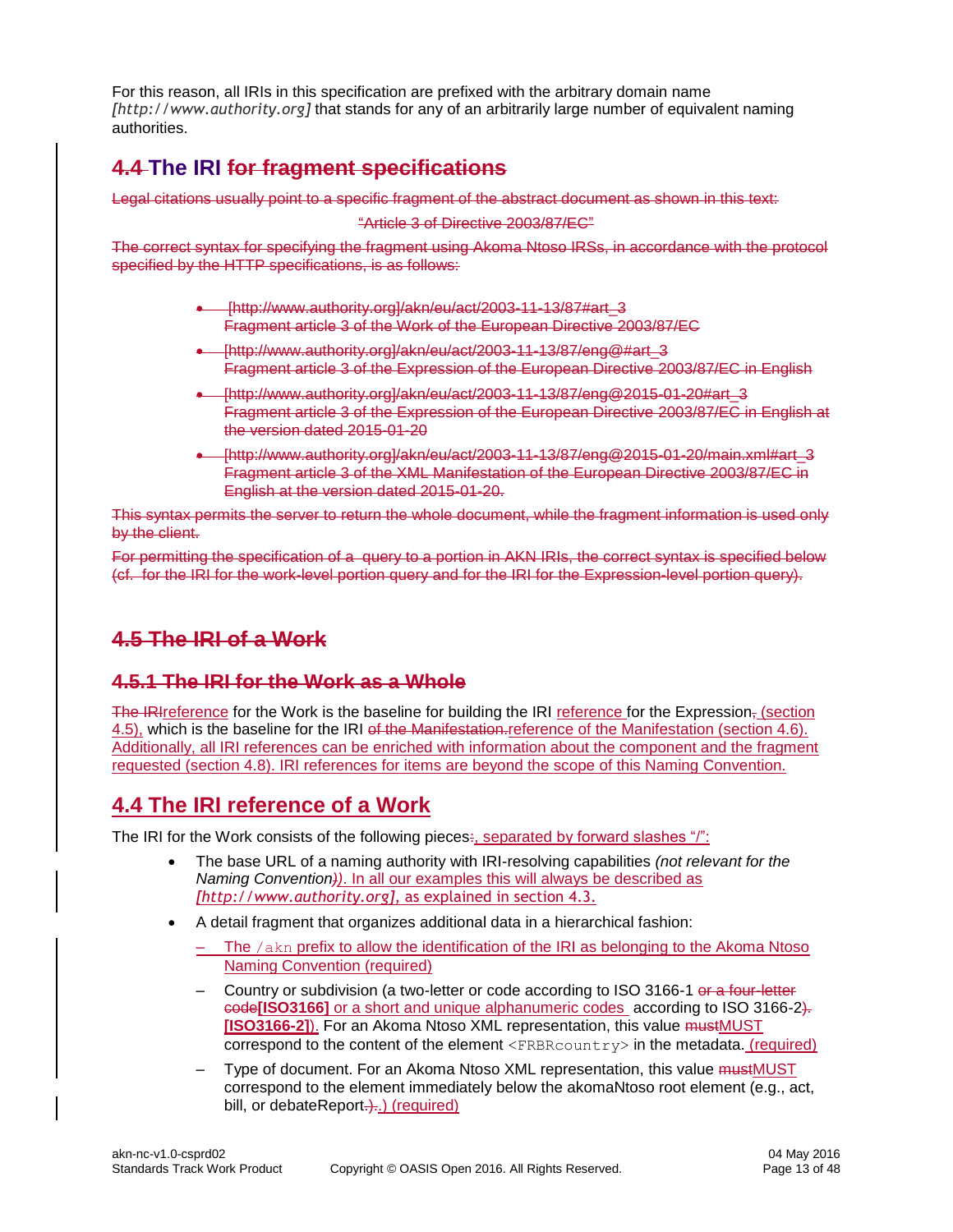For this reason, all IRIs in this specification are prefixed with the arbitrary domain name *[http://www.authority.org]* that stands for any of an arbitrarily large number of equivalent naming authorities.

## 4.4 The IRI for fragment specifications

Legal citations usually point to a specific fragment of the abstract document as shown in this text:

"Article 3 of Directive 2003/87/EC"

The correct syntax for specifying the fragment using Akoma Ntoso IRSs, in accordance with the protocol specified by the HTTP specifications, is as follows:

- [http://www.authority.org]/akn/eu/act/2003-11-13/87#art_3
  Fragment article 3 of the Work of the European Directive 2003/87/EC
- [http://www.authority.org]/akn/eu/act/2003-11-13/87/eng@#art_3
  Fragment article 3 of the Expression of the European Directive 2003/87/EC in English
- [http://www.authority.org]/akn/eu/act/2003-11-13/87/eng@2015-01-20#art_3
  Fragment article 3 of the Expression of the European Directive 2003/87/EC in English at the version dated 2015-01-20
- [http://www.authority.org]/akn/eu/act/2003-11-13/87/eng@2015-01-20/main.xml#art_3
  Fragment article 3 of the XML Manifestation of the European Directive 2003/87/EC in English at the version dated 2015-01-20.

This syntax permits the server to return the whole document, while the fragment information is used only by the client.

For permitting the specification of a query to a portion in AKN IRIs, the correct syntax is specified below (cf. for the IRI for the work-level portion query and for the IRI for the Expression-level portion query).

## 4.5 The IRI of a Work

### 4.5.1 The IRI for the Work as a Whole

The IRIreference for the Work is the baseline for building the IRI reference for the Expression, (section 4.5), which is the baseline for the IRI of the Manifestation.reference of the Manifestation (section 4.6). Additionally, all IRI references can be enriched with information about the component and the fragment requested (section 4.8). IRI references for items are beyond the scope of this Naming Convention.

## 4.4 The IRI reference of a Work

The IRI for the Work consists of the following pieces:, separated by forward slashes "/":

- The base URL of a naming authority with IRI-resolving capabilities *(not relevant for the Naming Convention)*). In all our examples this will always be described as *[http://www.authority.org]*, as explained in section 4.3.
- A detail fragment that organizes additional data in a hierarchical fashion:
  - The `/akn` prefix to allow the identification of the IRI as belonging to the Akoma Ntoso Naming Convention (required)
  - Country or subdivision (a two-letter or code according to ISO 3166-1 or a four-letter code**[ISO3166]** or a short and unique alphanumeric codes according to ISO 3166-2). **[ISO3166-2]**). For an Akoma Ntoso XML representation, this value mustMUST correspond to the content of the element `<FRBRcountry>` in the metadata. (required)
  - Type of document. For an Akoma Ntoso XML representation, this value mustMUST correspond to the element immediately below the akomaNtoso root element (e.g., act, bill, or debateReport.).) (required)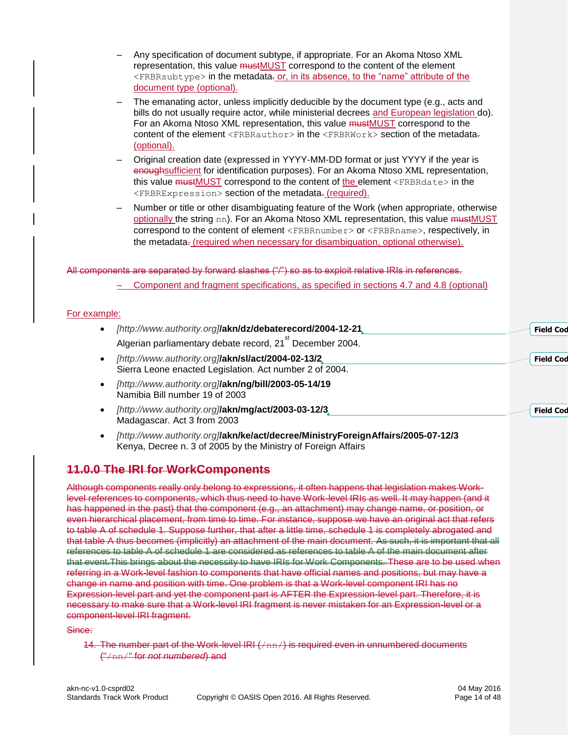– Any specification of document subtype, if appropriate. For an Akoma Ntoso XML representation, this value mustMUST correspond to the content of the element `<FRBRsubtype>` in the metadata. or, in its absence, to the "name" attribute of the document type (optional).

– The emanating actor, unless implicitly deducible by the document type (e.g., acts and bills do not usually require actor, while ministerial decrees and European legislation do). For an Akoma Ntoso XML representation, this value mustMUST correspond to the content of the element `<FRBRauthor>` in the `<FRBRWork>` section of the metadata. (optional).

– Original creation date (expressed in YYYY-MM-DD format or just YYYY if the year is enoughsufficient for identification purposes). For an Akoma Ntoso XML representation, this value mustMUST correspond to the content of the element `<FRBRdate>` in the `<FRBRExpression>` section of the metadata. (required).

– Number or title or other disambiguating feature of the Work (when appropriate, otherwise optionally the string `nn`). For an Akoma Ntoso XML representation, this value mustMUST correspond to the content of element `<FRBRnumber>` or `<FRBRname>`, respectively, in the metadata. (required when necessary for disambiguation, optional otherwise).

~~All components are separated by forward slashes ("/") so as to exploit relative IRIs in references.~~

– Component and fragment specifications, as specified in sections 4.7 and 4.8 (optional)

For example:

- *[http://www.authority.org]***/akn/dz/debaterecord/2004-12-21**
  Algerian parliamentary debate record, 21st December 2004.
- *[http://www.authority.org]***/akn/sl/act/2004-02-13/2**
  Sierra Leone enacted Legislation. Act number 2 of 2004.
- *[http://www.authority.org]***/akn/ng/bill/2003-05-14/19**
  Namibia Bill number 19 of 2003
- *[http://www.authority.org]***/akn/mg/act/2003-03-12/3**
  Madagascar. Act 3 from 2003
- *[http://www.authority.org]***/akn/ke/act/decree/MinistryForeignAffairs/2005-07-12/3**
  Kenya, Decree n. 3 of 2005 by the Ministry of Foreign Affairs

## ~~11.0.0 The IRI for WorkComponents~~

~~Although components really only belong to expressions, it often happens that legislation makes Work-level references to components, which thus need to have Work-level IRIs as well. It may happen (and it has happened in the past) that the component (e.g., an attachment) may change name, or position, or even hierarchical placement, from time to time. For instance, suppose we have an original act that refers to table A of schedule 1. Suppose further, that after a little time, schedule 1 is completely abrogated and that table A thus becomes (implicitly) an attachment of the main document. As such, it is important that all references to table A of schedule 1 are considered as references to table A of the main document after that event.This brings about the necessity to have IRIs for Work Components. These are to be used when referring in a Work-level fashion to components that have official names and positions, but may have a change in name and position with time. One problem is that a Work-level component IRI has no Expression-level part and yet the component part is AFTER the Expression-level part. Therefore, it is necessary to make sure that a Work-level IRI fragment is never mistaken for an Expression-level or a component-level IRI fragment.~~

~~Since:~~

~~14. The number part of the Work-level IRI (`/nn/`) is required even in unnumbered documents ("`/nn/`" for *not numbered*) and~~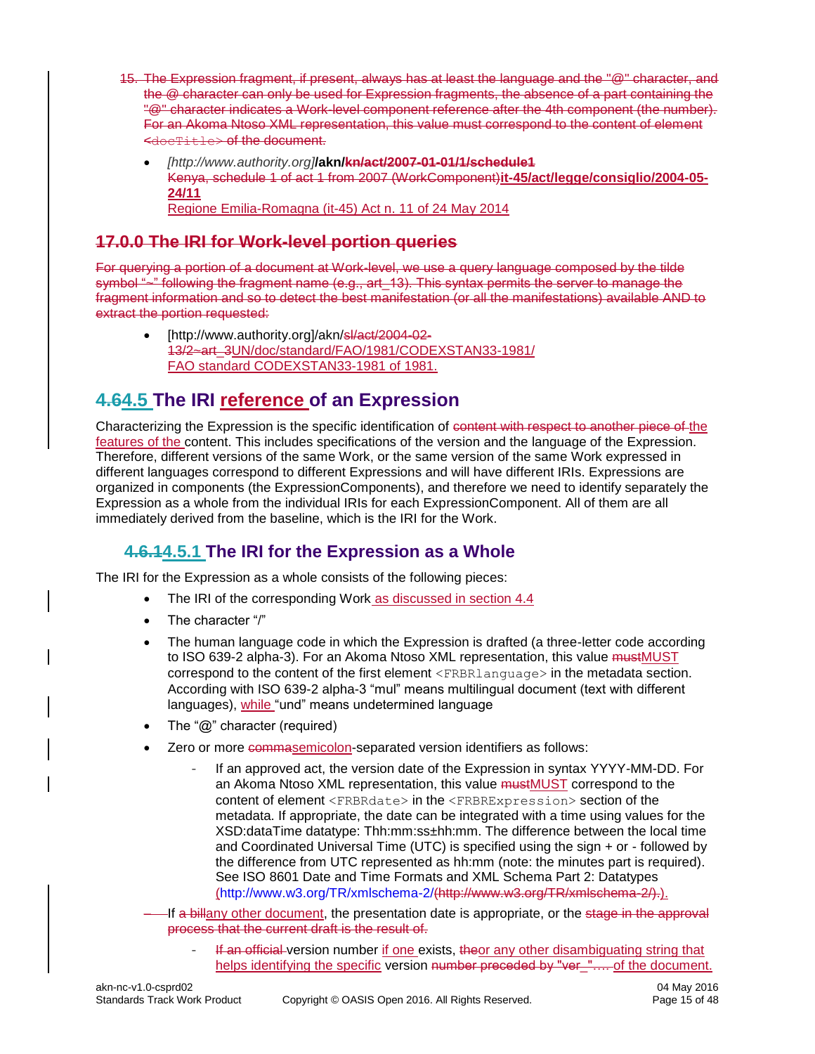15. The Expression fragment, if present, always has at least the language and the "@" character, and the @ character can only be used for Expression fragments, the absence of a part containing the "@" character indicates a Work-level component reference after the 4th component (the number). For an Akoma Ntoso XML representation, this value must correspond to the content of element `<docTitle>` of the document.

   - *[http://www.authority.org]***/akn/kn/act/2007-01-01/1/schedule1**
     Kenya, schedule 1 of act 1 from 2007 (WorkComponent)**it-45/act/legge/consiglio/2004-05-24/11**
     Regione Emilia-Romagna (it-45) Act n. 11 of 24 May 2014

## 17.0.0 The IRI for Work-level portion queries

For querying a portion of a document at Work-level, we use a query language composed by the tilde symbol "~" following the fragment name (e.g., art_13). This syntax permits the server to manage the fragment information and so to detect the best manifestation (or all the manifestations) available AND to extract the portion requested:

- [http://www.authority.org]/akn/sl/act/2004-02-13/2~art_3UN/doc/standard/FAO/1981/CODEXSTAN33-1981/
  FAO standard CODEXSTAN33-1981 of 1981.

## 4.64.5 The IRI reference of an Expression

Characterizing the Expression is the specific identification of content with respect to another piece of the features of the content. This includes specifications of the version and the language of the Expression. Therefore, different versions of the same Work, or the same version of the same Work expressed in different languages correspond to different Expressions and will have different IRIs. Expressions are organized in components (the ExpressionComponents), and therefore we need to identify separately the Expression as a whole from the individual IRIs for each ExpressionComponent. All of them are all immediately derived from the baseline, which is the IRI for the Work.

### 4.6.14.5.1 The IRI for the Expression as a Whole

The IRI for the Expression as a whole consists of the following pieces:

- The IRI of the corresponding Work as discussed in section 4.4
- The character "/"
- The human language code in which the Expression is drafted (a three-letter code according to ISO 639-2 alpha-3). For an Akoma Ntoso XML representation, this value mustMUST correspond to the content of the first element `<FRBRlanguage>` in the metadata section. According with ISO 639-2 alpha-3 "mul" means multilingual document (text with different languages), while "und" means undetermined language
- The "@" character (required)
- Zero or more commasemicolon-separated version identifiers as follows:
  - If an approved act, the version date of the Expression in syntax YYYY-MM-DD. For an Akoma Ntoso XML representation, this value mustMUST correspond to the content of element `<FRBRdate>` in the `<FRBRExpression>` section of the metadata. If appropriate, the date can be integrated with a time using values for the XSD:dataTime datatype: Thh:mm:ss±hh:mm. The difference between the local time and Coordinated Universal Time (UTC) is specified using the sign + or - followed by the difference from UTC represented as hh:mm (note: the minutes part is required). See ISO 8601 Date and Time Formats and XML Schema Part 2: Datatypes (http://www.w3.org/TR/xmlschema-2/(http://www.w3.org/TR/xmlschema-2/).).
  - If a billany other document, the presentation date is appropriate, or the stage in the approval process that the current draft is the result of.
  - If an official version number if one exists, theor any other disambiguating string that helps identifying the specific version number preceded by "ver_"…. of the document.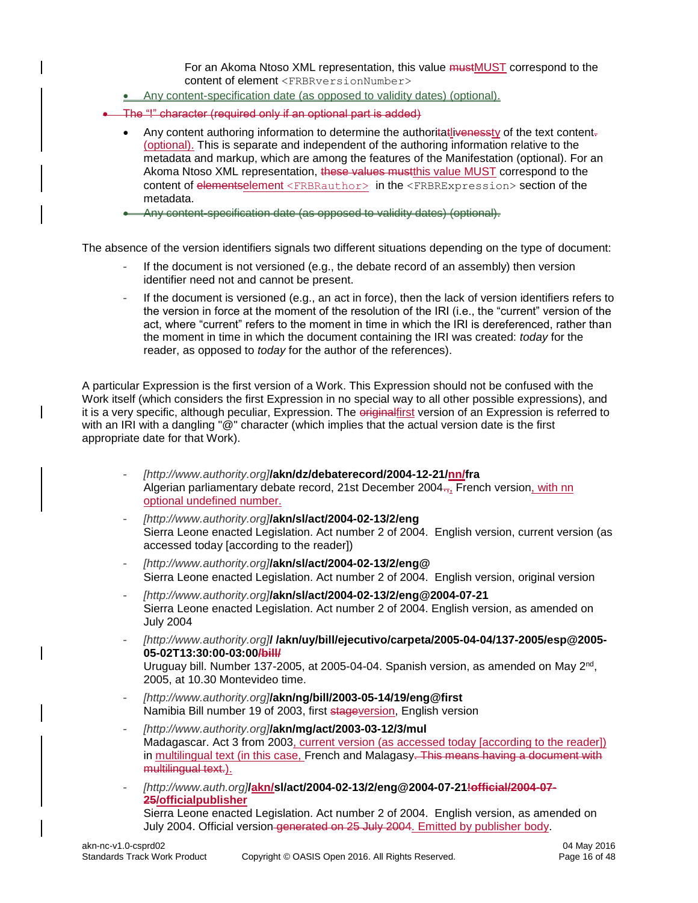For an Akoma Ntoso XML representation, this value mustMUST correspond to the content of element `<FRBRversionNumber>`

- Any content-specification date (as opposed to validity dates) (optional).
- The "!" character (required only if an optional part is added)
- Any content authoring information to determine the authoritatlivenessty of the text content. (optional). This is separate and independent of the authoring information relative to the metadata and markup, which are among the features of the Manifestation (optional). For an Akoma Ntoso XML representation, these values mustthis value MUST correspond to the content of elementselement `<FRBRauthor>` in the `<FRBRExpression>` section of the metadata.
- Any content-specification date (as opposed to validity dates) (optional).

The absence of the version identifiers signals two different situations depending on the type of document:

- If the document is not versioned (e.g., the debate record of an assembly) then version identifier need not and cannot be present.
- If the document is versioned (e.g., an act in force), then the lack of version identifiers refers to the version in force at the moment of the resolution of the IRI (i.e., the "current" version of the act, where "current" refers to the moment in time in which the IRI is dereferenced, rather than the moment in time in which the document containing the IRI was created: *today* for the reader, as opposed to *today* for the author of the references).

A particular Expression is the first version of a Work. This Expression should not be confused with the Work itself (which considers the first Expression in no special way to all other possible expressions), and it is a very specific, although peculiar, Expression. The originalfirst version of an Expression is referred to with an IRI with a dangling "@" character (which implies that the actual version date is the first appropriate date for that Work).

- *[http://www.authority.org]***/akn/dz/debaterecord/2004-12-21/nn/fra**
  Algerian parliamentary debate record, 21st December 2004.,. French version, with nn optional undefined number.
- *[http://www.authority.org]***/akn/sl/act/2004-02-13/2/eng**
  Sierra Leone enacted Legislation. Act number 2 of 2004. English version, current version (as accessed today [according to the reader])
- *[http://www.authority.org]***/akn/sl/act/2004-02-13/2/eng@**
  Sierra Leone enacted Legislation. Act number 2 of 2004. English version, original version
- *[http://www.authority.org]***/akn/sl/act/2004-02-13/2/eng@2004-07-21**
  Sierra Leone enacted Legislation. Act number 2 of 2004. English version, as amended on July 2004
- *[http://www.authority.org]***/ /akn/uy/bill/ejecutivo/carpeta/2005-04-04/137-2005/esp@2005-05-02T13:30:00-03:00/bill/**
  Uruguay bill. Number 137-2005, at 2005-04-04. Spanish version, as amended on May 2nd, 2005, at 10.30 Montevideo time.
- *[http://www.authority.org]***/akn/ng/bill/2003-05-14/19/eng@first**
  Namibia Bill number 19 of 2003, first stageversion, English version
- *[http://www.authority.org]***/akn/mg/act/2003-03-12/3/mul**
  Madagascar. Act 3 from 2003, current version (as accessed today [according to the reader]) in multilingual text (in this case, French and Malagasy. This means having a document with multilingual text.).
- *[http://www.auth.org]***/akn/sl/act/2004-02-13/2/eng@2004-07-21!official/2004-07-25/officialpublisher**
  Sierra Leone enacted Legislation. Act number 2 of 2004. English version, as amended on July 2004. Official version generated on 25 July 2004. Emitted by publisher body.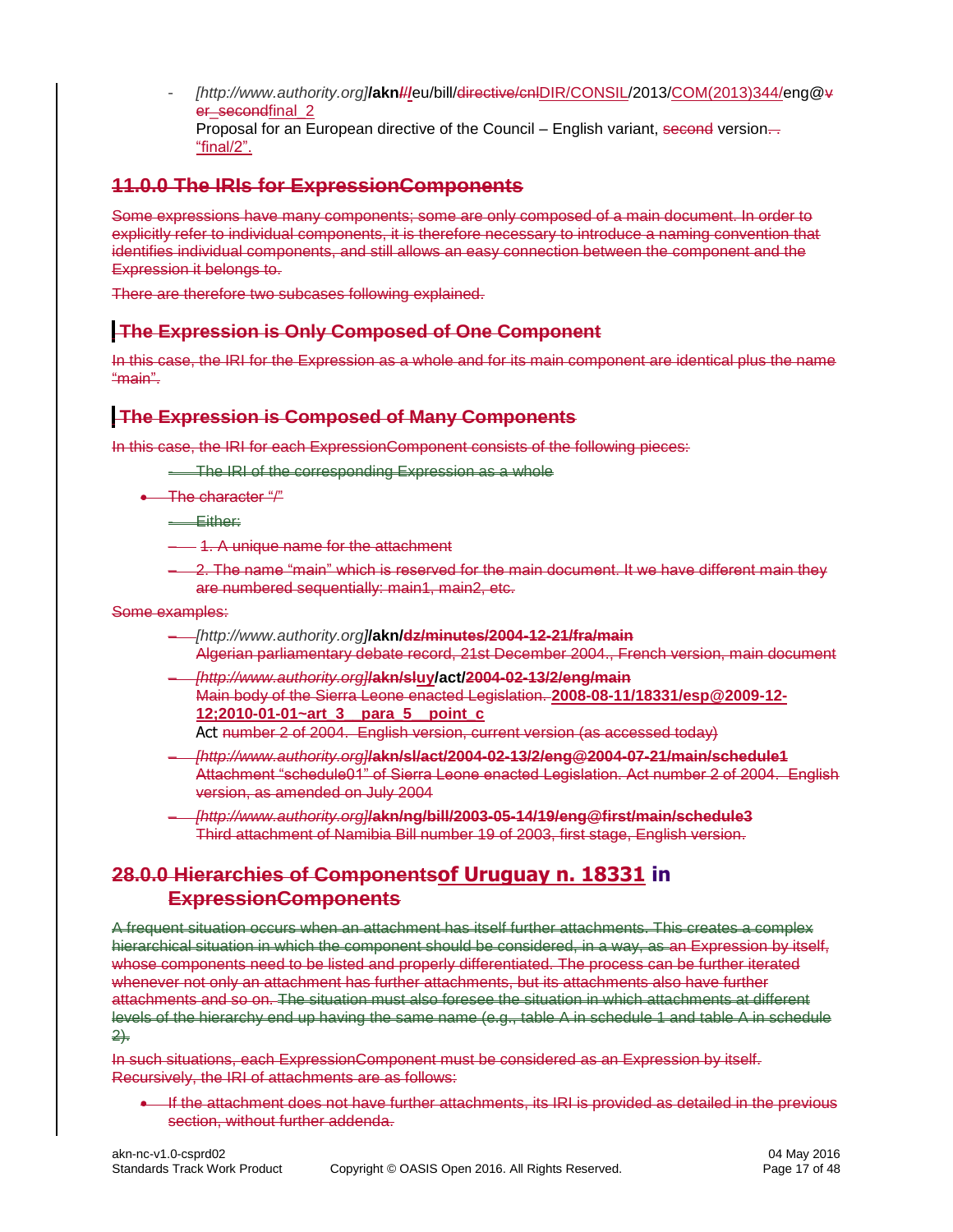- *[http://www.authority.org]***/akn/**/eu/bill/directive/cnlDIR/CONSIL/2013/COM(2013)344/eng@ver_secondfinal_2
  Proposal for an European directive of the Council – English variant, second version.. "final/2".

## 11.0.0 The IRIs for ExpressionComponents

Some expressions have many components; some are only composed of a main document. In order to explicitly refer to individual components, it is therefore necessary to introduce a naming convention that identifies individual components, and still allows an easy connection between the component and the Expression it belongs to.

There are therefore two subcases following explained.

### The Expression is Only Composed of One Component

In this case, the IRI for the Expression as a whole and for its main component are identical plus the name "main".

### The Expression is Composed of Many Components

In this case, the IRI for each ExpressionComponent consists of the following pieces:

- The IRI of the corresponding Expression as a whole
- The character "/"
- Either:
- 1. A unique name for the attachment
- 2. The name "main" which is reserved for the main document. It we have different main they are numbered sequentially: main1, main2, etc.

Some examples:

- *[http://www.authority.org]***/akn/dz/minutes/2004-12-21/fra/main**
  Algerian parliamentary debate record, 21st December 2004., French version, main document
- *[http://www.authority.org]***/akn/sluy/act/2004-02-13/2/eng/main**
  Main body of the Sierra Leone enacted Legislation. **2008-08-11/18331/esp@2009-12-12;2010-01-01~art_3__para_5__point_c**
  Act number 2 of 2004. English version, current version (as accessed today)
- *[http://www.authority.org]***/akn/sl/act/2004-02-13/2/eng@2004-07-21/main/schedule1**
  Attachment "schedule01" of Sierra Leone enacted Legislation. Act number 2 of 2004. English version, as amended on July 2004
- *[http://www.authority.org]***/akn/ng/bill/2003-05-14/19/eng@first/main/schedule3**
  Third attachment of Namibia Bill number 19 of 2003, first stage, English version.

## 28.0.0 Hierarchies of Componentsof Uruguay n. 18331 in ExpressionComponents

A frequent situation occurs when an attachment has itself further attachments. This creates a complex hierarchical situation in which the component should be considered, in a way, as an Expression by itself, whose components need to be listed and properly differentiated. The process can be further iterated whenever not only an attachment has further attachments, but its attachments also have further attachments and so on. The situation must also foresee the situation in which attachments at different levels of the hierarchy end up having the same name (e.g., table A in schedule 1 and table A in schedule 2).

In such situations, each ExpressionComponent must be considered as an Expression by itself. Recursively, the IRI of attachments are as follows:

- If the attachment does not have further attachments, its IRI is provided as detailed in the previous section, without further addenda.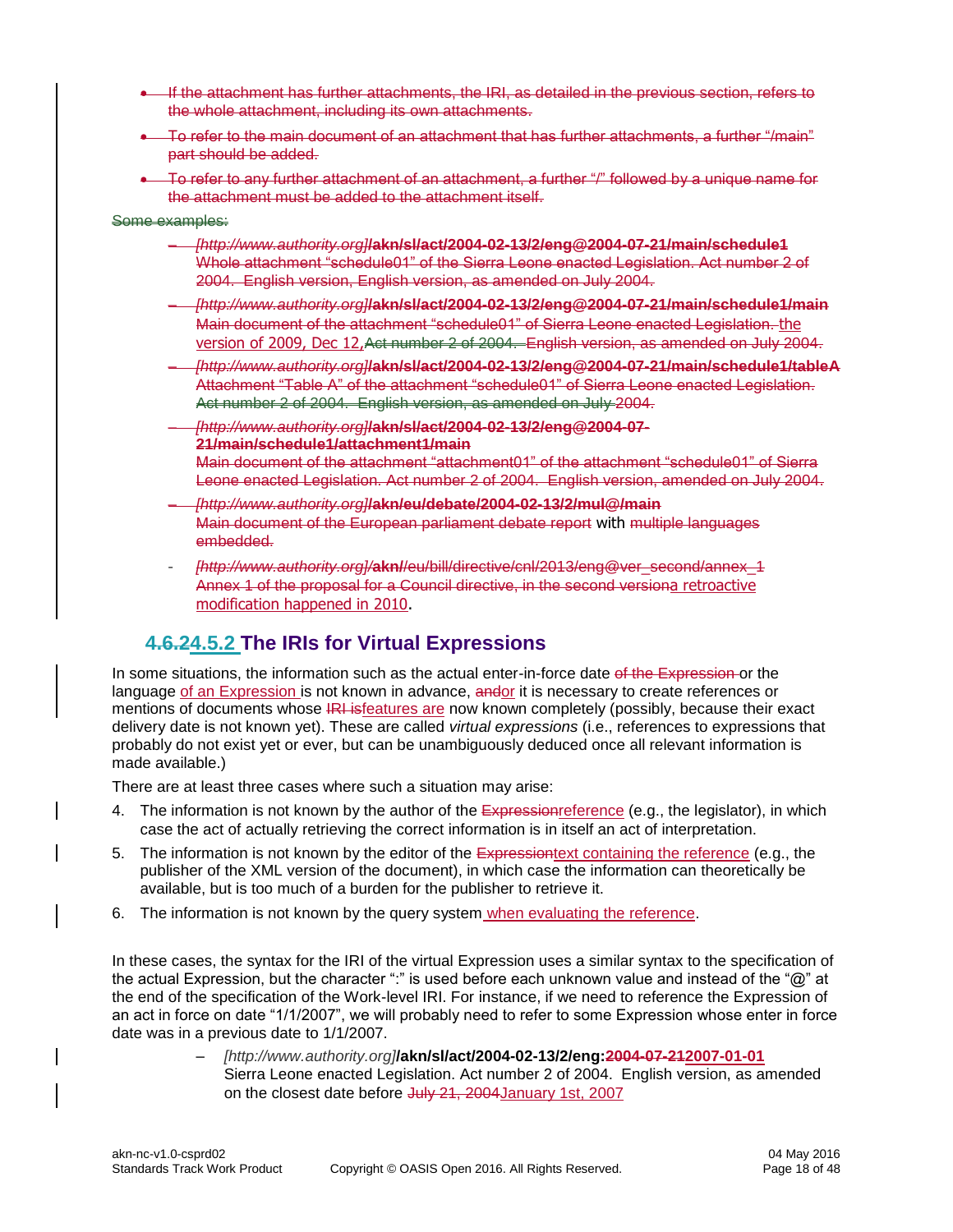- If the attachment has further attachments, the IRI, as detailed in the previous section, refers to the whole attachment, including its own attachments.
- To refer to the main document of an attachment that has further attachments, a further "/main" part should be added.
- To refer to any further attachment of an attachment, a further "/" followed by a unique name for the attachment must be added to the attachment itself.

Some examples:

- *[http://www.authority.org]***/akn/sl/act/2004-02-13/2/eng@2004-07-21/main/schedule1**
  Whole attachment "schedule01" of the Sierra Leone enacted Legislation. Act number 2 of 2004. English version, English version, as amended on July 2004.
- *[http://www.authority.org]***/akn/sl/act/2004-02-13/2/eng@2004-07-21/main/schedule1/main**
  Main document of the attachment "schedule01" of Sierra Leone enacted Legislation. the version of 2009, Dec 12,Act number 2 of 2004. English version, as amended on July 2004.
- *[http://www.authority.org]***/akn/sl/act/2004-02-13/2/eng@2004-07-21/main/schedule1/tableA**
  Attachment "Table A" of the attachment "schedule01" of Sierra Leone enacted Legislation. Act number 2 of 2004. English version, as amended on July 2004.
- *[http://www.authority.org]***/akn/sl/act/2004-02-13/2/eng@2004-07-21/main/schedule1/attachment1/main**
  Main document of the attachment "attachment01" of the attachment "schedule01" of Sierra Leone enacted Legislation. Act number 2 of 2004. English version, amended on July 2004.
- *[http://www.authority.org]***/akn/eu/debate/2004-02-13/2/mul@/main**
  Main document of the European parliament debate report with multiple languages embedded.
- *[http://www.authority.org]/***akn/***/eu/bill/directive/cnl/2013/eng@ver_second/annex_1*
  Annex 1 of the proposal for a Council directive, in the second versiona retroactive modification happened in 2010.

## 4.6.24.5.2 The IRIs for Virtual Expressions

In some situations, the information such as the actual enter-in-force date of the Expression or the language of an Expression is not known in advance, andor it is necessary to create references or mentions of documents whose IRI isfeatures are now known completely (possibly, because their exact delivery date is not known yet). These are called *virtual expressions* (i.e., references to expressions that probably do not exist yet or ever, but can be unambiguously deduced once all relevant information is made available.)

There are at least three cases where such a situation may arise:

4. The information is not known by the author of the Expressionreference (e.g., the legislator), in which case the act of actually retrieving the correct information is in itself an act of interpretation.
5. The information is not known by the editor of the Expressiontext containing the reference (e.g., the publisher of the XML version of the document), in which case the information can theoretically be available, but is too much of a burden for the publisher to retrieve it.
6. The information is not known by the query system when evaluating the reference.

In these cases, the syntax for the IRI of the virtual Expression uses a similar syntax to the specification of the actual Expression, but the character ":" is used before each unknown value and instead of the "@" at the end of the specification of the Work-level IRI. For instance, if we need to reference the Expression of an act in force on date "1/1/2007", we will probably need to refer to some Expression whose enter in force date was in a previous date to 1/1/2007.

- *[http://www.authority.org]***/akn/sl/act/2004-02-13/2/eng:2004-07-212007-01-01**
  Sierra Leone enacted Legislation. Act number 2 of 2004. English version, as amended on the closest date before July 21, 2004January 1st, 2007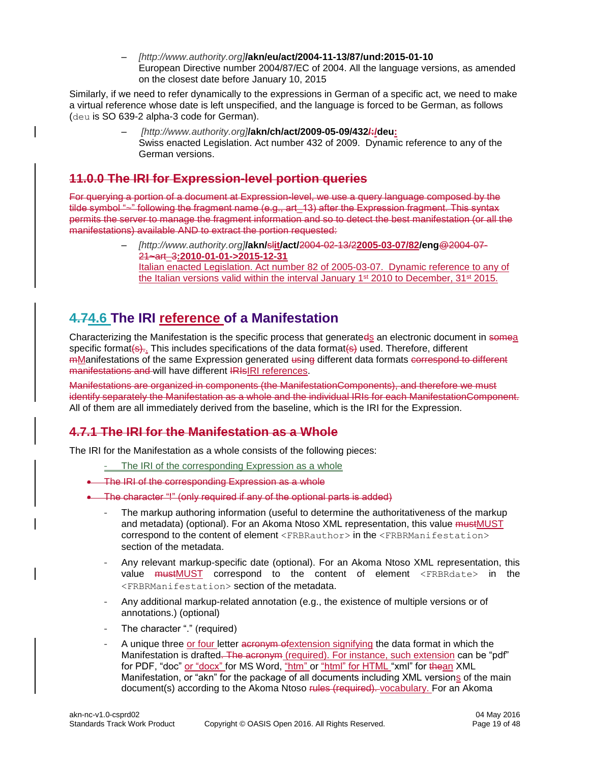- *[http://www.authority.org]***/akn/eu/act/2004-11-13/87/und:2015-01-10**
  European Directive number 2004/87/EC of 2004. All the language versions, as amended on the closest date before January 10, 2015

Similarly, if we need to refer dynamically to the expressions in German of a specific act, we need to make a virtual reference whose date is left unspecified, and the language is forced to be German, as follows (deu is SO 639-2 alpha-3 code for German).

- *[http://www.authority.org]***/akn/ch/act/2009-05-09/432/:/deu:**
  Swiss enacted Legislation. Act number 432 of 2009. Dynamic reference to any of the German versions.

## 11.0.0 The IRI for Expression-level portion queries

For querying a portion of a document at Expression-level, we use a query language composed by the tilde symbol "~" following the fragment name (e.g., art_13) after the Expression fragment. This syntax permits the server to manage the fragment information and so to detect the best manifestation (or all the manifestations) available AND to extract the portion requested:

- *[http://www.authority.org]***/akn/slit/act/**2004-02-13/2**2005-03-07/82/eng**@2004-07-21~art_3**:2010-01-01->2015-12-31**
  Italian enacted Legislation. Act number 82 of 2005-03-07. Dynamic reference to any of the Italian versions valid within the interval January 1st 2010 to December, 31st 2015.

## 4.74.6 The IRI reference of a Manifestation

Characterizing the Manifestation is the specific process that generateds an electronic document in somea specific format(s).. This includes specifications of the data format(s) used. Therefore, different mManifestations of the same Expression generated using different data formats correspond to different manifestations and will have different IRIsIRI references.

Manifestations are organized in components (the ManifestationComponents), and therefore we must identify separately the Manifestation as a whole and the individual IRIs for each ManifestationComponent. All of them are all immediately derived from the baseline, which is the IRI for the Expression.

### 4.7.1 The IRI for the Manifestation as a Whole

The IRI for the Manifestation as a whole consists of the following pieces:

- The IRI of the corresponding Expression as a whole
- The IRI of the corresponding Expression as a whole
- The character "!" (only required if any of the optional parts is added)
  - The markup authoring information (useful to determine the authoritativeness of the markup and metadata) (optional). For an Akoma Ntoso XML representation, this value mustMUST correspond to the content of element <FRBRauthor> in the <FRBRManifestation> section of the metadata.
  - Any relevant markup-specific date (optional). For an Akoma Ntoso XML representation, this value mustMUST correspond to the content of element <FRBRdate> in the <FRBRManifestation> section of the metadata.
  - Any additional markup-related annotation (e.g., the existence of multiple versions or of annotations.) (optional)
  - The character "." (required)
  - A unique three or four letter acronym ofextension signifying the data format in which the Manifestation is drafted. The acronym (required). For instance, such extension can be "pdf" for PDF, "doc" or "docx" for MS Word, "htm" or "html" for HTML "xml" for thean XML Manifestation, or "akn" for the package of all documents including XML versions of the main document(s) according to the Akoma Ntoso rules (required). vocabulary. For an Akoma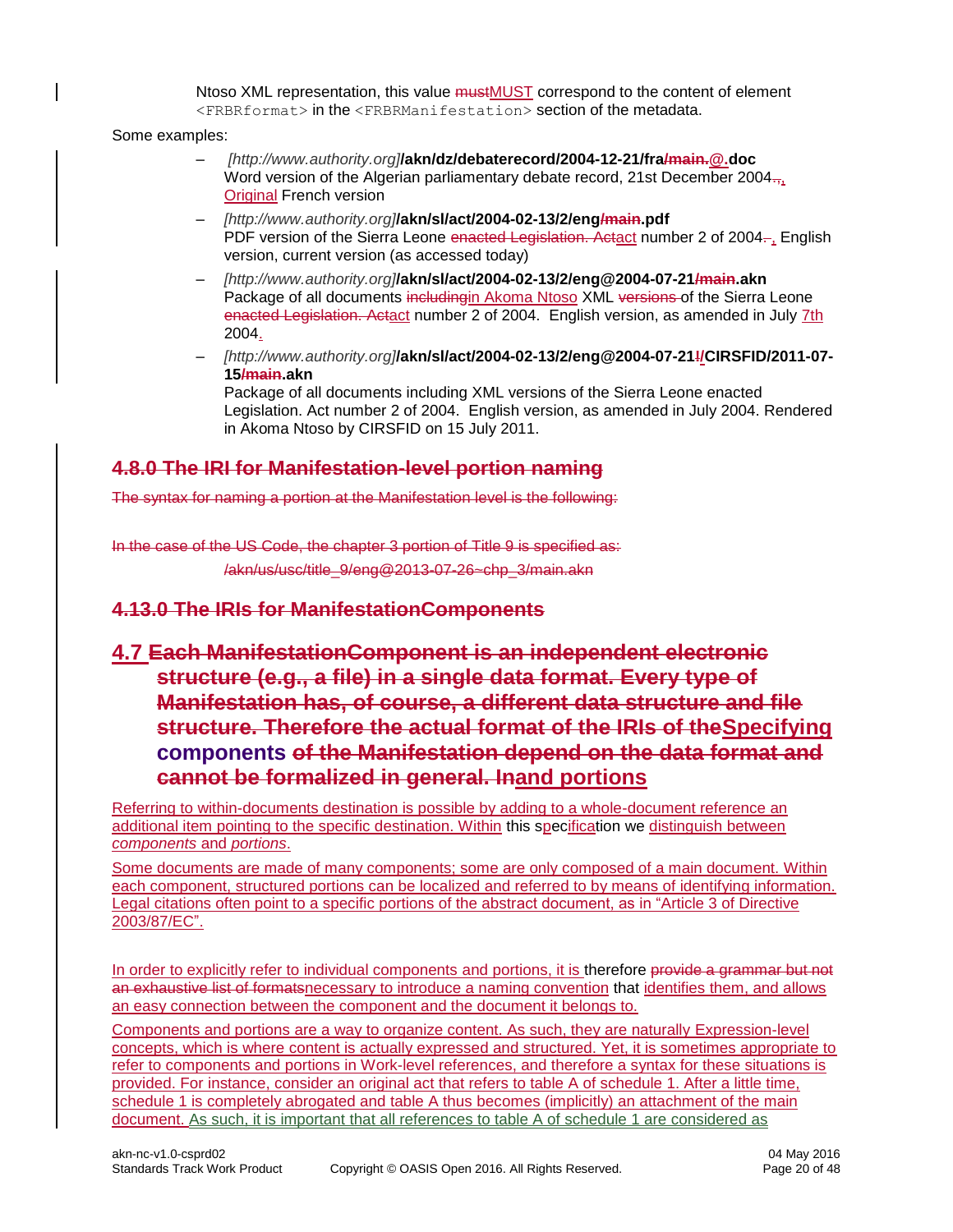Ntoso XML representation, this value ~~must~~MUST correspond to the content of element `<FRBRformat>` in the `<FRBRManifestation>` section of the metadata.

Some examples:

- *[http://www.authority.org]***/akn/dz/debaterecord/2004-12-21/fra~~/main.~~@.doc**
  Word version of the Algerian parliamentary debate record, 21st December 2004~~.~~, Original French version
- *[http://www.authority.org]***/akn/sl/act/2004-02-13/2/eng~~/main~~.pdf**
  PDF version of the Sierra Leone ~~enacted Legislation. Act~~act number 2 of 2004~~.~~, English version, current version (as accessed today)
- *[http://www.authority.org]***/akn/sl/act/2004-02-13/2/eng@2004-07-21~~/main~~.akn**
  Package of all documents ~~including~~in Akoma Ntoso XML ~~versions~~ of the Sierra Leone ~~enacted Legislation. Act~~act number 2 of 2004. English version, as amended in July 7th 2004.
- *[http://www.authority.org]***/akn/sl/act/2004-02-13/2/eng@2004-07-21~~!~~/CIRSFID/2011-07-15~~/main~~.akn**
  Package of all documents including XML versions of the Sierra Leone enacted Legislation. Act number 2 of 2004. English version, as amended in July 2004. Rendered in Akoma Ntoso by CIRSFID on 15 July 2011.

### ~~4.8.0 The IRI for Manifestation-level portion naming~~

~~The syntax for naming a portion at the Manifestation level is the following:~~

~~In the case of the US Code, the chapter 3 portion of Title 9 is specified as:~~

~~/akn/us/usc/title_9/eng@2013-07-26~chp_3/main.akn~~

### ~~4.13.0 The IRIs for ManifestationComponents~~

## 4.7 ~~Each ManifestationComponent is an independent electronic structure (e.g., a file) in a single data format. Every type of Manifestation has, of course, a different data structure and file structure. Therefore the actual format of the IRIs of the~~Specifying components ~~of the Manifestation depend on the data format and cannot be formalized in general. In~~and portions

Referring to within-documents destination is possible by adding to a whole-document reference an additional item pointing to the specific destination. Within this specification we distinguish between *components* and *portions*.

Some documents are made of many components; some are only composed of a main document. Within each component, structured portions can be localized and referred to by means of identifying information. Legal citations often point to a specific portions of the abstract document, as in "Article 3 of Directive 2003/87/EC".

In order to explicitly refer to individual components and portions, it is therefore ~~provide a grammar but not an exhaustive list of formats~~necessary to introduce a naming convention that identifies them, and allows an easy connection between the component and the document it belongs to.

Components and portions are a way to organize content. As such, they are naturally Expression-level concepts, which is where content is actually expressed and structured. Yet, it is sometimes appropriate to refer to components and portions in Work-level references, and therefore a syntax for these situations is provided. For instance, consider an original act that refers to table A of schedule 1. After a little time, schedule 1 is completely abrogated and table A thus becomes (implicitly) an attachment of the main document. As such, it is important that all references to table A of schedule 1 are considered as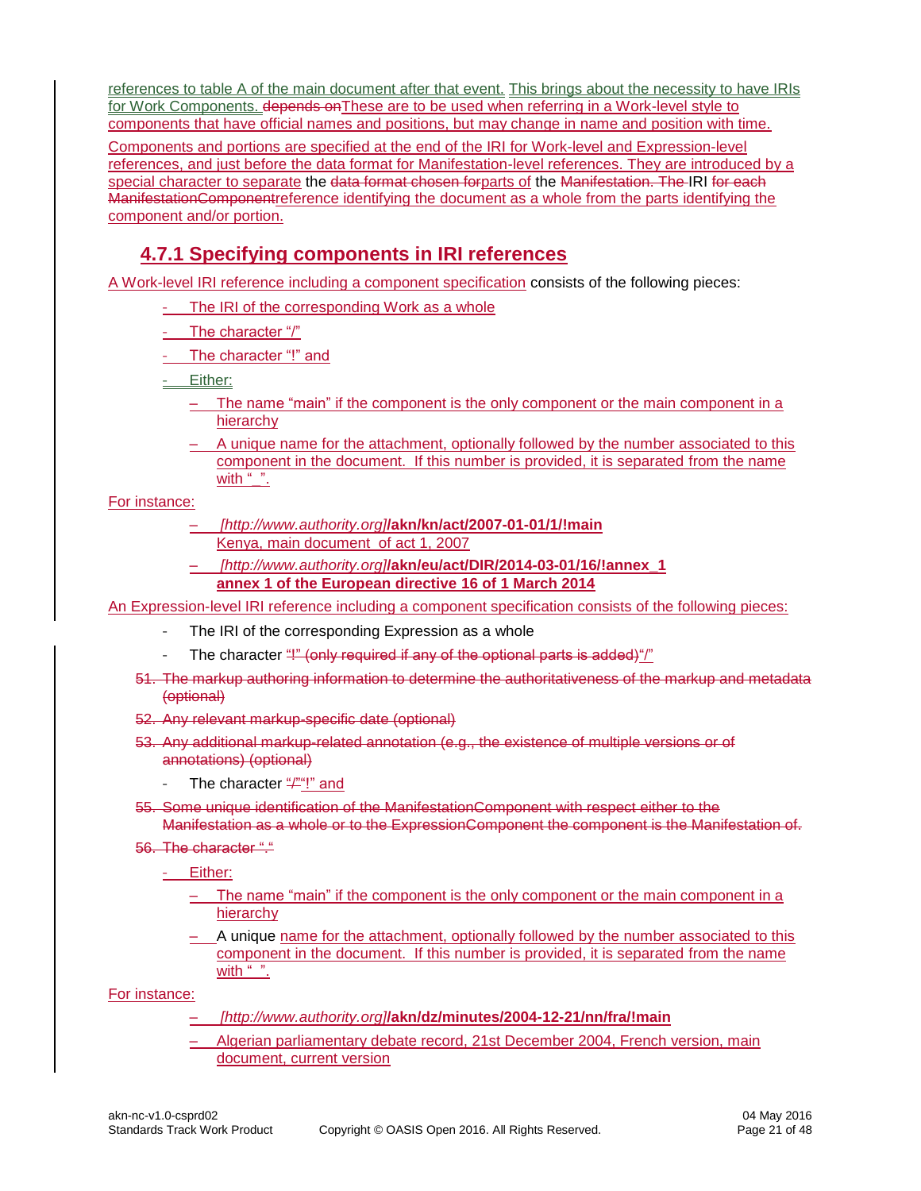references to table A of the main document after that event. This brings about the necessity to have IRIs for Work Components. ~~depends on~~These are to be used when referring in a Work-level style to components that have official names and positions, but may change in name and position with time.

Components and portions are specified at the end of the IRI for Work-level and Expression-level references, and just before the data format for Manifestation-level references. They are introduced by a special character to separate the ~~data format chosen for~~parts of the ~~Manifestation. The~~ IRI ~~for each ManifestationComponent~~reference identifying the document as a whole from the parts identifying the component and/or portion.

### 4.7.1 Specifying components in IRI references

A Work-level IRI reference including a component specification consists of the following pieces:

- The IRI of the corresponding Work as a whole
- The character "/"
- The character "!" and
- Either:
  - The name "main" if the component is the only component or the main component in a hierarchy
  - A unique name for the attachment, optionally followed by the number associated to this component in the document. If this number is provided, it is separated from the name with "_".

For instance:

- *[http://www.authority.org]***/akn/kn/act/2007-01-01/1/!main**
  Kenya, main document of act 1, 2007
- *[http://www.authority.org]***/akn/eu/act/DIR/2014-03-01/16/!annex_1**
  **annex 1 of the European directive 16 of 1 March 2014**

An Expression-level IRI reference including a component specification consists of the following pieces:

- The IRI of the corresponding Expression as a whole
- The character ~~"!" (only required if any of the optional parts is added)~~"/"

~~51. The markup authoring information to determine the authoritativeness of the markup and metadata (optional)~~

~~52. Any relevant markup-specific date (optional)~~

~~53. Any additional markup-related annotation (e.g., the existence of multiple versions or of annotations) (optional)~~

- The character ~~"/"~~"!" and

~~55. Some unique identification of the ManifestationComponent with respect either to the Manifestation as a whole or to the ExpressionComponent the component is the Manifestation of.~~

~~56. The character "."~~

- Either:
  - The name "main" if the component is the only component or the main component in a hierarchy
  - A unique name for the attachment, optionally followed by the number associated to this component in the document. If this number is provided, it is separated from the name with "_".

For instance:

- *[http://www.authority.org]***/akn/dz/minutes/2004-12-21/nn/fra/!main**
- Algerian parliamentary debate record, 21st December 2004, French version, main document, current version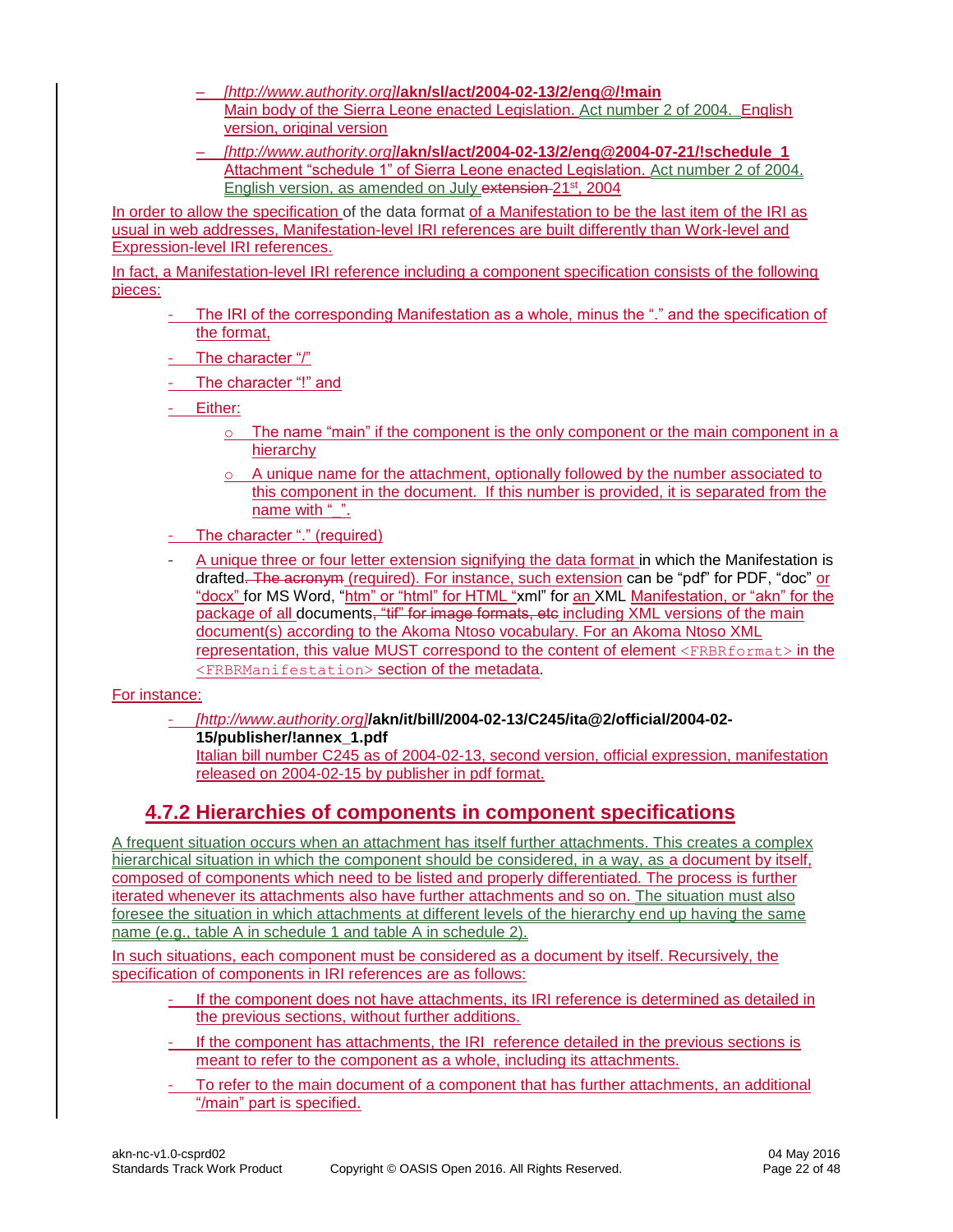- *[http://www.authority.org]***/akn/sl/act/2004-02-13/2/eng@/!main**
  Main body of the Sierra Leone enacted Legislation. Act number 2 of 2004. English version, original version
- *[http://www.authority.org]***/akn/sl/act/2004-02-13/2/eng@2004-07-21/!schedule_1**
  Attachment "schedule 1" of Sierra Leone enacted Legislation. Act number 2 of 2004. English version, as amended on July 21st, 2004

In order to allow the specification of the data format of a Manifestation to be the last item of the IRI as usual in web addresses, Manifestation-level IRI references are built differently than Work-level and Expression-level IRI references.

In fact, a Manifestation-level IRI reference including a component specification consists of the following pieces:

- The IRI of the corresponding Manifestation as a whole, minus the "." and the specification of the format,
- The character "/"
- The character "!" and
- Either:
  - The name "main" if the component is the only component or the main component in a hierarchy
  - A unique name for the attachment, optionally followed by the number associated to this component in the document. If this number is provided, it is separated from the name with "_".
- The character "." (required)
- A unique three or four letter extension signifying the data format in which the Manifestation is drafted. (required). For instance, such extension can be "pdf" for PDF, "doc" or "docx" for MS Word, "htm" or "html" for HTML "xml" for an XML Manifestation, or "akn" for the package of all documents including XML versions of the main document(s) according to the Akoma Ntoso vocabulary. For an Akoma Ntoso XML representation, this value MUST correspond to the content of element `<FRBRformat>` in the `<FRBRManifestation>` section of the metadata.

For instance:

- *[http://www.authority.org]***/akn/it/bill/2004-02-13/C245/ita@2/official/2004-02-15/publisher/!annex_1.pdf**
  Italian bill number C245 as of 2004-02-13, second version, official expression, manifestation released on 2004-02-15 by publisher in pdf format.

## 4.7.2 Hierarchies of components in component specifications

A frequent situation occurs when an attachment has itself further attachments. This creates a complex hierarchical situation in which the component should be considered, in a way, as a document by itself, composed of components which need to be listed and properly differentiated. The process is further iterated whenever its attachments also have further attachments and so on. The situation must also foresee the situation in which attachments at different levels of the hierarchy end up having the same name (e.g., table A in schedule 1 and table A in schedule 2).

In such situations, each component must be considered as a document by itself. Recursively, the specification of components in IRI references are as follows:

- If the component does not have attachments, its IRI reference is determined as detailed in the previous sections, without further additions.
- If the component has attachments, the IRI reference detailed in the previous sections is meant to refer to the component as a whole, including its attachments.
- To refer to the main document of a component that has further attachments, an additional "/main" part is specified.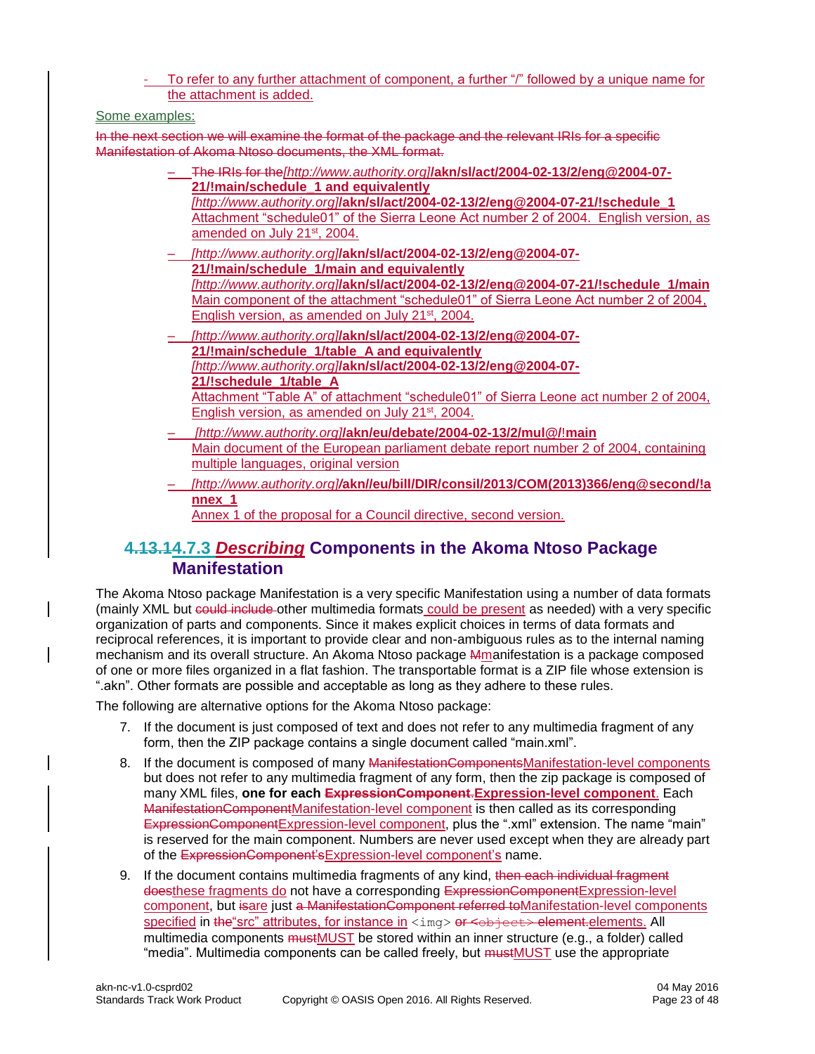- To refer to any further attachment of component, a further "/" followed by a unique name for the attachment is added.

Some examples:

In the next section we will examine the format of the package and the relevant IRIs for a specific Manifestation of Akoma Ntoso documents, the XML format.

- The IRIs for the*[http://www.authority.org]***/akn/sl/act/2004-02-13/2/eng@2004-07-21/!main/schedule_1 and equivalently** *[http://www.authority.org]***/akn/sl/act/2004-02-13/2/eng@2004-07-21/!schedule_1**
  Attachment "schedule01" of the Sierra Leone Act number 2 of 2004. English version, as amended on July 21st, 2004.
- *[http://www.authority.org]***/akn/sl/act/2004-02-13/2/eng@2004-07-21/!main/schedule_1/main and equivalently** *[http://www.authority.org]***/akn/sl/act/2004-02-13/2/eng@2004-07-21/!schedule_1/main**
  Main component of the attachment "schedule01" of Sierra Leone Act number 2 of 2004, English version, as amended on July 21st, 2004.
- *[http://www.authority.org]***/akn/sl/act/2004-02-13/2/eng@2004-07-21/!main/schedule_1/table_A and equivalently** *[http://www.authority.org]***/akn/sl/act/2004-02-13/2/eng@2004-07-21/!schedule_1/table_A**
  Attachment "Table A" of attachment "schedule01" of Sierra Leone act number 2 of 2004, English version, as amended on July 21st, 2004.
- *[http://www.authority.org]***/akn/eu/debate/2004-02-13/2/mul@/!main**
  Main document of the European parliament debate report number 2 of 2004, containing multiple languages, original version
- *[http://www.authority.org]***/akn//eu/bill/DIR/consil/2013/COM(2013)366/eng@second/!annex_1**
  Annex 1 of the proposal for a Council directive, second version.

### 4.13.14.7.3 *Describing* Components in the Akoma Ntoso Package Manifestation

The Akoma Ntoso package Manifestation is a very specific Manifestation using a number of data formats (mainly XML but could include other multimedia formats could be present as needed) with a very specific organization of parts and components. Since it makes explicit choices in terms of data formats and reciprocal references, it is important to provide clear and non-ambiguous rules as to the internal naming mechanism and its overall structure. An Akoma Ntoso package MManifestation is a package composed of one or more files organized in a flat fashion. The transportable format is a ZIP file whose extension is ".akn". Other formats are possible and acceptable as long as they adhere to these rules.

The following are alternative options for the Akoma Ntoso package:

7. If the document is just composed of text and does not refer to any multimedia fragment of any form, then the ZIP package contains a single document called "main.xml".
8. If the document is composed of many ManifestationComponentsManifestation-level components but does not refer to any multimedia fragment of any form, then the zip package is composed of many XML files, **one for each ExpressionComponent.Expression-level component**. Each ManifestationComponentManifestation-level component is then called as its corresponding ExpressionComponentExpression-level component, plus the ".xml" extension. The name "main" is reserved for the main component. Numbers are never used except when they are already part of the ExpressionComponent'sExpression-level component's name.
9. If the document contains multimedia fragments of any kind, then each individual fragment doesthese fragments do not have a corresponding ExpressionComponentExpression-level component, but isare just a ManifestationComponent referred toManifestation-level components specified in the"src" attributes, for instance in `<img>` or `<object>` element.elements. All multimedia components mustMUST be stored within an inner structure (e.g., a folder) called "media". Multimedia components can be called freely, but mustMUST use the appropriate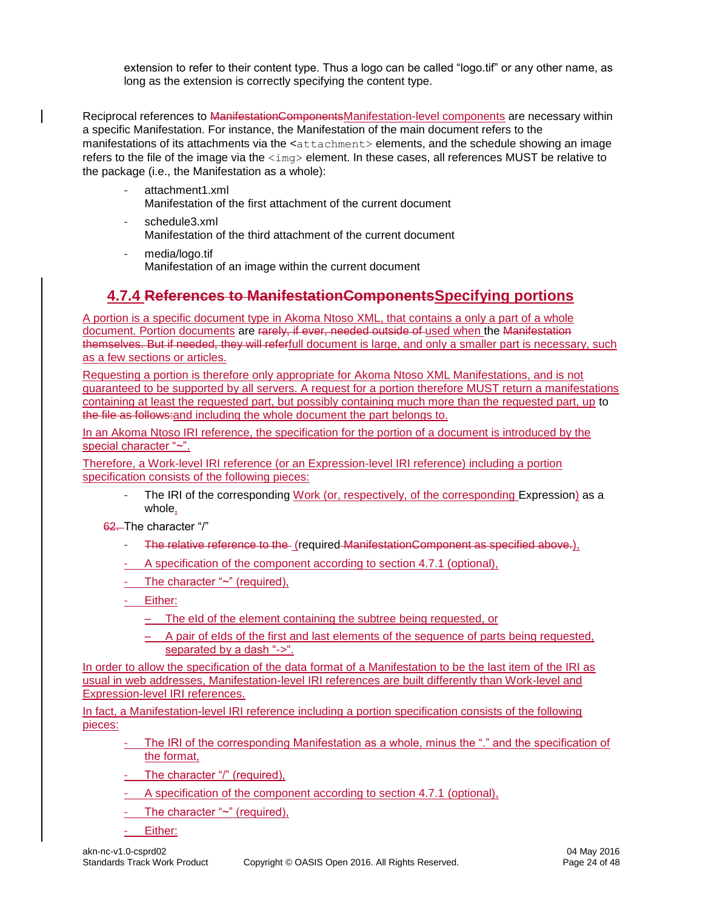extension to refer to their content type. Thus a logo can be called "logo.tif" or any other name, as long as the extension is correctly specifying the content type.

Reciprocal references to ManifestationComponentsManifestation-level components are necessary within a specific Manifestation. For instance, the Manifestation of the main document refers to the manifestations of its attachments via the `<attachment>` elements, and the schedule showing an image refers to the file of the image via the `<img>` element. In these cases, all references MUST be relative to the package (i.e., the Manifestation as a whole):

- attachment1.xml
  Manifestation of the first attachment of the current document
- schedule3.xml
  Manifestation of the third attachment of the current document
- media/logo.tif
  Manifestation of an image within the current document

### 4.7.4 References to ManifestationComponentsSpecifying portions

A portion is a specific document type in Akoma Ntoso XML, that contains a only a part of a whole document. Portion documents are rarely, if ever, needed outside of used when the Manifestation themselves. But if needed, they will referfull document is large, and only a smaller part is necessary, such as a few sections or articles.

Requesting a portion is therefore only appropriate for Akoma Ntoso XML Manifestations, and is not guaranteed to be supported by all servers. A request for a portion therefore MUST return a manifestations containing at least the requested part, but possibly containing much more than the requested part, up to the file as follows:and including the whole document the part belongs to.

In an Akoma Ntoso IRI reference, the specification for the portion of a document is introduced by the special character "~".

Therefore, a Work-level IRI reference (or an Expression-level IRI reference) including a portion specification consists of the following pieces:

- The IRI of the corresponding Work (or, respectively, of the corresponding Expression) as a whole,

62. The character "/"

- The relative reference to the (required ManifestationComponent as specified above.),
- A specification of the component according to section 4.7.1 (optional),
- The character "~" (required),
- Either:
  - The eId of the element containing the subtree being requested, or
  - A pair of eIds of the first and last elements of the sequence of parts being requested, separated by a dash "->".

In order to allow the specification of the data format of a Manifestation to be the last item of the IRI as usual in web addresses, Manifestation-level IRI references are built differently than Work-level and Expression-level IRI references.

In fact, a Manifestation-level IRI reference including a portion specification consists of the following pieces:

- The IRI of the corresponding Manifestation as a whole, minus the "." and the specification of the format,
- The character "/" (required),
- A specification of the component according to section 4.7.1 (optional),
- The character "~" (required),
- Either: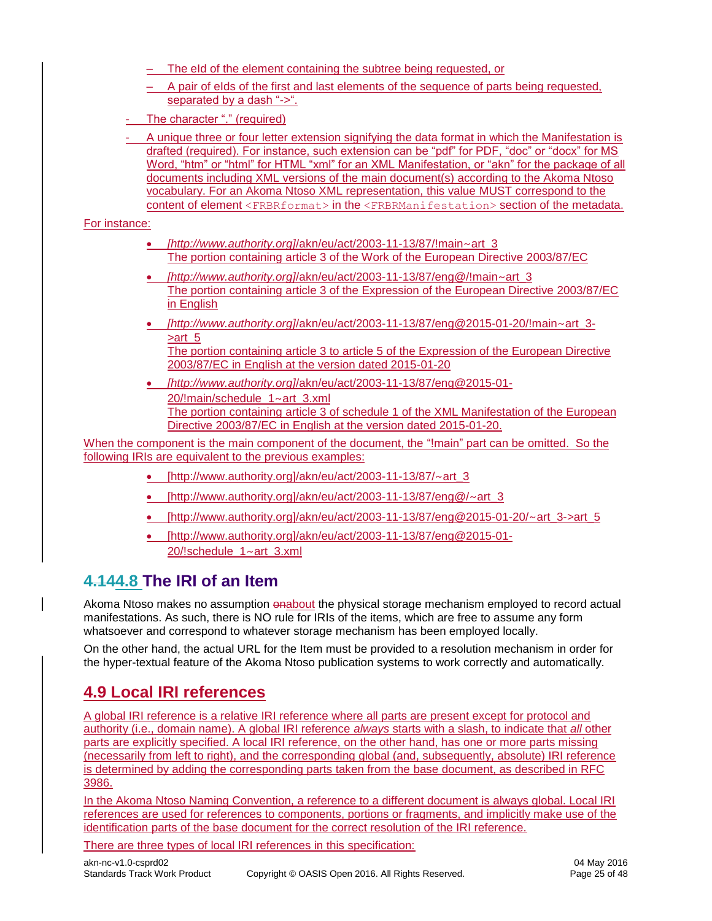- The eId of the element containing the subtree being requested, or
  - A pair of eIds of the first and last elements of the sequence of parts being requested, separated by a dash "->".
- The character "." (required)
- A unique three or four letter extension signifying the data format in which the Manifestation is drafted (required). For instance, such extension can be "pdf" for PDF, "doc" or "docx" for MS Word, "htm" or "html" for HTML "xml" for an XML Manifestation, or "akn" for the package of all documents including XML versions of the main document(s) according to the Akoma Ntoso vocabulary. For an Akoma Ntoso XML representation, this value MUST correspond to the content of element `<FRBRformat>` in the `<FRBRManifestation>` section of the metadata.

For instance:

- *[http://www.authority.org]*/akn/eu/act/2003-11-13/87/!main~art_3
  The portion containing article 3 of the Work of the European Directive 2003/87/EC
- *[http://www.authority.org]*/akn/eu/act/2003-11-13/87/eng@/!main~art_3
  The portion containing article 3 of the Expression of the European Directive 2003/87/EC in English
- *[http://www.authority.org]*/akn/eu/act/2003-11-13/87/eng@2015-01-20/!main~art_3->art_5
  The portion containing article 3 to article 5 of the Expression of the European Directive 2003/87/EC in English at the version dated 2015-01-20
- *[http://www.authority.org]*/akn/eu/act/2003-11-13/87/eng@2015-01-20/!main/schedule_1~art_3.xml
  The portion containing article 3 of schedule 1 of the XML Manifestation of the European Directive 2003/87/EC in English at the version dated 2015-01-20.

When the component is the main component of the document, the "!main" part can be omitted. So the following IRIs are equivalent to the previous examples:

- [http://www.authority.org]/akn/eu/act/2003-11-13/87/~art_3
- [http://www.authority.org]/akn/eu/act/2003-11-13/87/eng@/~art_3
- [http://www.authority.org]/akn/eu/act/2003-11-13/87/eng@2015-01-20/~art_3->art_5
- [http://www.authority.org]/akn/eu/act/2003-11-13/87/eng@2015-01-20/!schedule_1~art_3.xml

## 4.144.8 The IRI of an Item

Akoma Ntoso makes no assumption onabout the physical storage mechanism employed to record actual manifestations. As such, there is NO rule for IRIs of the items, which are free to assume any form whatsoever and correspond to whatever storage mechanism has been employed locally.

On the other hand, the actual URL for the Item must be provided to a resolution mechanism in order for the hyper-textual feature of the Akoma Ntoso publication systems to work correctly and automatically.

## 4.9 Local IRI references

A global IRI reference is a relative IRI reference where all parts are present except for protocol and authority (i.e., domain name). A global IRI reference *always* starts with a slash, to indicate that *all* other parts are explicitly specified. A local IRI reference, on the other hand, has one or more parts missing (necessarily from left to right), and the corresponding global (and, subsequently, absolute) IRI reference is determined by adding the corresponding parts taken from the base document, as described in RFC 3986.

In the Akoma Ntoso Naming Convention, a reference to a different document is always global. Local IRI references are used for references to components, portions or fragments, and implicitly make use of the identification parts of the base document for the correct resolution of the IRI reference.

There are three types of local IRI references in this specification: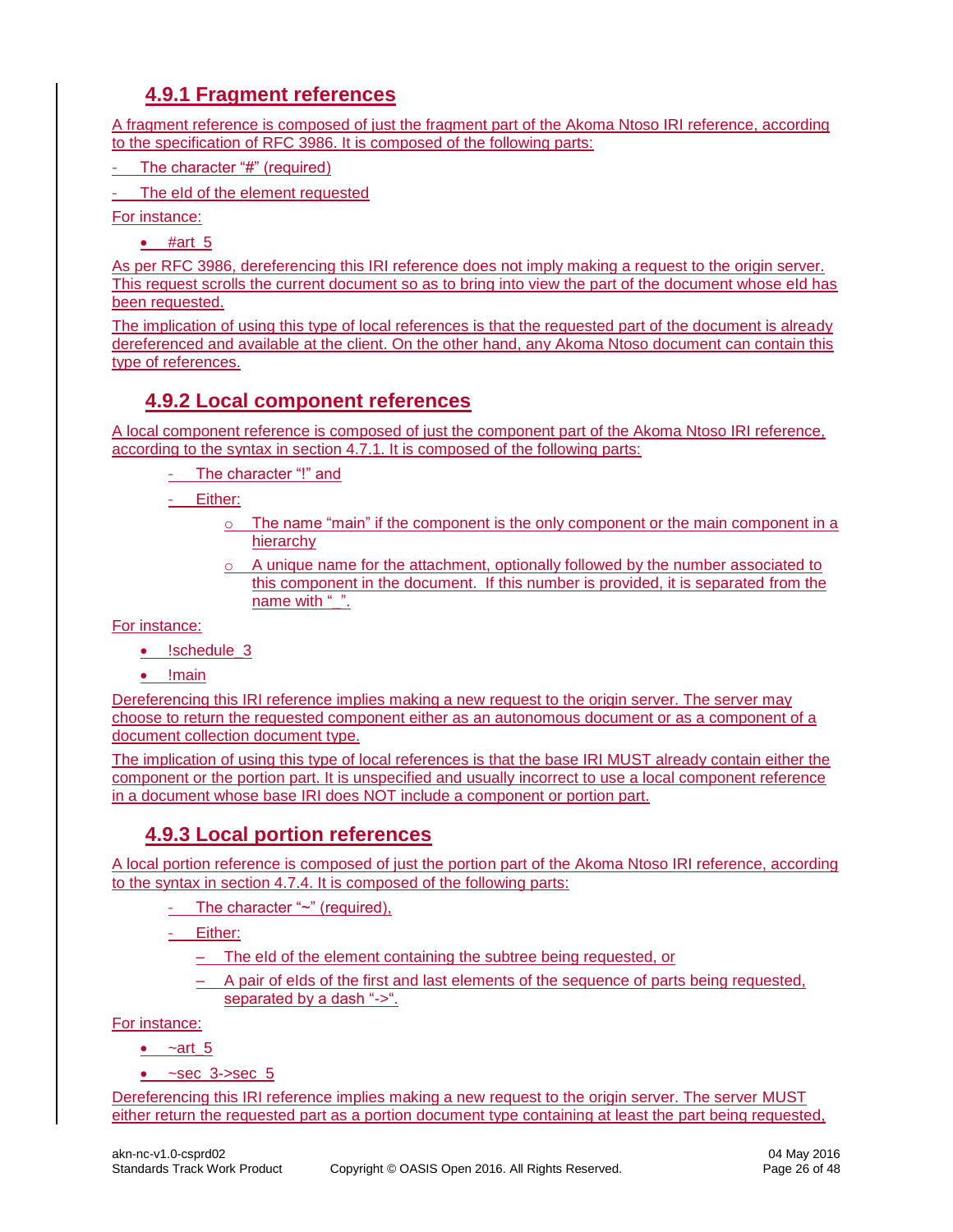### 4.9.1 Fragment references

A fragment reference is composed of just the fragment part of the Akoma Ntoso IRI reference, according to the specification of RFC 3986. It is composed of the following parts:

- The character "#" (required)
- The eId of the element requested

For instance:

- #art_5

As per RFC 3986, dereferencing this IRI reference does not imply making a request to the origin server. This request scrolls the current document so as to bring into view the part of the document whose eId has been requested.

The implication of using this type of local references is that the requested part of the document is already dereferenced and available at the client. On the other hand, any Akoma Ntoso document can contain this type of references.

### 4.9.2 Local component references

A local component reference is composed of just the component part of the Akoma Ntoso IRI reference, according to the syntax in section 4.7.1. It is composed of the following parts:

- The character "!" and
- Either:
  - The name "main" if the component is the only component or the main component in a hierarchy
  - A unique name for the attachment, optionally followed by the number associated to this component in the document.  If this number is provided, it is separated from the name with "_".

For instance:

- !schedule_3
- !main

Dereferencing this IRI reference implies making a new request to the origin server. The server may choose to return the requested component either as an autonomous document or as a component of a document collection document type.

The implication of using this type of local references is that the base IRI MUST already contain either the component or the portion part. It is unspecified and usually incorrect to use a local component reference in a document whose base IRI does NOT include a component or portion part.

### 4.9.3 Local portion references

A local portion reference is composed of just the portion part of the Akoma Ntoso IRI reference, according to the syntax in section 4.7.4. It is composed of the following parts:

- The character "~" (required),
- Either:
  - The eId of the element containing the subtree being requested, or
  - A pair of eIds of the first and last elements of the sequence of parts being requested, separated by a dash "->".

For instance:

- ~art_5
- ~sec_3->sec_5

Dereferencing this IRI reference implies making a new request to the origin server. The server MUST either return the requested part as a portion document type containing at least the part being requested,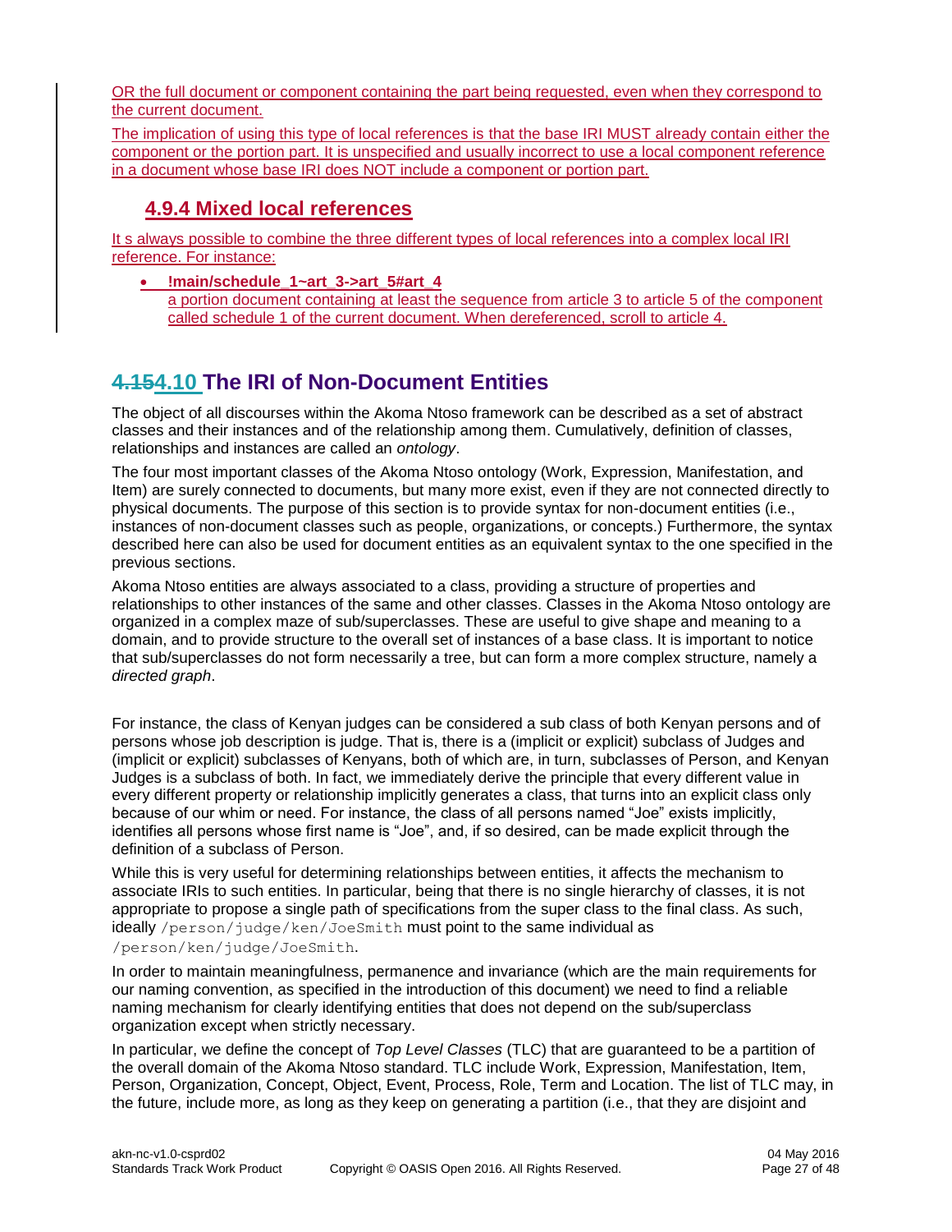OR the full document or component containing the part being requested, even when they correspond to the current document.

The implication of using this type of local references is that the base IRI MUST already contain either the component or the portion part. It is unspecified and usually incorrect to use a local component reference in a document whose base IRI does NOT include a component or portion part.

### 4.9.4 Mixed local references

It s always possible to combine the three different types of local references into a complex local IRI reference. For instance:

- **!main/schedule_1~art_3->art_5#art_4**
  a portion document containing at least the sequence from article 3 to article 5 of the component called schedule 1 of the current document. When dereferenced, scroll to article 4.

## ~~4.15~~4.10 The IRI of Non-Document Entities

The object of all discourses within the Akoma Ntoso framework can be described as a set of abstract classes and their instances and of the relationship among them. Cumulatively, definition of classes, relationships and instances are called an *ontology*.

The four most important classes of the Akoma Ntoso ontology (Work, Expression, Manifestation, and Item) are surely connected to documents, but many more exist, even if they are not connected directly to physical documents. The purpose of this section is to provide syntax for non-document entities (i.e., instances of non-document classes such as people, organizations, or concepts.) Furthermore, the syntax described here can also be used for document entities as an equivalent syntax to the one specified in the previous sections.

Akoma Ntoso entities are always associated to a class, providing a structure of properties and relationships to other instances of the same and other classes. Classes in the Akoma Ntoso ontology are organized in a complex maze of sub/superclasses. These are useful to give shape and meaning to a domain, and to provide structure to the overall set of instances of a base class. It is important to notice that sub/superclasses do not form necessarily a tree, but can form a more complex structure, namely a *directed graph*.

For instance, the class of Kenyan judges can be considered a sub class of both Kenyan persons and of persons whose job description is judge. That is, there is a (implicit or explicit) subclass of Judges and (implicit or explicit) subclasses of Kenyans, both of which are, in turn, subclasses of Person, and Kenyan Judges is a subclass of both. In fact, we immediately derive the principle that every different value in every different property or relationship implicitly generates a class, that turns into an explicit class only because of our whim or need. For instance, the class of all persons named “Joe” exists implicitly, identifies all persons whose first name is “Joe”, and, if so desired, can be made explicit through the definition of a subclass of Person.

While this is very useful for determining relationships between entities, it affects the mechanism to associate IRIs to such entities. In particular, being that there is no single hierarchy of classes, it is not appropriate to propose a single path of specifications from the super class to the final class. As such, ideally `/person/judge/ken/JoeSmith` must point to the same individual as `/person/ken/judge/JoeSmith`.

In order to maintain meaningfulness, permanence and invariance (which are the main requirements for our naming convention, as specified in the introduction of this document) we need to find a reliable naming mechanism for clearly identifying entities that does not depend on the sub/superclass organization except when strictly necessary.

In particular, we define the concept of *Top Level Classes* (TLC) that are guaranteed to be a partition of the overall domain of the Akoma Ntoso standard. TLC include Work, Expression, Manifestation, Item, Person, Organization, Concept, Object, Event, Process, Role, Term and Location. The list of TLC may, in the future, include more, as long as they keep on generating a partition (i.e., that they are disjoint and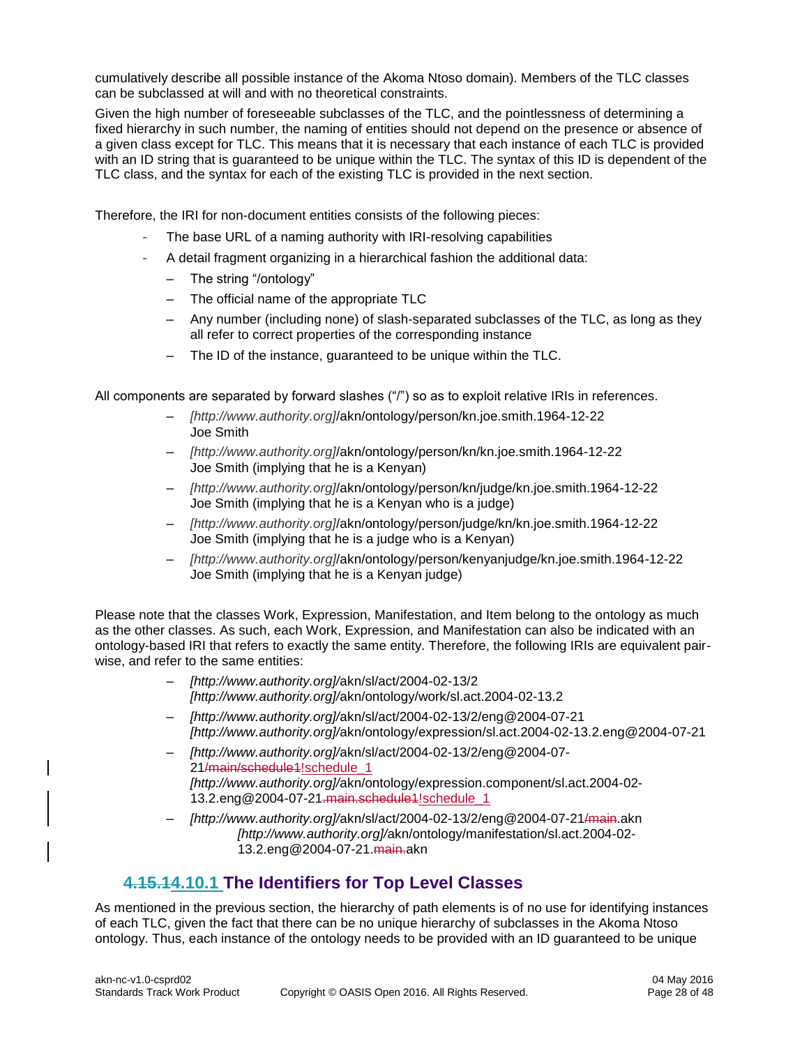cumulatively describe all possible instance of the Akoma Ntoso domain). Members of the TLC classes can be subclassed at will and with no theoretical constraints.

Given the high number of foreseeable subclasses of the TLC, and the pointlessness of determining a fixed hierarchy in such number, the naming of entities should not depend on the presence or absence of a given class except for TLC. This means that it is necessary that each instance of each TLC is provided with an ID string that is guaranteed to be unique within the TLC. The syntax of this ID is dependent of the TLC class, and the syntax for each of the existing TLC is provided in the next section.

Therefore, the IRI for non-document entities consists of the following pieces:

- The base URL of a naming authority with IRI-resolving capabilities
- A detail fragment organizing in a hierarchical fashion the additional data:
  - The string "/ontology"
  - The official name of the appropriate TLC
  - Any number (including none) of slash-separated subclasses of the TLC, as long as they all refer to correct properties of the corresponding instance
  - The ID of the instance, guaranteed to be unique within the TLC.

All components are separated by forward slashes ("/") so as to exploit relative IRIs in references.

- *[http://www.authority.org]*/akn/ontology/person/kn.joe.smith.1964-12-22
  Joe Smith
- *[http://www.authority.org]*/akn/ontology/person/kn/kn.joe.smith.1964-12-22
  Joe Smith (implying that he is a Kenyan)
- *[http://www.authority.org]*/akn/ontology/person/kn/judge/kn.joe.smith.1964-12-22
  Joe Smith (implying that he is a Kenyan who is a judge)
- *[http://www.authority.org]*/akn/ontology/person/judge/kn/kn.joe.smith.1964-12-22
  Joe Smith (implying that he is a judge who is a Kenyan)
- *[http://www.authority.org]*/akn/ontology/person/kenyanjudge/kn.joe.smith.1964-12-22
  Joe Smith (implying that he is a Kenyan judge)

Please note that the classes Work, Expression, Manifestation, and Item belong to the ontology as much as the other classes. As such, each Work, Expression, and Manifestation can also be indicated with an ontology-based IRI that refers to exactly the same entity. Therefore, the following IRIs are equivalent pair-wise, and refer to the same entities:

- *[http://www.authority.org]*/akn/sl/act/2004-02-13/2
  *[http://www.authority.org]*/akn/ontology/work/sl.act.2004-02-13.2
- *[http://www.authority.org]*/akn/sl/act/2004-02-13/2/eng@2004-07-21
  *[http://www.authority.org]*/akn/ontology/expression/sl.act.2004-02-13.2.eng@2004-07-21
- *[http://www.authority.org]*/akn/sl/act/2004-02-13/2/eng@2004-07-21~~/main/schedule1~~!schedule_1
  *[http://www.authority.org]*/akn/ontology/expression.component/sl.act.2004-02-13.2.eng@2004-07-21~~.main.schedule1~~!schedule_1
- *[http://www.authority.org]*/akn/sl/act/2004-02-13/2/eng@2004-07-21~~/main~~.akn
  *[http://www.authority.org]*/akn/ontology/manifestation/sl.act.2004-02-13.2.eng@2004-07-21.~~main.~~akn

## ~~4.15.1~~4.10.1 The Identifiers for Top Level Classes

As mentioned in the previous section, the hierarchy of path elements is of no use for identifying instances of each TLC, given the fact that there can be no unique hierarchy of subclasses in the Akoma Ntoso ontology. Thus, each instance of the ontology needs to be provided with an ID guaranteed to be unique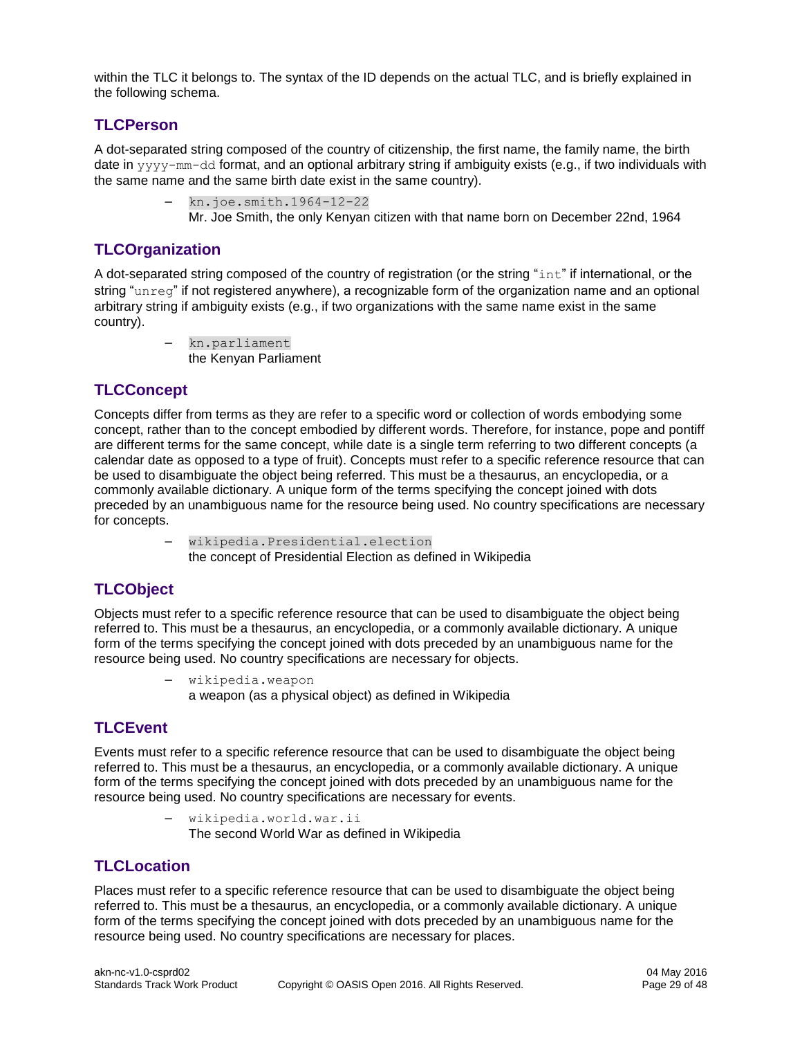within the TLC it belongs to. The syntax of the ID depends on the actual TLC, and is briefly explained in the following schema.

### TLCPerson

A dot-separated string composed of the country of citizenship, the first name, the family name, the birth date in `yyyy-mm-dd` format, and an optional arbitrary string if ambiguity exists (e.g., if two individuals with the same name and the same birth date exist in the same country).

- `kn.joe.smith.1964-12-22`
  Mr. Joe Smith, the only Kenyan citizen with that name born on December 22nd, 1964

### TLCOrganization

A dot-separated string composed of the country of registration (or the string "`int`" if international, or the string "`unreg`" if not registered anywhere), a recognizable form of the organization name and an optional arbitrary string if ambiguity exists (e.g., if two organizations with the same name exist in the same country).

- `kn.parliament`
  the Kenyan Parliament

### TLCConcept

Concepts differ from terms as they are refer to a specific word or collection of words embodying some concept, rather than to the concept embodied by different words. Therefore, for instance, pope and pontiff are different terms for the same concept, while date is a single term referring to two different concepts (a calendar date as opposed to a type of fruit). Concepts must refer to a specific reference resource that can be used to disambiguate the object being referred. This must be a thesaurus, an encyclopedia, or a commonly available dictionary. A unique form of the terms specifying the concept joined with dots preceded by an unambiguous name for the resource being used. No country specifications are necessary for concepts.

- `wikipedia.Presidential.election`
  the concept of Presidential Election as defined in Wikipedia

### TLCObject

Objects must refer to a specific reference resource that can be used to disambiguate the object being referred to. This must be a thesaurus, an encyclopedia, or a commonly available dictionary. A unique form of the terms specifying the concept joined with dots preceded by an unambiguous name for the resource being used. No country specifications are necessary for objects.

- `wikipedia.weapon`
  a weapon (as a physical object) as defined in Wikipedia

### TLCEvent

Events must refer to a specific reference resource that can be used to disambiguate the object being referred to. This must be a thesaurus, an encyclopedia, or a commonly available dictionary. A unique form of the terms specifying the concept joined with dots preceded by an unambiguous name for the resource being used. No country specifications are necessary for events.

- `wikipedia.world.war.ii`
  The second World War as defined in Wikipedia

### TLCLocation

Places must refer to a specific reference resource that can be used to disambiguate the object being referred to. This must be a thesaurus, an encyclopedia, or a commonly available dictionary. A unique form of the terms specifying the concept joined with dots preceded by an unambiguous name for the resource being used. No country specifications are necessary for places.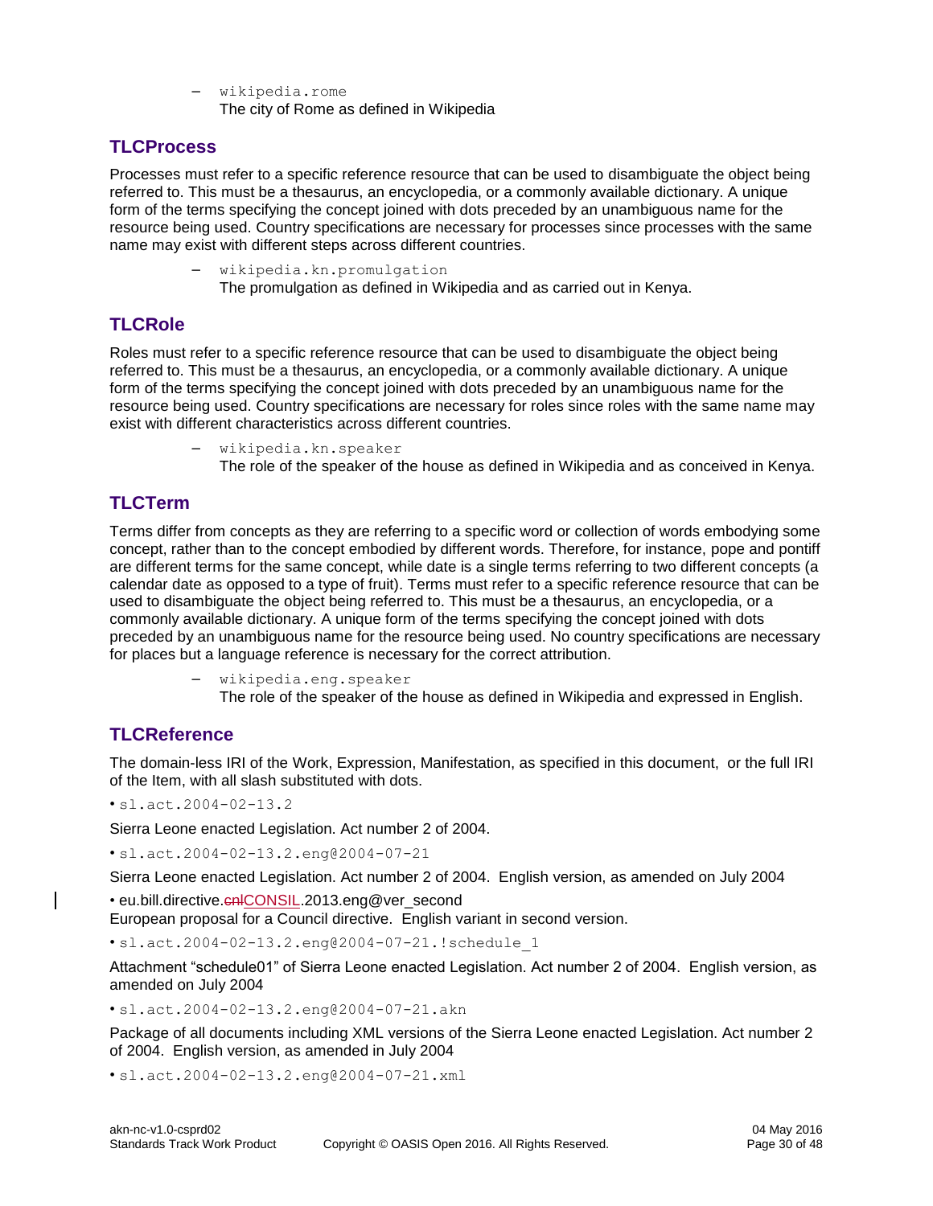- `wikipedia.rome`
  The city of Rome as defined in Wikipedia

### TLCProcess

Processes must refer to a specific reference resource that can be used to disambiguate the object being referred to. This must be a thesaurus, an encyclopedia, or a commonly available dictionary. A unique form of the terms specifying the concept joined with dots preceded by an unambiguous name for the resource being used. Country specifications are necessary for processes since processes with the same name may exist with different steps across different countries.

- `wikipedia.kn.promulgation`
  The promulgation as defined in Wikipedia and as carried out in Kenya.

### TLCRole

Roles must refer to a specific reference resource that can be used to disambiguate the object being referred to. This must be a thesaurus, an encyclopedia, or a commonly available dictionary. A unique form of the terms specifying the concept joined with dots preceded by an unambiguous name for the resource being used. Country specifications are necessary for roles since roles with the same name may exist with different characteristics across different countries.

- `wikipedia.kn.speaker`
  The role of the speaker of the house as defined in Wikipedia and as conceived in Kenya.

### TLCTerm

Terms differ from concepts as they are referring to a specific word or collection of words embodying some concept, rather than to the concept embodied by different words. Therefore, for instance, pope and pontiff are different terms for the same concept, while date is a single terms referring to two different concepts (a calendar date as opposed to a type of fruit). Terms must refer to a specific reference resource that can be used to disambiguate the object being referred to. This must be a thesaurus, an encyclopedia, or a commonly available dictionary. A unique form of the terms specifying the concept joined with dots preceded by an unambiguous name for the resource being used. No country specifications are necessary for places but a language reference is necessary for the correct attribution.

- `wikipedia.eng.speaker`
  The role of the speaker of the house as defined in Wikipedia and expressed in English.

### TLCReference

The domain-less IRI of the Work, Expression, Manifestation, as specified in this document, or the full IRI of the Item, with all slash substituted with dots.

- `sl.act.2004-02-13.2`

Sierra Leone enacted Legislation. Act number 2 of 2004.

- `sl.act.2004-02-13.2.eng@2004-07-21`

Sierra Leone enacted Legislation. Act number 2 of 2004. English version, as amended on July 2004

- eu.bill.directive.~~cnl~~CONSIL.2013.eng@ver_second

European proposal for a Council directive. English variant in second version.

- `sl.act.2004-02-13.2.eng@2004-07-21.!schedule_1`

Attachment "schedule01" of Sierra Leone enacted Legislation. Act number 2 of 2004. English version, as amended on July 2004

- `sl.act.2004-02-13.2.eng@2004-07-21.akn`

Package of all documents including XML versions of the Sierra Leone enacted Legislation. Act number 2 of 2004. English version, as amended in July 2004

- `sl.act.2004-02-13.2.eng@2004-07-21.xml`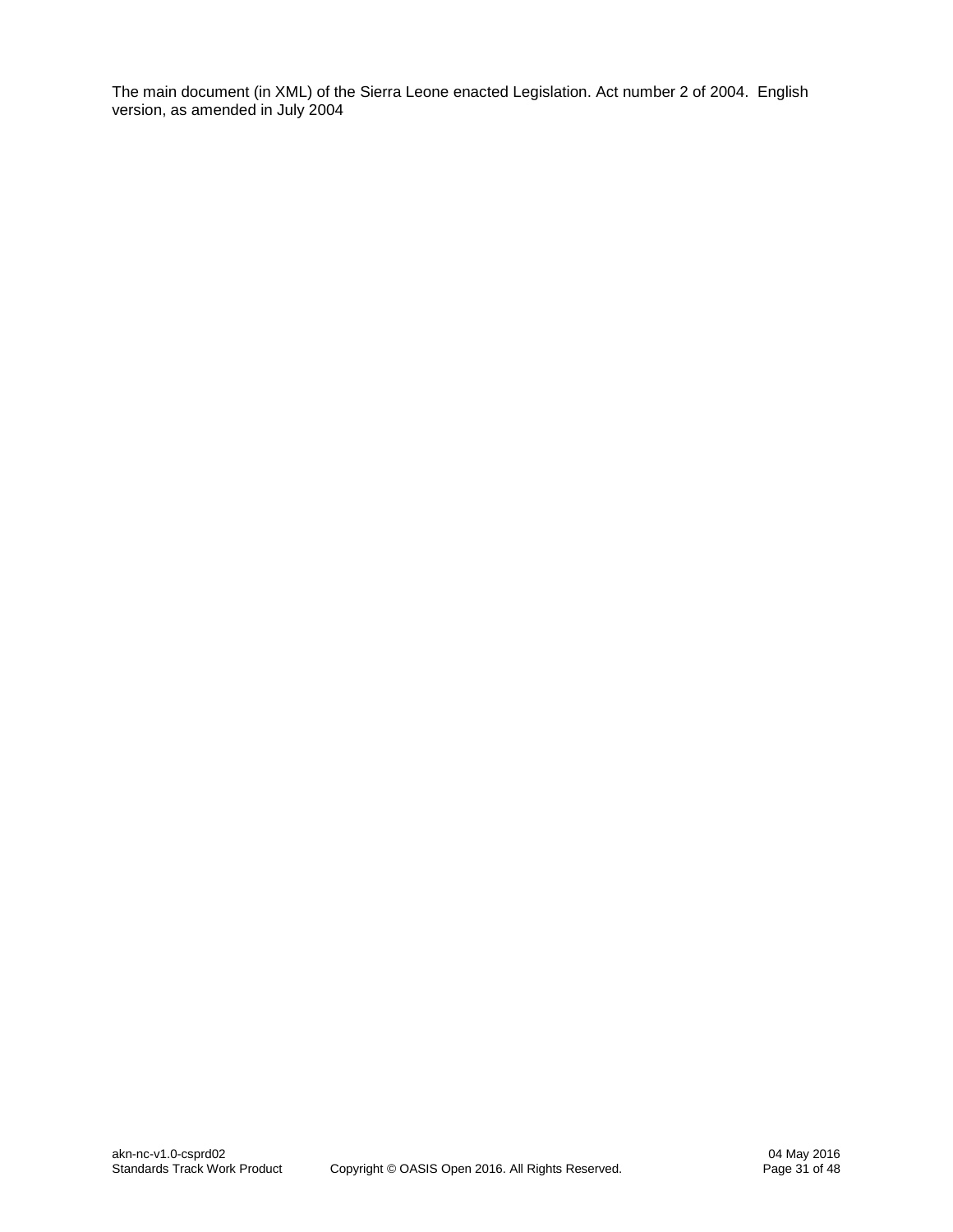The main document (in XML) of the Sierra Leone enacted Legislation. Act number 2 of 2004. English version, as amended in July 2004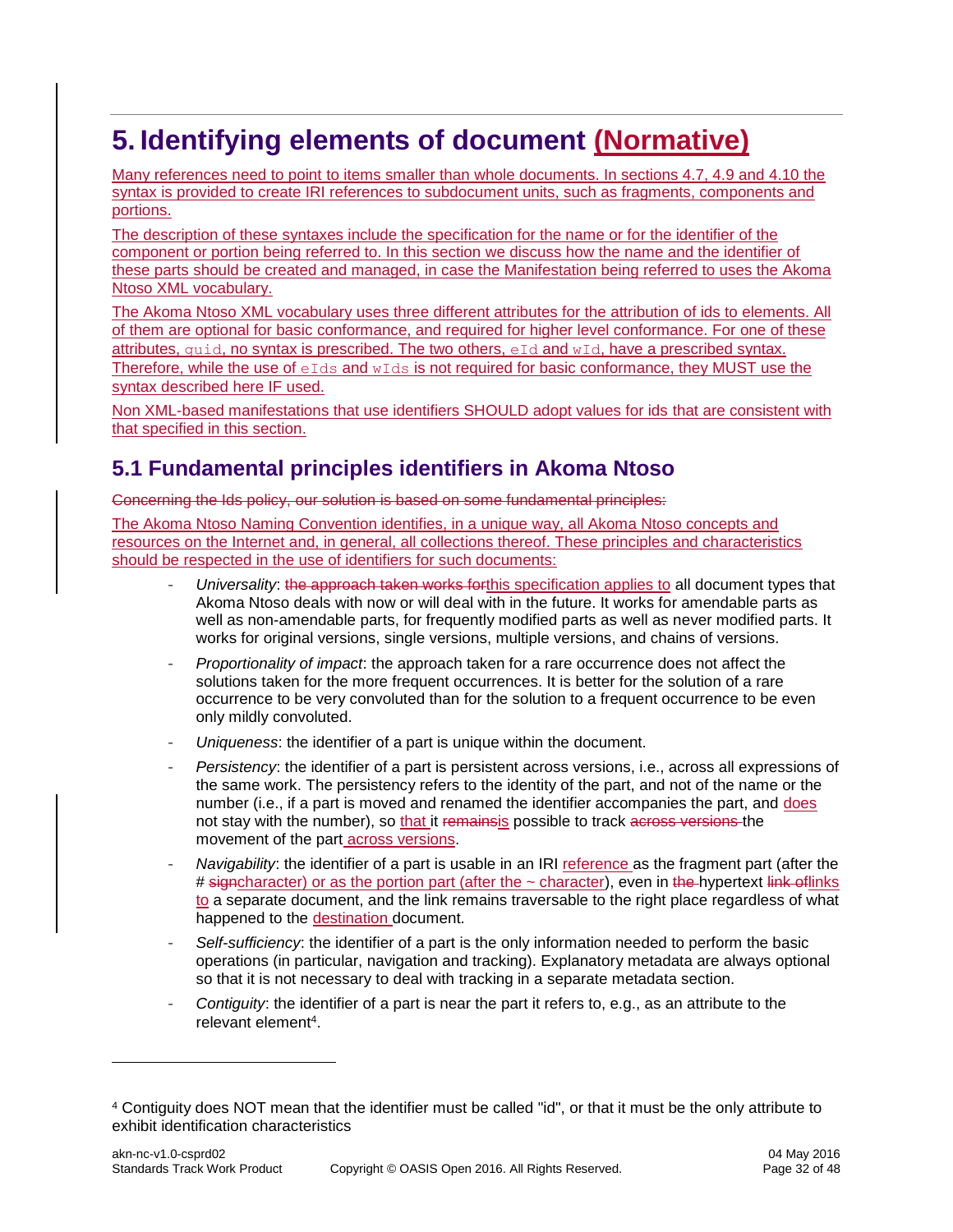# 5. Identifying elements of document (Normative)

Many references need to point to items smaller than whole documents. In sections 4.7, 4.9 and 4.10 the syntax is provided to create IRI references to subdocument units, such as fragments, components and portions.

The description of these syntaxes include the specification for the name or for the identifier of the component or portion being referred to. In this section we discuss how the name and the identifier of these parts should be created and managed, in case the Manifestation being referred to uses the Akoma Ntoso XML vocabulary.

The Akoma Ntoso XML vocabulary uses three different attributes for the attribution of ids to elements. All of them are optional for basic conformance, and required for higher level conformance. For one of these attributes, `guid`, no syntax is prescribed. The two others, `eId` and `wId`, have a prescribed syntax. Therefore, while the use of `eIds` and `wIds` is not required for basic conformance, they MUST use the syntax described here IF used.

Non XML-based manifestations that use identifiers SHOULD adopt values for ids that are consistent with that specified in this section.

## 5.1 Fundamental principles identifiers in Akoma Ntoso

~~Concerning the Ids policy, our solution is based on some fundamental principles:~~

The Akoma Ntoso Naming Convention identifies, in a unique way, all Akoma Ntoso concepts and resources on the Internet and, in general, all collections thereof. These principles and characteristics should be respected in the use of identifiers for such documents:

- *Universality*: ~~the approach taken works for~~this specification applies to all document types that Akoma Ntoso deals with now or will deal with in the future. It works for amendable parts as well as non-amendable parts, for frequently modified parts as well as never modified parts. It works for original versions, single versions, multiple versions, and chains of versions.
- *Proportionality of impact*: the approach taken for a rare occurrence does not affect the solutions taken for the more frequent occurrences. It is better for the solution of a rare occurrence to be very convoluted than for the solution to a frequent occurrence to be even only mildly convoluted.
- *Uniqueness*: the identifier of a part is unique within the document.
- *Persistency*: the identifier of a part is persistent across versions, i.e., across all expressions of the same work. The persistency refers to the identity of the part, and not of the name or the number (i.e., if a part is moved and renamed the identifier accompanies the part, and does not stay with the number), so that it ~~remains~~is possible to track ~~across versions~~ the movement of the part across versions.
- *Navigability*: the identifier of a part is usable in an IRI reference as the fragment part (after the # ~~sign~~character) or as the portion part (after the ~ character), even in ~~the~~ hypertext ~~link of~~links to a separate document, and the link remains traversable to the right place regardless of what happened to the destination document.
- *Self-sufficiency*: the identifier of a part is the only information needed to perform the basic operations (in particular, navigation and tracking). Explanatory metadata are always optional so that it is not necessary to deal with tracking in a separate metadata section.
- *Contiguity*: the identifier of a part is near the part it refers to, e.g., as an attribute to the relevant element[4].

[4] Contiguity does NOT mean that the identifier must be called "id", or that it must be the only attribute to exhibit identification characteristics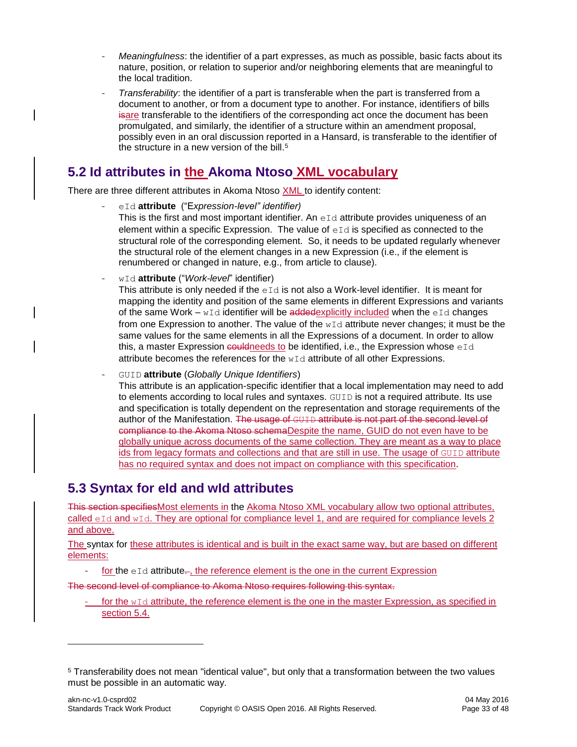- *Meaningfulness*: the identifier of a part expresses, as much as possible, basic facts about its nature, position, or relation to superior and/or neighboring elements that are meaningful to the local tradition.
- *Transferability*: the identifier of a part is transferable when the part is transferred from a document to another, or from a document type to another. For instance, identifiers of bills ~~is~~are transferable to the identifiers of the corresponding act once the document has been promulgated, and similarly, the identifier of a structure within an amendment proposal, possibly even in an oral discussion reported in a Hansard, is transferable to the identifier of the structure in a new version of the bill.[5]

## 5.2 Id attributes in the Akoma Ntoso XML vocabulary

There are three different attributes in Akoma Ntoso XML to identify content:

- `eId` **attribute** ("E*xpression-level" identifier)*
  This is the first and most important identifier. An `eId` attribute provides uniqueness of an element within a specific Expression. The value of `eId` is specified as connected to the structural role of the corresponding element. So, it needs to be updated regularly whenever the structural role of the element changes in a new Expression (i.e., if the element is renumbered or changed in nature, e.g., from article to clause).
- `wId` **attribute** ("*Work-level*" identifier)
  This attribute is only needed if the `eId` is not also a Work-level identifier. It is meant for mapping the identity and position of the same elements in different Expressions and variants of the same Work – `wId` identifier will be ~~added~~explicitly included when the `eId` changes from one Expression to another. The value of the `wId` attribute never changes; it must be the same values for the same elements in all the Expressions of a document. In order to allow this, a master Expression ~~could~~needs to be identified, i.e., the Expression whose `eId` attribute becomes the references for the `wId` attribute of all other Expressions.
- `GUID` **attribute** (*Globally Unique Identifiers*)
  This attribute is an application-specific identifier that a local implementation may need to add to elements according to local rules and syntaxes. `GUID` is not a required attribute. Its use and specification is totally dependent on the representation and storage requirements of the author of the Manifestation. ~~The usage of `GUID` attribute is not part of the second level of compliance to the Akoma Ntoso schema~~Despite the name, GUID do not even have to be globally unique across documents of the same collection. They are meant as a way to place ids from legacy formats and collections and that are still in use. The usage of `GUID` attribute has no required syntax and does not impact on compliance with this specification.

## 5.3 Syntax for eId and wId attributes

~~This section specifies~~Most elements in the Akoma Ntoso XML vocabulary allow two optional attributes, called `eId` and `wId`. They are optional for compliance level 1, and are required for compliance levels 2 and above.

The syntax for these attributes is identical and is built in the exact same way, but are based on different elements:

- for the `eId` attribute~~.~~, the reference element is the one in the current Expression

~~The second level of compliance to Akoma Ntoso requires following this syntax.~~

- for the `wId` attribute, the reference element is the one in the master Expression, as specified in section 5.4.

---

[5] Transferability does not mean "identical value", but only that a transformation between the two values must be possible in an automatic way.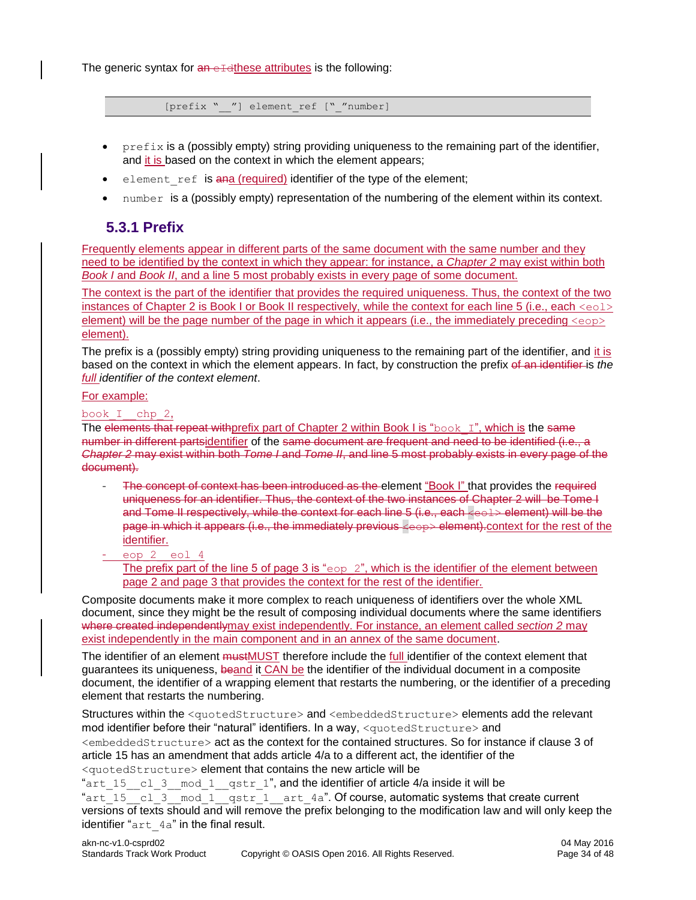The generic syntax for ~~an `eId`~~these attributes is the following:

```
[prefix "__"] element_ref ["_"number]
```

- `prefix` is a (possibly empty) string providing uniqueness to the remaining part of the identifier, and it is based on the context in which the element appears;
- `element_ref` is ~~an~~a (required) identifier of the type of the element;
- `number` is a (possibly empty) representation of the numbering of the element within its context.

### 5.3.1 Prefix

Frequently elements appear in different parts of the same document with the same number and they need to be identified by the context in which they appear: for instance, a *Chapter 2* may exist within both *Book I* and *Book II*, and a line 5 most probably exists in every page of some document.

The context is the part of the identifier that provides the required uniqueness. Thus, the context of the two instances of Chapter 2 is Book I or Book II respectively, while the context for each line 5 (i.e., each `<eol>` element) will be the page number of the page in which it appears (i.e., the immediately preceding `<eop>` element).

The prefix is a (possibly empty) string providing uniqueness to the remaining part of the identifier, and it is based on the context in which the element appears. In fact, by construction the prefix ~~of an identifier~~ is *the full identifier of the context element*.

For example:

`book_I__chp_2,`

The ~~elements that repeat with~~prefix part of Chapter 2 within Book I is "`book_I`", which is the ~~same number in different parts~~identifier of the ~~same document are frequent and need to be identified (i.e., a *Chapter 2* may exist within both *Tome I* and *Tome II*, and line 5 most probably exists in every page of the document).~~

- ~~The concept of context has been introduced as the~~ element "Book I" that provides the ~~required uniqueness for an identifier. Thus, the context of the two instances of Chapter 2 will be Tome I and Tome II respectively, while the context for each line 5 (i.e., each `<eol>` element) will be the page in which it appears (i.e., the immediately previous `<eop>` element).~~context for the rest of the identifier.
- `eop_2__eol_4`
  The prefix part of the line 5 of page 3 is "`eop_2`", which is the identifier of the element between page 2 and page 3 that provides the context for the rest of the identifier.

Composite documents make it more complex to reach uniqueness of identifiers over the whole XML document, since they might be the result of composing individual documents where the same identifiers ~~where created independently~~may exist independently. For instance, an element called *section 2* may exist independently in the main component and in an annex of the same document.

The identifier of an element ~~must~~MUST therefore include the full identifier of the context element that guarantees its uniqueness, ~~be~~and it CAN be the identifier of the individual document in a composite document, the identifier of a wrapping element that restarts the numbering, or the identifier of a preceding element that restarts the numbering.

Structures within the `<quotedStructure>` and `<embeddedStructure>` elements add the relevant mod identifier before their "natural" identifiers. In a way, `<quotedStructure>` and `<embeddedStructure>` act as the context for the contained structures. So for instance if clause 3 of article 15 has an amendment that adds article 4/a to a different act, the identifier of the `<quotedStructure>` element that contains the new article will be "`art_15__cl_3__mod_1__qstr_1`", and the identifier of article 4/a inside it will be "`art_15__cl_3__mod_1__qstr_1__art_4a`". Of course, automatic systems that create current versions of texts should and will remove the prefix belonging to the modification law and will only keep the identifier "`art_4a`" in the final result.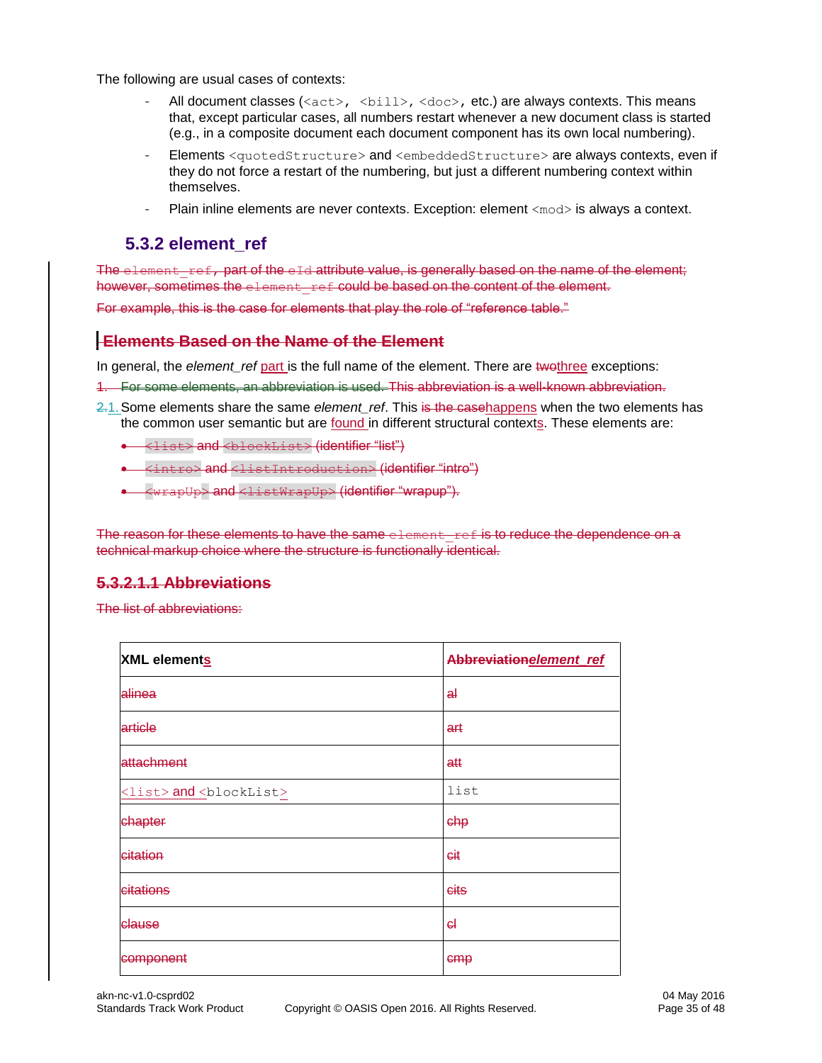The following are usual cases of contexts:

- All document classes (`<act>`, `<bill>`, `<doc>`, etc.) are always contexts. This means that, except particular cases, all numbers restart whenever a new document class is started (e.g., in a composite document each document component has its own local numbering).
- Elements `<quotedStructure>` and `<embeddedStructure>` are always contexts, even if they do not force a restart of the numbering, but just a different numbering context within themselves.
- Plain inline elements are never contexts. Exception: element `<mod>` is always a context.

## 5.3.2 element_ref

~~The `element_ref`, part of the `eId` attribute value, is generally based on the name of the element; however, sometimes the `element_ref` could be based on the content of the element.~~

~~For example, this is the case for elements that play the role of "reference table."~~

### ~~Elements Based on the Name of the Element~~

In general, the *element_ref* part is the full name of the element. There are ~~two~~three exceptions:

1. ~~For some elements, an abbreviation is used. This abbreviation is a well-known abbreviation.~~
2. Some elements share the same *element_ref*. This ~~is the case~~happens when the two elements has the common user semantic but are found in different structural contexts. These elements are:
   - ~~`<list>` and `<blockList>` (identifier "list")~~
   - ~~`<intro>` and `<listIntroduction>` (identifier "intro")~~
   - ~~`<wrapUp>` and `<listWrapUp>` (identifier "wrapup").~~

~~The reason for these elements to have the same `element_ref` is to reduce the dependence on a technical markup choice where the structure is functionally identical.~~

#### ~~5.3.2.1.1 Abbreviations~~

~~The list of abbreviations:~~

| XML elements | ~~Abbreviation~~*element_ref* |
|---|---|
| ~~alinea~~ | ~~al~~ |
| ~~article~~ | ~~art~~ |
| ~~attachment~~ | ~~att~~ |
| `<list>` and `<blockList>` | `list` |
| ~~chapter~~ | ~~chp~~ |
| ~~citation~~ | ~~cit~~ |
| ~~citations~~ | ~~cits~~ |
| ~~clause~~ | ~~cl~~ |
| ~~component~~ | ~~cmp~~ |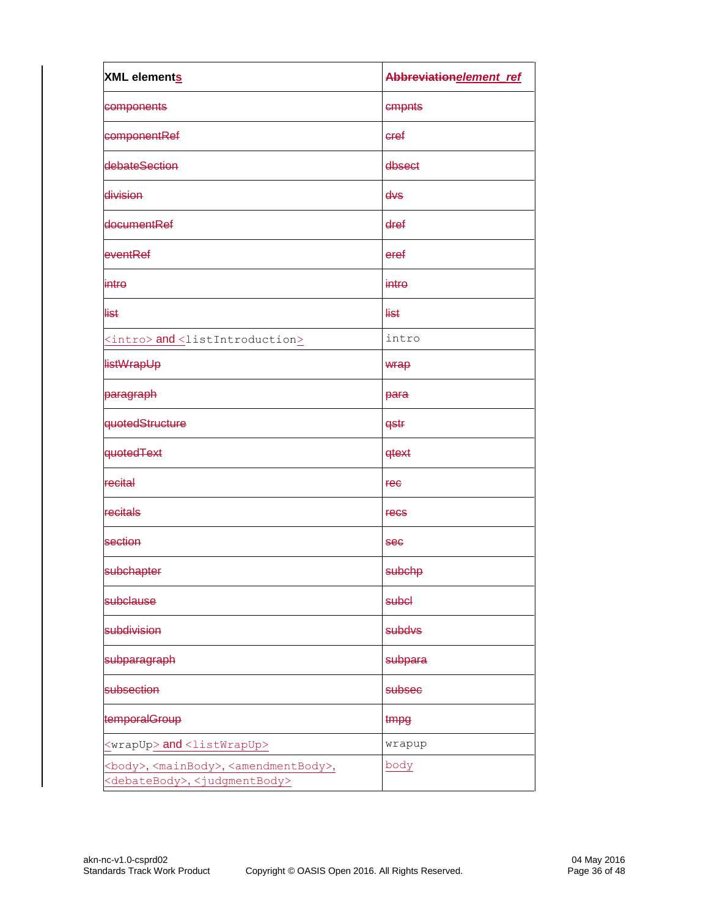| XML elements | ~~Abbreviation~~*element_ref* |
|---|---|
| ~~components~~ | ~~cmpnts~~ |
| ~~componentRef~~ | ~~cref~~ |
| ~~debateSection~~ | ~~dbsect~~ |
| ~~division~~ | ~~dvs~~ |
| ~~documentRef~~ | ~~dref~~ |
| ~~eventRef~~ | ~~eref~~ |
| ~~intro~~ | ~~intro~~ |
| ~~list~~ | ~~list~~ |
| `<intro>` and `<listIntroduction>` | `intro` |
| ~~listWrapUp~~ | ~~wrap~~ |
| ~~paragraph~~ | ~~para~~ |
| ~~quotedStructure~~ | ~~qstr~~ |
| ~~quotedText~~ | ~~qtext~~ |
| ~~recital~~ | ~~rec~~ |
| ~~recitals~~ | ~~recs~~ |
| ~~section~~ | ~~sec~~ |
| ~~subchapter~~ | ~~subchp~~ |
| ~~subclause~~ | ~~subcl~~ |
| ~~subdivision~~ | ~~subdvs~~ |
| ~~subparagraph~~ | ~~subpara~~ |
| ~~subsection~~ | ~~subsec~~ |
| ~~temporalGroup~~ | ~~tmpg~~ |
| `<wrapUp>` and `<listWrapUp>` | `wrapup` |
| `<body>`, `<mainBody>`, `<amendmentBody>`, `<debateBody>`, `<judgmentBody>` | `body` |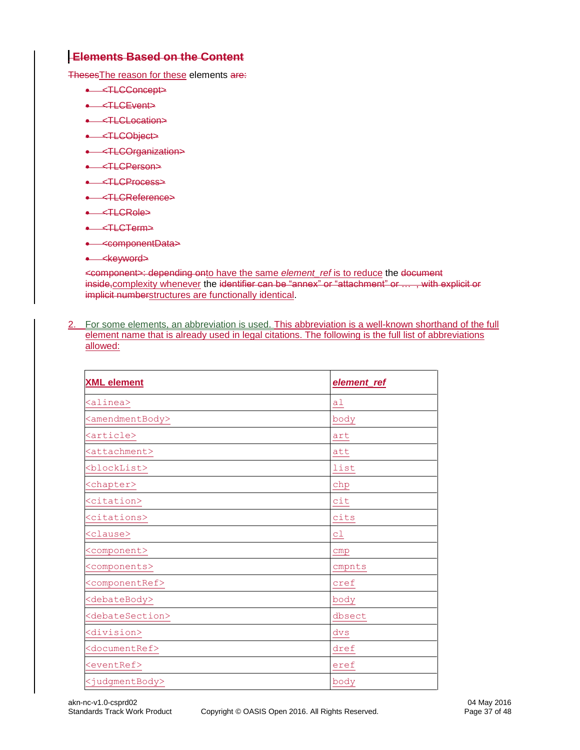## Elements Based on the Content

ThesesThe reason for these elements are:

- <TLCConcept>
- <TLCEvent>
- <TLCLocation>
- <TLCObject>
- <TLCOrganization>
- <TLCPerson>
- <TLCProcess>
- <TLCReference>
- <TLCRole>
- <TLCTerm>
- <componentData>
- <keyword>

<component>: depending onto have the same *element_ref* is to reduce the document inside,complexity whenever the identifier can be "annex" or "attachment" or … , with explicit or implicit numberstructures are functionally identical.

2. For some elements, an abbreviation is used. This abbreviation is a well-known shorthand of the full element name that is already used in legal citations. The following is the full list of abbreviations allowed:

| **XML element** | ***element_ref*** |
|---|---|
| `<alinea>` | `al` |
| `<amendmentBody>` | `body` |
| `<article>` | `art` |
| `<attachment>` | `att` |
| `<blockList>` | `list` |
| `<chapter>` | `chp` |
| `<citation>` | `cit` |
| `<citations>` | `cits` |
| `<clause>` | `cl` |
| `<component>` | `cmp` |
| `<components>` | `cmpnts` |
| `<componentRef>` | `cref` |
| `<debateBody>` | `body` |
| `<debateSection>` | `dbsect` |
| `<division>` | `dvs` |
| `<documentRef>` | `dref` |
| `<eventRef>` | `eref` |
| `<judgmentBody>` | `body` |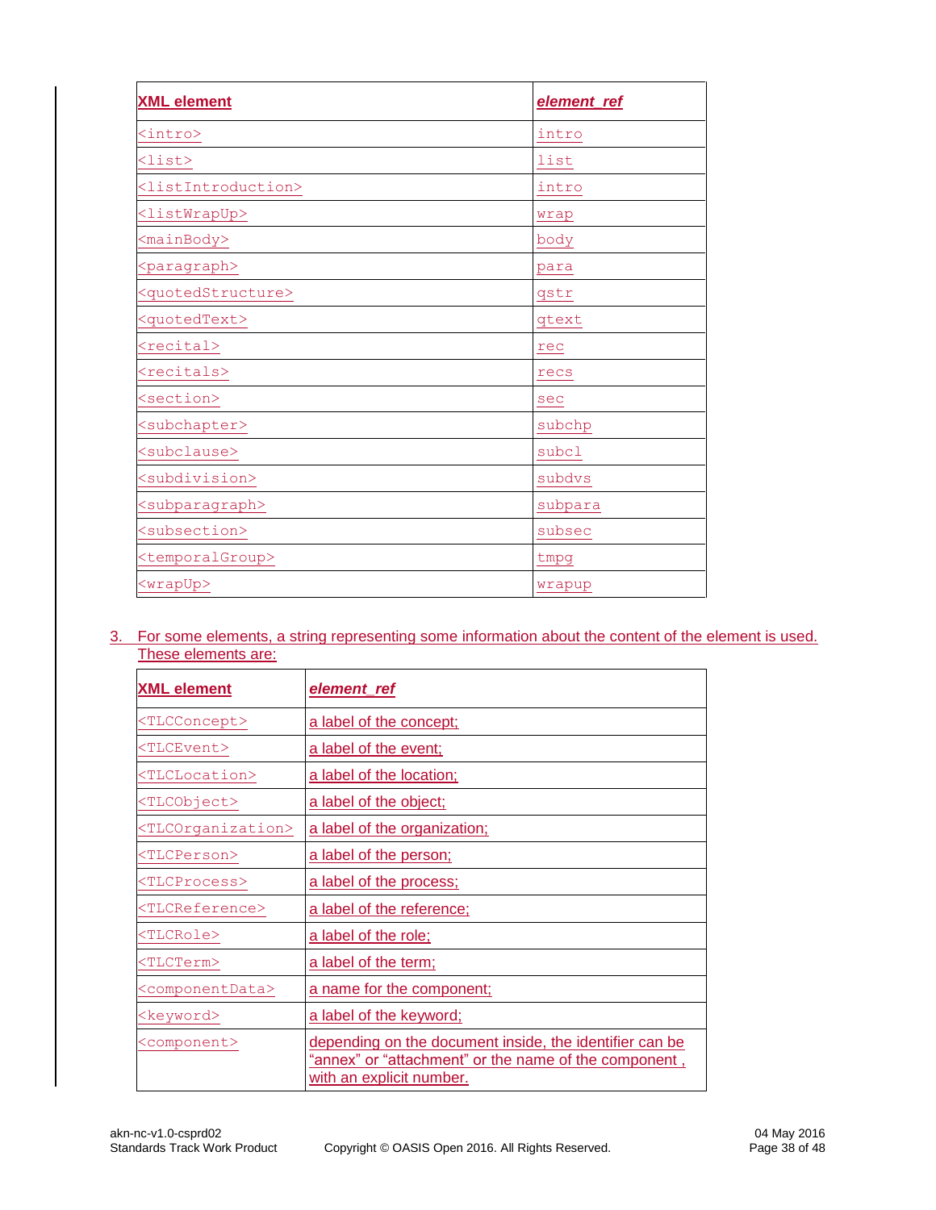| **XML element** | ***element_ref*** |
| --- | --- |
| <intro> | intro |
| <list> | list |
| <listIntroduction> | intro |
| <listWrapUp> | wrap |
| <mainBody> | body |
| <paragraph> | para |
| <quotedStructure> | qstr |
| <quotedText> | qtext |
| <recital> | rec |
| <recitals> | recs |
| <section> | sec |
| <subchapter> | subchp |
| <subclause> | subcl |
| <subdivision> | subdvs |
| <subparagraph> | subpara |
| <subsection> | subsec |
| <temporalGroup> | tmpg |
| <wrapUp> | wrapup |

3. For some elements, a string representing some information about the content of the element is used. These elements are:

| **XML element** | ***element_ref*** |
| --- | --- |
| <TLCConcept> | a label of the concept; |
| <TLCEvent> | a label of the event; |
| <TLCLocation> | a label of the location; |
| <TLCObject> | a label of the object; |
| <TLCOrganization> | a label of the organization; |
| <TLCPerson> | a label of the person; |
| <TLCProcess> | a label of the process; |
| <TLCReference> | a label of the reference; |
| <TLCRole> | a label of the role; |
| <TLCTerm> | a label of the term; |
| <componentData> | a name for the component; |
| <keyword> | a label of the keyword; |
| <component> | depending on the document inside, the identifier can be "annex" or "attachment" or the name of the component , with an explicit number. |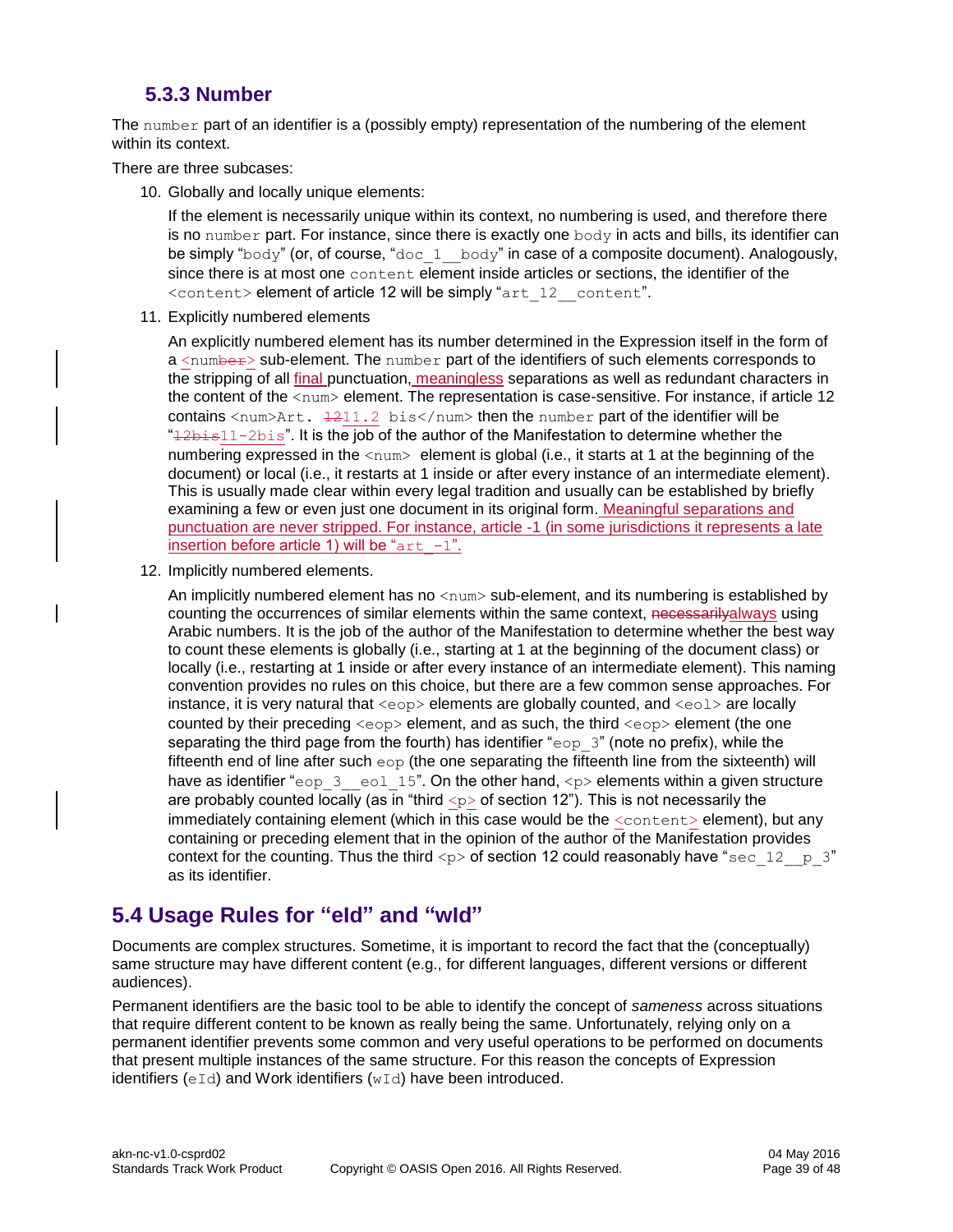### 5.3.3 Number

The `number` part of an identifier is a (possibly empty) representation of the numbering of the element within its context.

There are three subcases:

10. Globally and locally unique elements:

    If the element is necessarily unique within its context, no numbering is used, and therefore there is no `number` part. For instance, since there is exactly one `body` in acts and bills, its identifier can be simply “`body`” (or, of course, “`doc_1__body`” in case of a composite document). Analogously, since there is at most one `content` element inside articles or sections, the identifier of the `<content>` element of article 12 will be simply “`art_12__content`”.

11. Explicitly numbered elements

    An explicitly numbered element has its number determined in the Expression itself in the form of a <num~~ber~~> sub-element. The `number` part of the identifiers of such elements corresponds to the stripping of all final punctuation, meaningless separations as well as redundant characters in the content of the `<num>` element. The representation is case-sensitive. For instance, if article 12 contains <num>Art. ~~12~~11.2 bis</num> then the `number` part of the identifier will be “~~12bis~~11-2bis”. It is the job of the author of the Manifestation to determine whether the numbering expressed in the `<num>` element is global (i.e., it starts at 1 at the beginning of the document) or local (i.e., it restarts at 1 inside or after every instance of an intermediate element). This is usually made clear within every legal tradition and usually can be established by briefly examining a few or even just one document in its original form. Meaningful separations and punctuation are never stripped. For instance, article -1 (in some jurisdictions it represents a late insertion before article 1) will be “`art_-1`”.

12. Implicitly numbered elements.

    An implicitly numbered element has no `<num>` sub-element, and its numbering is established by counting the occurrences of similar elements within the same context, ~~necessarily~~always using Arabic numbers. It is the job of the author of the Manifestation to determine whether the best way to count these elements is globally (i.e., starting at 1 at the beginning of the document class) or locally (i.e., restarting at 1 inside or after every instance of an intermediate element). This naming convention provides no rules on this choice, but there are a few common sense approaches. For instance, it is very natural that `<eop>` elements are globally counted, and `<eol>` are locally counted by their preceding `<eop>` element, and as such, the third `<eop>` element (the one separating the third page from the fourth) has identifier “`eop_3`” (note no prefix), while the fifteenth end of line after such `eop` (the one separating the fifteenth line from the sixteenth) will have as identifier “`eop_3__eol_15`”. On the other hand, `<p>` elements within a given structure are probably counted locally (as in “third `<p>` of section 12”). This is not necessarily the immediately containing element (which in this case would be the `<content>` element), but any containing or preceding element that in the opinion of the author of the Manifestation provides context for the counting. Thus the third `<p>` of section 12 could reasonably have “`sec_12__p_3`” as its identifier.

## 5.4 Usage Rules for “eId” and “wId”

Documents are complex structures. Sometime, it is important to record the fact that the (conceptually) same structure may have different content (e.g., for different languages, different versions or different audiences).

Permanent identifiers are the basic tool to be able to identify the concept of *sameness* across situations that require different content to be known as really being the same. Unfortunately, relying only on a permanent identifier prevents some common and very useful operations to be performed on documents that present multiple instances of the same structure. For this reason the concepts of Expression identifiers (`eId`) and Work identifiers (`wId`) have been introduced.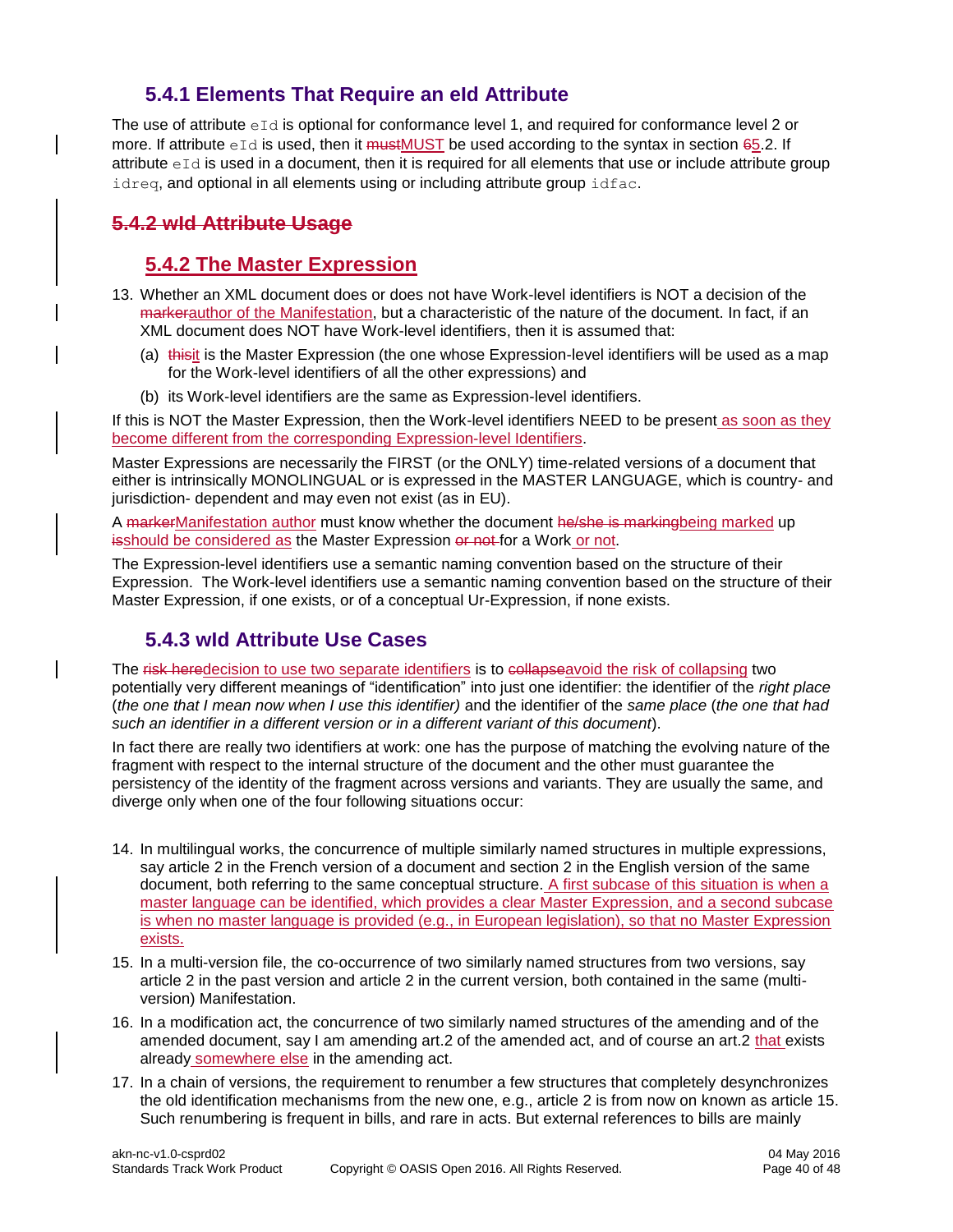### 5.4.1 Elements That Require an eId Attribute

The use of attribute `eId` is optional for conformance level 1, and required for conformance level 2 or more. If attribute `eId` is used, then it ~~must~~MUST be used according to the syntax in section ~~6~~5.2. If attribute `eId` is used in a document, then it is required for all elements that use or include attribute group `idreq`, and optional in all elements using or including attribute group `idfac`.

### ~~5.4.2 wId Attribute Usage~~

### 5.4.2 The Master Expression

13. Whether an XML document does or does not have Work-level identifiers is NOT a decision of the ~~marker~~author of the Manifestation, but a characteristic of the nature of the document. In fact, if an XML document does NOT have Work-level identifiers, then it is assumed that:
    (a) ~~this~~it is the Master Expression (the one whose Expression-level identifiers will be used as a map for the Work-level identifiers of all the other expressions) and
    (b) its Work-level identifiers are the same as Expression-level identifiers.

If this is NOT the Master Expression, then the Work-level identifiers NEED to be present as soon as they become different from the corresponding Expression-level Identifiers.

Master Expressions are necessarily the FIRST (or the ONLY) time-related versions of a document that either is intrinsically MONOLINGUAL or is expressed in the MASTER LANGUAGE, which is country- and jurisdiction- dependent and may even not exist (as in EU).

A ~~marker~~Manifestation author must know whether the document ~~he/she is marking~~being marked up ~~is~~should be considered as the Master Expression ~~or not~~ for a Work or not.

The Expression-level identifiers use a semantic naming convention based on the structure of their Expression. The Work-level identifiers use a semantic naming convention based on the structure of their Master Expression, if one exists, or of a conceptual Ur-Expression, if none exists.

### 5.4.3 wId Attribute Use Cases

The ~~risk here~~decision to use two separate identifiers is to ~~collapse~~avoid the risk of collapsing two potentially very different meanings of "identification" into just one identifier: the identifier of the *right place* (*the one that I mean now when I use this identifier)* and the identifier of the *same place* (*the one that had such an identifier in a different version or in a different variant of this document*).

In fact there are really two identifiers at work: one has the purpose of matching the evolving nature of the fragment with respect to the internal structure of the document and the other must guarantee the persistency of the identity of the fragment across versions and variants. They are usually the same, and diverge only when one of the four following situations occur:

14. In multilingual works, the concurrence of multiple similarly named structures in multiple expressions, say article 2 in the French version of a document and section 2 in the English version of the same document, both referring to the same conceptual structure. A first subcase of this situation is when a master language can be identified, which provides a clear Master Expression, and a second subcase is when no master language is provided (e.g., in European legislation), so that no Master Expression exists.
15. In a multi-version file, the co-occurrence of two similarly named structures from two versions, say article 2 in the past version and article 2 in the current version, both contained in the same (multi-version) Manifestation.
16. In a modification act, the concurrence of two similarly named structures of the amending and of the amended document, say I am amending art.2 of the amended act, and of course an art.2 that exists already somewhere else in the amending act.
17. In a chain of versions, the requirement to renumber a few structures that completely desynchronizes the old identification mechanisms from the new one, e.g., article 2 is from now on known as article 15. Such renumbering is frequent in bills, and rare in acts. But external references to bills are mainly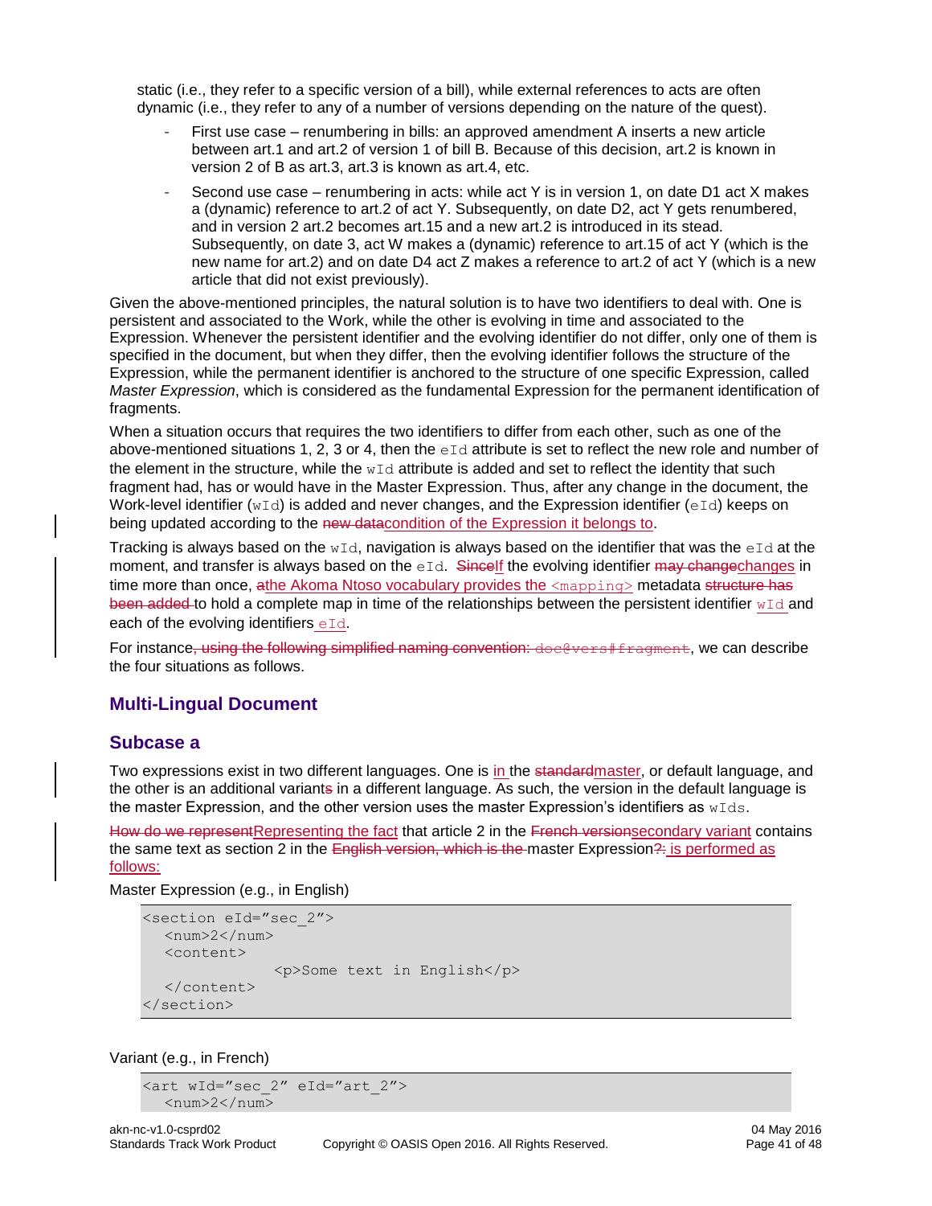static (i.e., they refer to a specific version of a bill), while external references to acts are often dynamic (i.e., they refer to any of a number of versions depending on the nature of the quest).

- First use case – renumbering in bills: an approved amendment A inserts a new article between art.1 and art.2 of version 1 of bill B. Because of this decision, art.2 is known in version 2 of B as art.3, art.3 is known as art.4, etc.
- Second use case – renumbering in acts: while act Y is in version 1, on date D1 act X makes a (dynamic) reference to art.2 of act Y. Subsequently, on date D2, act Y gets renumbered, and in version 2 art.2 becomes art.15 and a new art.2 is introduced in its stead. Subsequently, on date 3, act W makes a (dynamic) reference to art.15 of act Y (which is the new name for art.2) and on date D4 act Z makes a reference to art.2 of act Y (which is a new article that did not exist previously).

Given the above-mentioned principles, the natural solution is to have two identifiers to deal with. One is persistent and associated to the Work, while the other is evolving in time and associated to the Expression. Whenever the persistent identifier and the evolving identifier do not differ, only one of them is specified in the document, but when they differ, then the evolving identifier follows the structure of the Expression, while the permanent identifier is anchored to the structure of one specific Expression, called *Master Expression*, which is considered as the fundamental Expression for the permanent identification of fragments.

When a situation occurs that requires the two identifiers to differ from each other, such as one of the above-mentioned situations 1, 2, 3 or 4, then the `eId` attribute is set to reflect the new role and number of the element in the structure, while the `wId` attribute is added and set to reflect the identity that such fragment had, has or would have in the Master Expression. Thus, after any change in the document, the Work-level identifier (`wId`) is added and never changes, and the Expression identifier (`eId`) keeps on being updated according to the ~~new data~~condition of the Expression it belongs to.

Tracking is always based on the `wId`, navigation is always based on the identifier that was the `eId` at the moment, and transfer is always based on the `eId`. ~~Since~~If the evolving identifier ~~may change~~changes in time more than once, ~~a~~the Akoma Ntoso vocabulary provides the `<mapping>` metadata ~~structure has been added~~ to hold a complete map in time of the relationships between the persistent identifier `wId` and each of the evolving identifiers `eId`.

For instance~~, using the following simplified naming convention: `doc@vers#fragment`~~, we can describe the four situations as follows.

## Multi-Lingual Document

## Subcase a

Two expressions exist in two different languages. One is in the ~~standard~~master, or default language, and the other is an additional variant~~s~~ in a different language. As such, the version in the default language is the master Expression, and the other version uses the master Expression's identifiers as `wIds`.

~~How do we represent~~Representing the fact that article 2 in the ~~French version~~secondary variant contains the same text as section 2 in the ~~English version, which is the~~ master Expression~~?~~: is performed as follows:

Master Expression (e.g., in English)

```
<section eId="sec_2">
  <num>2</num>
  <content>
            <p>Some text in English</p>
  </content>
</section>
```

Variant (e.g., in French)

```
<art wId="sec_2" eId="art_2">
  <num>2</num>
```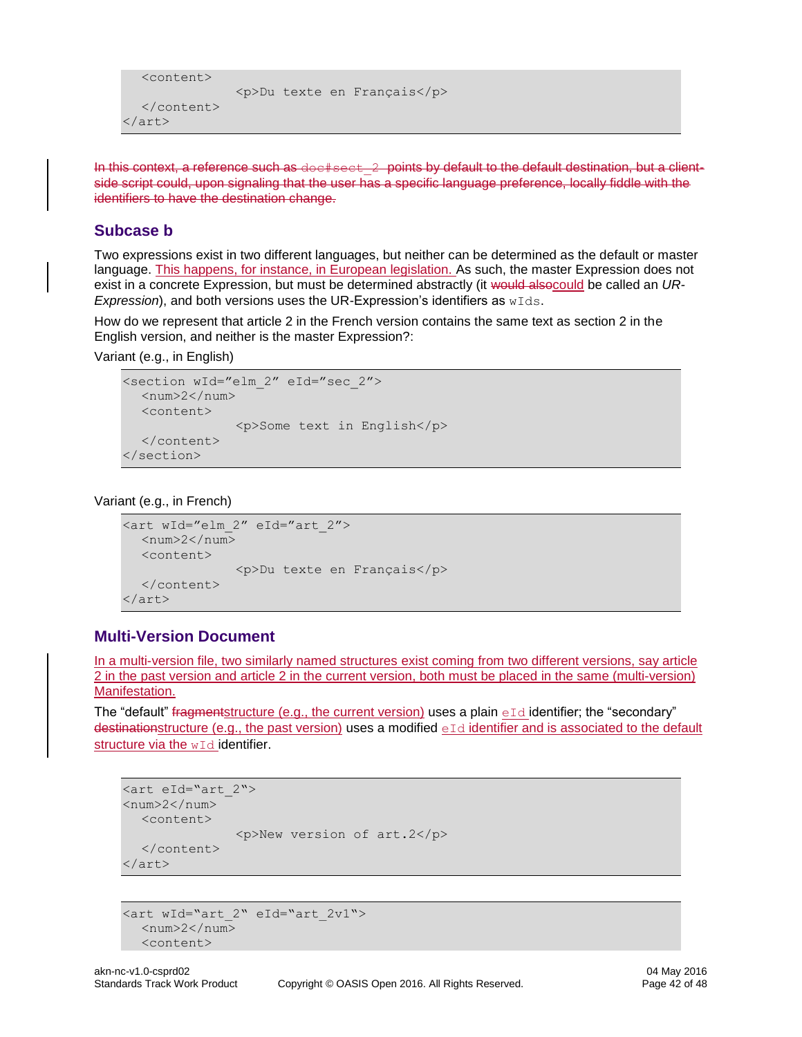```
  <content>
              <p>Du texte en Français</p>
  </content>
</art>
```

~~In this context, a reference such as `doc#sect_2` points by default to the default destination, but a client-side script could, upon signaling that the user has a specific language preference, locally fiddle with the identifiers to have the destination change.~~

### Subcase b

Two expressions exist in two different languages, but neither can be determined as the default or master language. This happens, for instance, in European legislation. As such, the master Expression does not exist in a concrete Expression, but must be determined abstractly (it ~~would also~~could be called an *UR-Expression*), and both versions uses the UR-Expression's identifiers as `wIds`.

How do we represent that article 2 in the French version contains the same text as section 2 in the English version, and neither is the master Expression?:

Variant (e.g., in English)

```
<section wId="elm_2" eId="sec_2">
  <num>2</num>
  <content>
              <p>Some text in English</p>
  </content>
</section>
```

Variant (e.g., in French)

```
<art wId="elm_2" eId="art_2">
  <num>2</num>
  <content>
              <p>Du texte en Français</p>
  </content>
</art>
```

### Multi-Version Document

In a multi-version file, two similarly named structures exist coming from two different versions, say article 2 in the past version and article 2 in the current version, both must be placed in the same (multi-version) Manifestation.

The "default" ~~fragment~~structure (e.g., the current version) uses a plain `eId` identifier; the "secondary" ~~destination~~structure (e.g., the past version) uses a modified `eId` identifier and is associated to the default structure via the `wId` identifier.

```
<art eId="art_2">
<num>2</num>
  <content>
              <p>New version of art.2</p>
  </content>
</art>
```

```
<art wId="art_2" eId="art_2v1">
  <num>2</num>
  <content>
```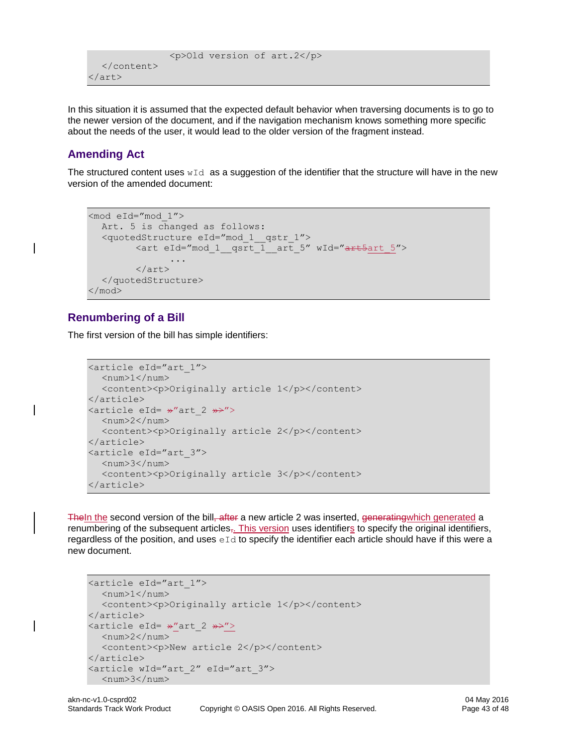```
            <p>Old version of art.2</p>
  </content>
</art>
```

In this situation it is assumed that the expected default behavior when traversing documents is to go to the newer version of the document, and if the navigation mechanism knows something more specific about the needs of the user, it would lead to the older version of the fragment instead.

### Amending Act

The structured content uses `wId` as a suggestion of the identifier that the structure will have in the new version of the amended document:

```
<mod eId="mod_1">
  Art. 5 is changed as follows:
  <quotedStructure eId="mod_1__qstr_1">
        <art eId="mod_1__qsrt_1__art_5" wId="art_5">
              ...
        </art>
  </quotedStructure>
</mod>
```

### Renumbering of a Bill

The first version of the bill has simple identifiers:

```
<article eId="art_1">
  <num>1</num>
  <content><p>Originally article 1</p></content>
</article>
<article eId="art_2">
  <num>2</num>
  <content><p>Originally article 2</p></content>
</article>
<article eId="art_3">
  <num>3</num>
  <content><p>Originally article 3</p></content>
</article>
```

In the second version of the bill a new article 2 was inserted, which generated a renumbering of the subsequent articles. This version uses identifiers to specify the original identifiers, regardless of the position, and uses `eId` to specify the identifier each article should have if this were a new document.

```
<article eId="art_1">
  <num>1</num>
  <content><p>Originally article 1</p></content>
</article>
<article eId="art_2">
  <num>2</num>
  <content><p>New article 2</p></content>
</article>
<article wId="art_2" eId="art_3">
  <num>3</num>
```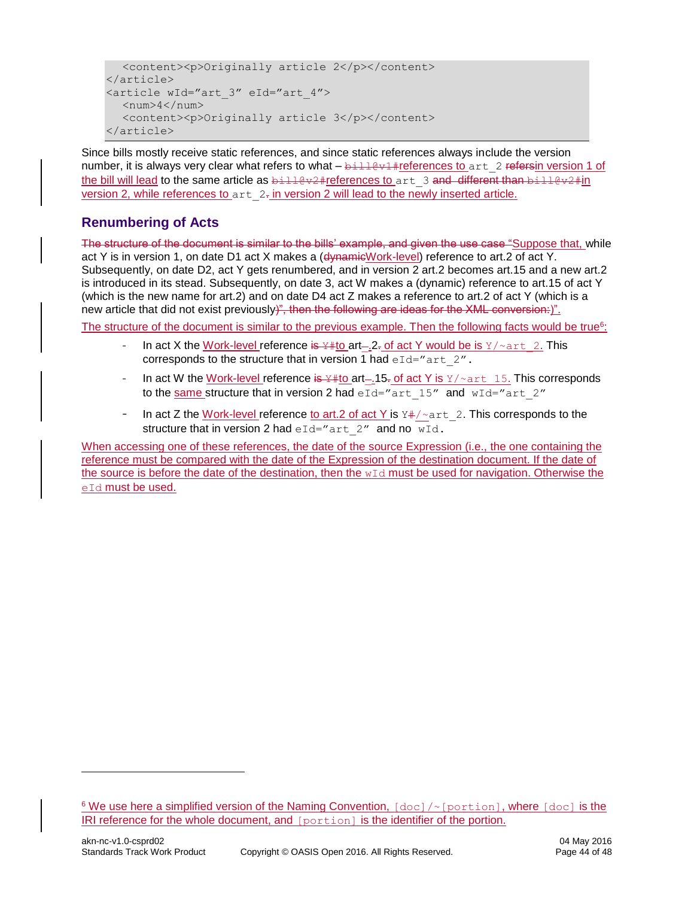```
  <content><p>Originally article 2</p></content>
</article>
<article wId="art_3" eId="art_4">
  <num>4</num>
  <content><p>Originally article 3</p></content>
</article>
```

Since bills mostly receive static references, and since static references always include the version number, it is always very clear what refers to what – ~~bill@v1#~~references to art_2 ~~refers~~in version 1 of the bill will lead to the same article as ~~bill@v2#~~references to art_3 ~~and different than bill@v2#~~in version 2, while references to art_2~~.~~ in version 2 will lead to the newly inserted article.

## Renumbering of Acts

~~The structure of the document is similar to the bills' example, and given the use case~~ "Suppose that, while act Y is in version 1, on date D1 act X makes a (~~dynamic~~Work-level) reference to art.2 of act Y. Subsequently, on date D2, act Y gets renumbered, and in version 2 art.2 becomes art.15 and a new art.2 is introduced in its stead. Subsequently, on date 3, act W makes a (dynamic) reference to art.15 of act Y (which is the new name for art.2) and on date D4 act Z makes a reference to art.2 of act Y (which is a new article that did not exist previously~~)", then the following are ideas for the XML conversion:~~)".

The structure of the document is similar to the previous example. Then the following facts would be true[6]:

- In act X the Work-level reference ~~is Y#~~to art~~–~~.2~~.~~ of act Y would be is Y/~art_2. This corresponds to the structure that in version 1 had eId="art_2".
- In act W the Work-level reference ~~is Y#~~to art~~–~~.15~~.~~ of act Y is Y/~art_15. This corresponds to the same structure that in version 2 had eId="art_15" and wId="art_2"
- In act Z the Work-level reference to art.2 of act Y is Y~~#~~/~art_2. This corresponds to the structure that in version 2 had eId="art_2" and no wId.

When accessing one of these references, the date of the source Expression (i.e., the one containing the reference must be compared with the date of the Expression of the destination document. If the date of the source is before the date of the destination, then the wId must be used for navigation. Otherwise the eId must be used.

[6] We use here a simplified version of the Naming Convention, [doc]/~[portion], where [doc] is the IRI reference for the whole document, and [portion] is the identifier of the portion.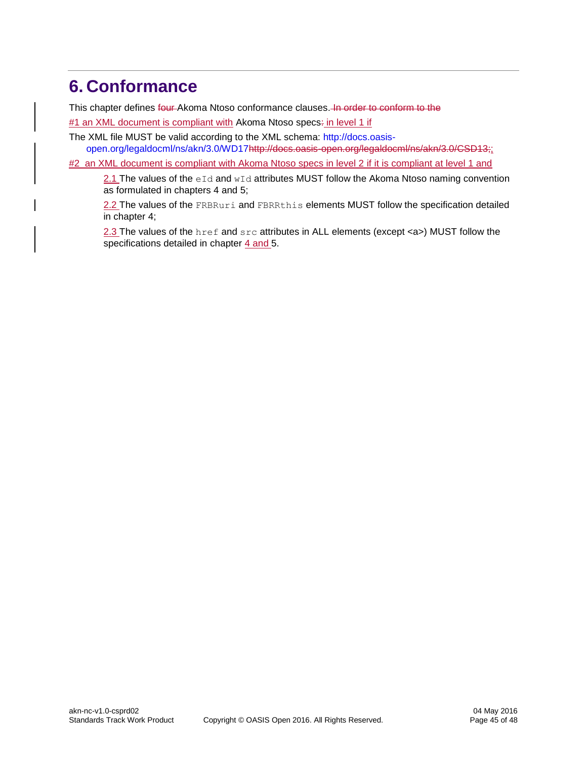# 6. Conformance

This chapter defines four Akoma Ntoso conformance clauses. In order to conform to the

#1 an XML document is compliant with Akoma Ntoso specs: in level 1 if

The XML file MUST be valid according to the XML schema: http://docs.oasis-open.org/legaldocml/ns/akn/3.0/WD17http://docs.oasis-open.org/legaldocml/ns/akn/3.0/CSD13;;

#2 an XML document is compliant with Akoma Ntoso specs in level 2 if it is compliant at level 1 and

2.1 The values of the `eId` and `wId` attributes MUST follow the Akoma Ntoso naming convention as formulated in chapters 4 and 5;

2.2 The values of the `FRBRuri` and `FBRRthis` elements MUST follow the specification detailed in chapter 4;

2.3 The values of the `href` and `src` attributes in ALL elements (except <a>) MUST follow the specifications detailed in chapter 4 and 5.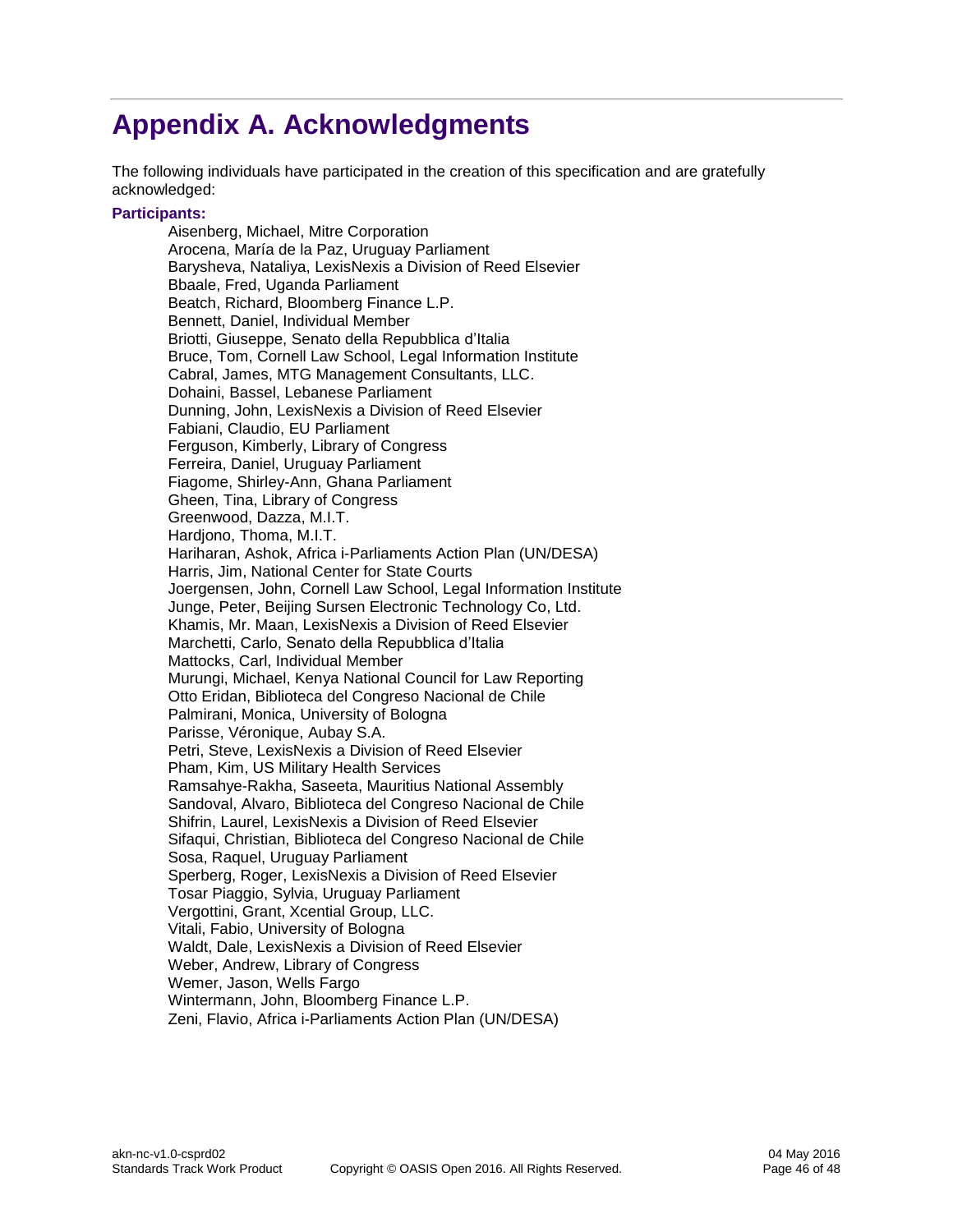# Appendix A. Acknowledgments

The following individuals have participated in the creation of this specification and are gratefully acknowledged:

**Participants:**

Aisenberg, Michael, Mitre Corporation
Arocena, María de la Paz, Uruguay Parliament
Barysheva, Nataliya, LexisNexis a Division of Reed Elsevier
Bbaale, Fred, Uganda Parliament
Beatch, Richard, Bloomberg Finance L.P.
Bennett, Daniel, Individual Member
Briotti, Giuseppe, Senato della Repubblica d'Italia
Bruce, Tom, Cornell Law School, Legal Information Institute
Cabral, James, MTG Management Consultants, LLC.
Dohaini, Bassel, Lebanese Parliament
Dunning, John, LexisNexis a Division of Reed Elsevier
Fabiani, Claudio, EU Parliament
Ferguson, Kimberly, Library of Congress
Ferreira, Daniel, Uruguay Parliament
Fiagome, Shirley-Ann, Ghana Parliament
Gheen, Tina, Library of Congress
Greenwood, Dazza, M.I.T.
Hardjono, Thoma, M.I.T.
Hariharan, Ashok, Africa i-Parliaments Action Plan (UN/DESA)
Harris, Jim, National Center for State Courts
Joergensen, John, Cornell Law School, Legal Information Institute
Junge, Peter, Beijing Sursen Electronic Technology Co, Ltd.
Khamis, Mr. Maan, LexisNexis a Division of Reed Elsevier
Marchetti, Carlo, Senato della Repubblica d'Italia
Mattocks, Carl, Individual Member
Murungi, Michael, Kenya National Council for Law Reporting
Otto Eridan, Biblioteca del Congreso Nacional de Chile
Palmirani, Monica, University of Bologna
Parisse, Véronique, Aubay S.A.
Petri, Steve, LexisNexis a Division of Reed Elsevier
Pham, Kim, US Military Health Services
Ramsahye-Rakha, Saseeta, Mauritius National Assembly
Sandoval, Alvaro, Biblioteca del Congreso Nacional de Chile
Shifrin, Laurel, LexisNexis a Division of Reed Elsevier
Sifaqui, Christian, Biblioteca del Congreso Nacional de Chile
Sosa, Raquel, Uruguay Parliament
Sperberg, Roger, LexisNexis a Division of Reed Elsevier
Tosar Piaggio, Sylvia, Uruguay Parliament
Vergottini, Grant, Xcential Group, LLC.
Vitali, Fabio, University of Bologna
Waldt, Dale, LexisNexis a Division of Reed Elsevier
Weber, Andrew, Library of Congress
Wemer, Jason, Wells Fargo
Wintermann, John, Bloomberg Finance L.P.
Zeni, Flavio, Africa i-Parliaments Action Plan (UN/DESA)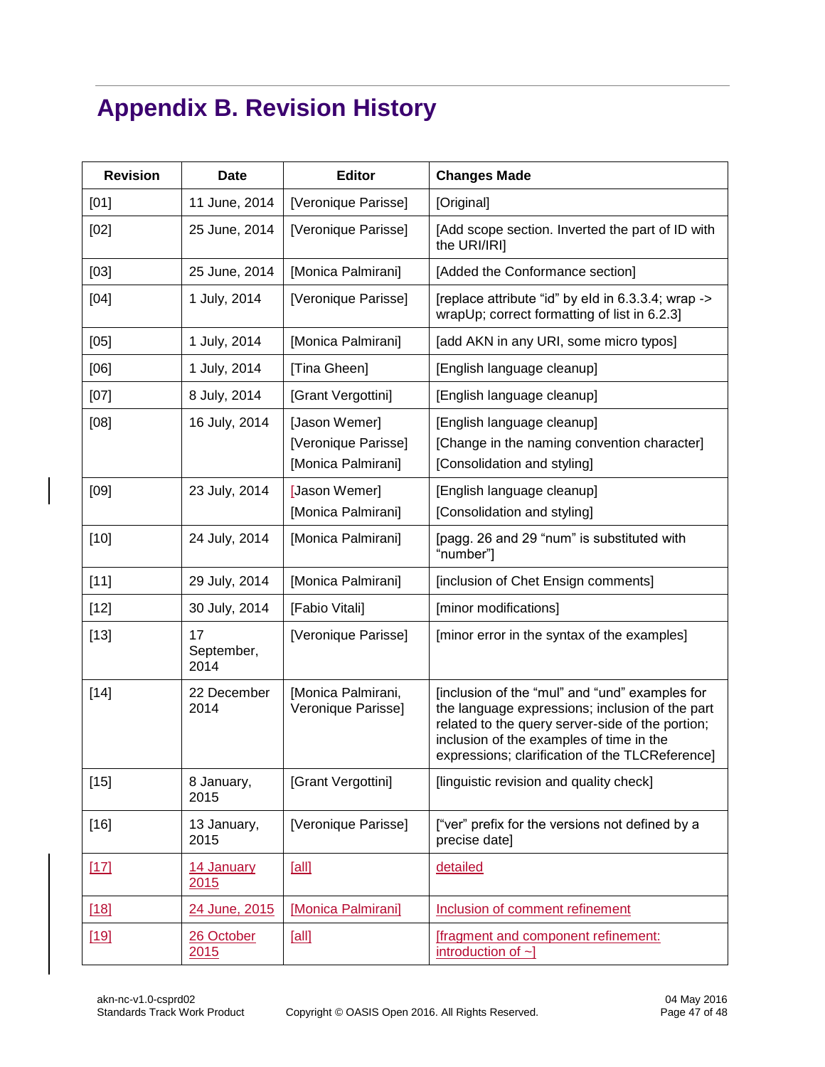# Appendix B. Revision History

| Revision | Date | Editor | Changes Made |
|---|---|---|---|
| [01] | 11 June, 2014 | [Veronique Parisse] | [Original] |
| [02] | 25 June, 2014 | [Veronique Parisse] | [Add scope section. Inverted the part of ID with the URI/IRI] |
| [03] | 25 June, 2014 | [Monica Palmirani] | [Added the Conformance section] |
| [04] | 1 July, 2014 | [Veronique Parisse] | [replace attribute “id” by eId in 6.3.3.4; wrap -> wrapUp; correct formatting of list in 6.2.3] |
| [05] | 1 July, 2014 | [Monica Palmirani] | [add AKN in any URI, some micro typos] |
| [06] | 1 July, 2014 | [Tina Gheen] | [English language cleanup] |
| [07] | 8 July, 2014 | [Grant Vergottini] | [English language cleanup] |
| [08] | 16 July, 2014 | [Jason Wemer]<br>[Veronique Parisse]<br>[Monica Palmirani] | [English language cleanup]<br>[Change in the naming convention character]<br>[Consolidation and styling] |
| [09] | 23 July, 2014 | [Jason Wemer]<br>[Monica Palmirani] | [English language cleanup]<br>[Consolidation and styling] |
| [10] | 24 July, 2014 | [Monica Palmirani] | [pagg. 26 and 29 “num” is substituted with “number”] |
| [11] | 29 July, 2014 | [Monica Palmirani] | [inclusion of Chet Ensign comments] |
| [12] | 30 July, 2014 | [Fabio Vitali] | [minor modifications] |
| [13] | 17 September, 2014 | [Veronique Parisse] | [minor error in the syntax of the examples] |
| [14] | 22 December 2014 | [Monica Palmirani, Veronique Parisse] | [inclusion of the “mul” and “und” examples for the language expressions; inclusion of the part related to the query server-side of the portion; inclusion of the examples of time in the expressions; clarification of the TLCReference] |
| [15] | 8 January, 2015 | [Grant Vergottini] | [linguistic revision and quality check] |
| [16] | 13 January, 2015 | [Veronique Parisse] | [“ver” prefix for the versions not defined by a precise date] |
| [17] | 14 January 2015 | [all] | detailed |
| [18] | 24 June, 2015 | [Monica Palmirani] | Inclusion of comment refinement |
| [19] | 26 October 2015 | [all] | [fragment and component refinement: introduction of ~] |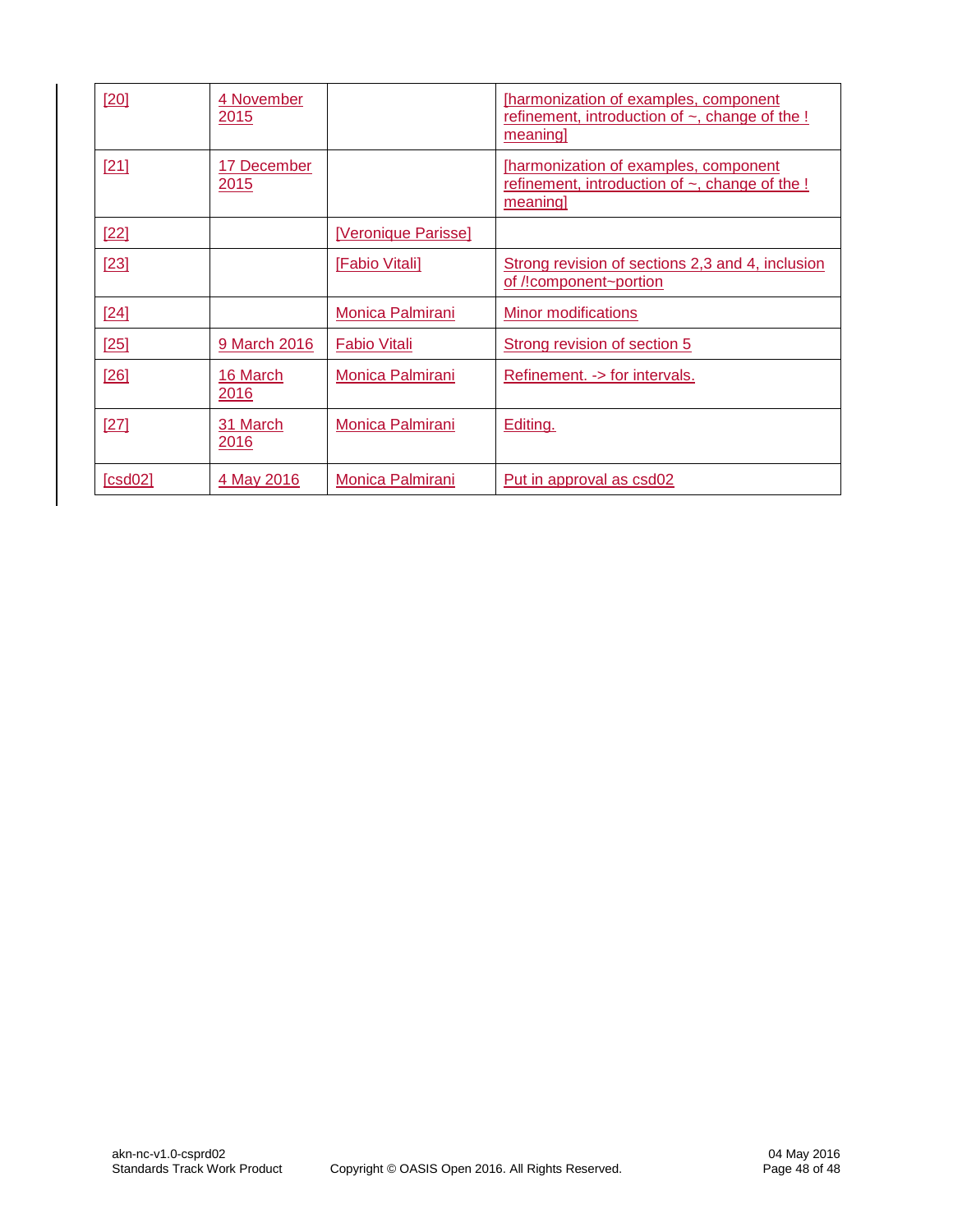| | | | |
|---|---|---|---|
| [20] | 4 November 2015 | | [harmonization of examples, component refinement, introduction of ~, change of the ! meaning] |
| [21] | 17 December 2015 | | [harmonization of examples, component refinement, introduction of ~, change of the ! meaning] |
| [22] | | [Veronique Parisse] | |
| [23] | | [Fabio Vitali] | Strong revision of sections 2,3 and 4, inclusion of /!component~portion |
| [24] | | Monica Palmirani | Minor modifications |
| [25] | 9 March 2016 | Fabio Vitali | Strong revision of section 5 |
| [26] | 16 March 2016 | Monica Palmirani | Refinement. -> for intervals. |
| [27] | 31 March 2016 | Monica Palmirani | Editing. |
| [csd02] | 4 May 2016 | Monica Palmirani | Put in approval as csd02 |